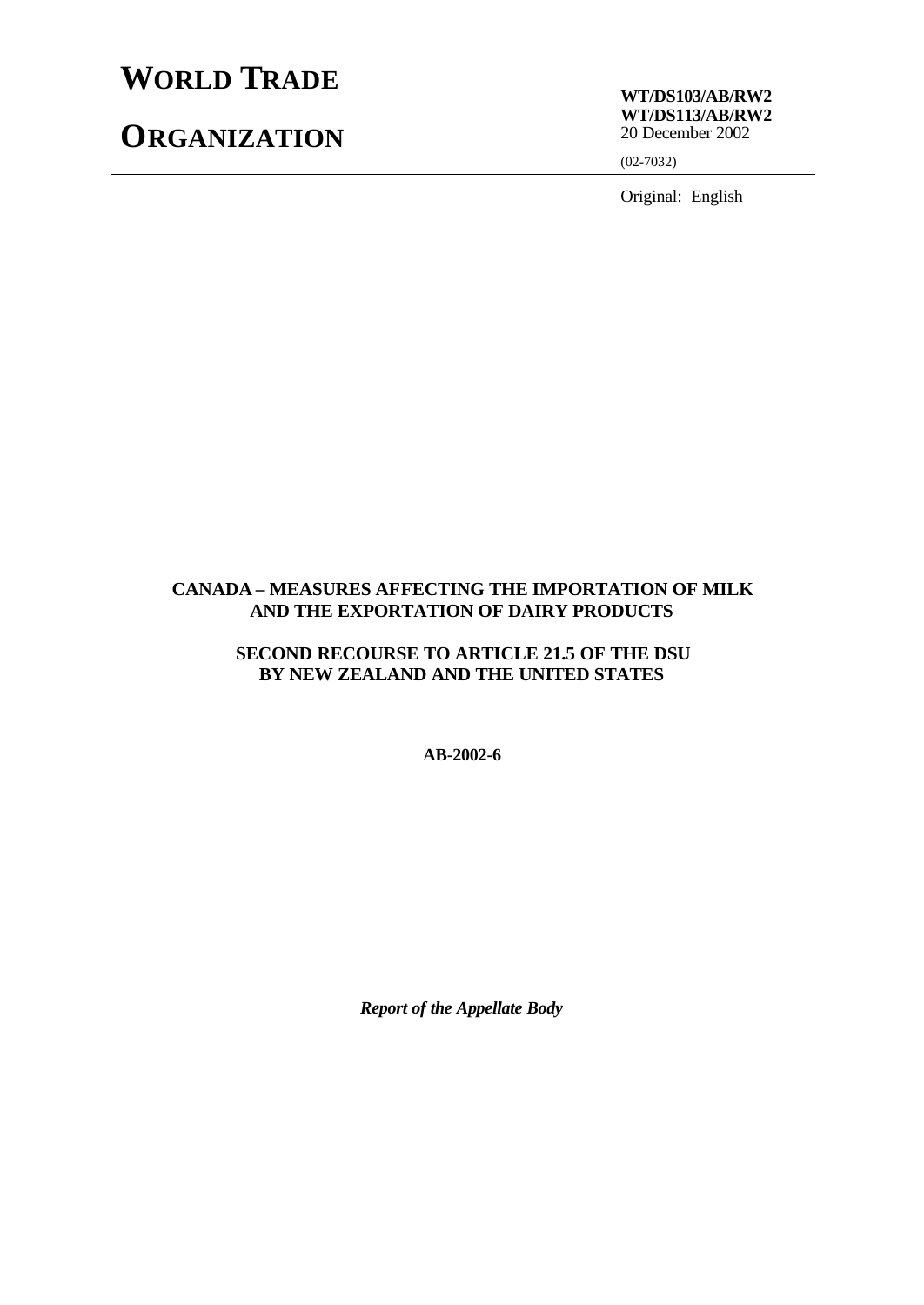# WORLD TRADE ORGANIZATION

**WT/DS103/AB/RW2**
**WT/DS113/AB/RW2**
20 December 2002

(02-7032)

Original: English

**CANADA – MEASURES AFFECTING THE IMPORTATION OF MILK AND THE EXPORTATION OF DAIRY PRODUCTS**

**SECOND RECOURSE TO ARTICLE 21.5 OF THE DSU BY NEW ZEALAND AND THE UNITED STATES**

**AB-2002-6**

***Report of the Appellate Body***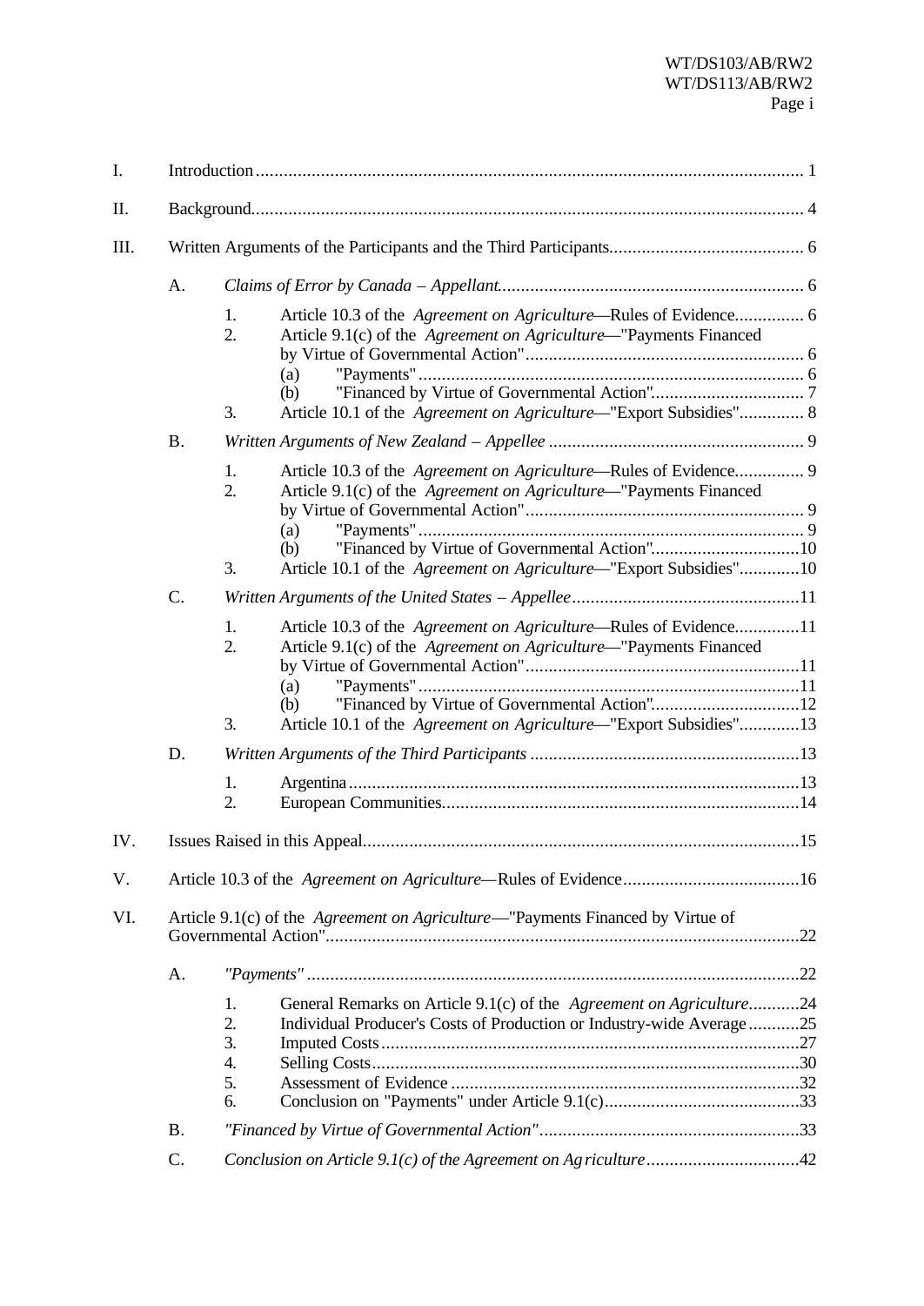I. Introduction ..................................................................................................................... 1

II. Background...................................................................................................................... 4

III. Written Arguments of the Participants and the Third Participants.......................................... 6

A. *Claims of Error by Canada – Appellant*................................................................... 6

1. Article 10.3 of the *Agreement on Agriculture*—Rules of Evidence............... 6
2. Article 9.1(c) of the *Agreement on Agriculture*—"Payments Financed by Virtue of Governmental Action"............................................................ 6
   (a) "Payments"................................................................................... 6
   (b) "Financed by Virtue of Governmental Action"................................ 7
3. Article 10.1 of the *Agreement on Agriculture*—"Export Subsidies".............. 8

B. *Written Arguments of New Zealand – Appellee* ....................................................... 9

1. Article 10.3 of the *Agreement on Agriculture*—Rules of Evidence............... 9
2. Article 9.1(c) of the *Agreement on Agriculture*—"Payments Financed by Virtue of Governmental Action"............................................................ 9
   (a) "Payments"................................................................................... 9
   (b) "Financed by Virtue of Governmental Action"................................10
3. Article 10.1 of the *Agreement on Agriculture*—"Export Subsidies".............10

C. *Written Arguments of the United States – Appellee*.................................................11

1. Article 10.3 of the *Agreement on Agriculture*—Rules of Evidence..............11
2. Article 9.1(c) of the *Agreement on Agriculture*—"Payments Financed by Virtue of Governmental Action"...........................................................11
   (a) "Payments"..................................................................................11
   (b) "Financed by Virtue of Governmental Action"................................12
3. Article 10.1 of the *Agreement on Agriculture*—"Export Subsidies".............13

D. *Written Arguments of the Third Participants* ..........................................................13

1. Argentina.................................................................................................13
2. European Communities............................................................................14

IV. Issues Raised in this Appeal.............................................................................................15

V. Article 10.3 of the *Agreement on Agriculture*—Rules of Evidence......................................16

VI. Article 9.1(c) of the *Agreement on Agriculture*—"Payments Financed by Virtue of Governmental Action"......................................................................................................22

A. *"Payments"*..........................................................................................................22

1. General Remarks on Article 9.1(c) of the *Agreement on Agriculture*...........24
2. Individual Producer's Costs of Production or Industry-wide Average...........25
3. Imputed Costs..........................................................................................27
4. Selling Costs............................................................................................30
5. Assessment of Evidence ...........................................................................32
6. Conclusion on "Payments" under Article 9.1(c)..........................................33

B. *"Financed by Virtue of Governmental Action"*.........................................................33

C. *Conclusion on Article 9.1(c) of the Agreement on Agriculture*.................................42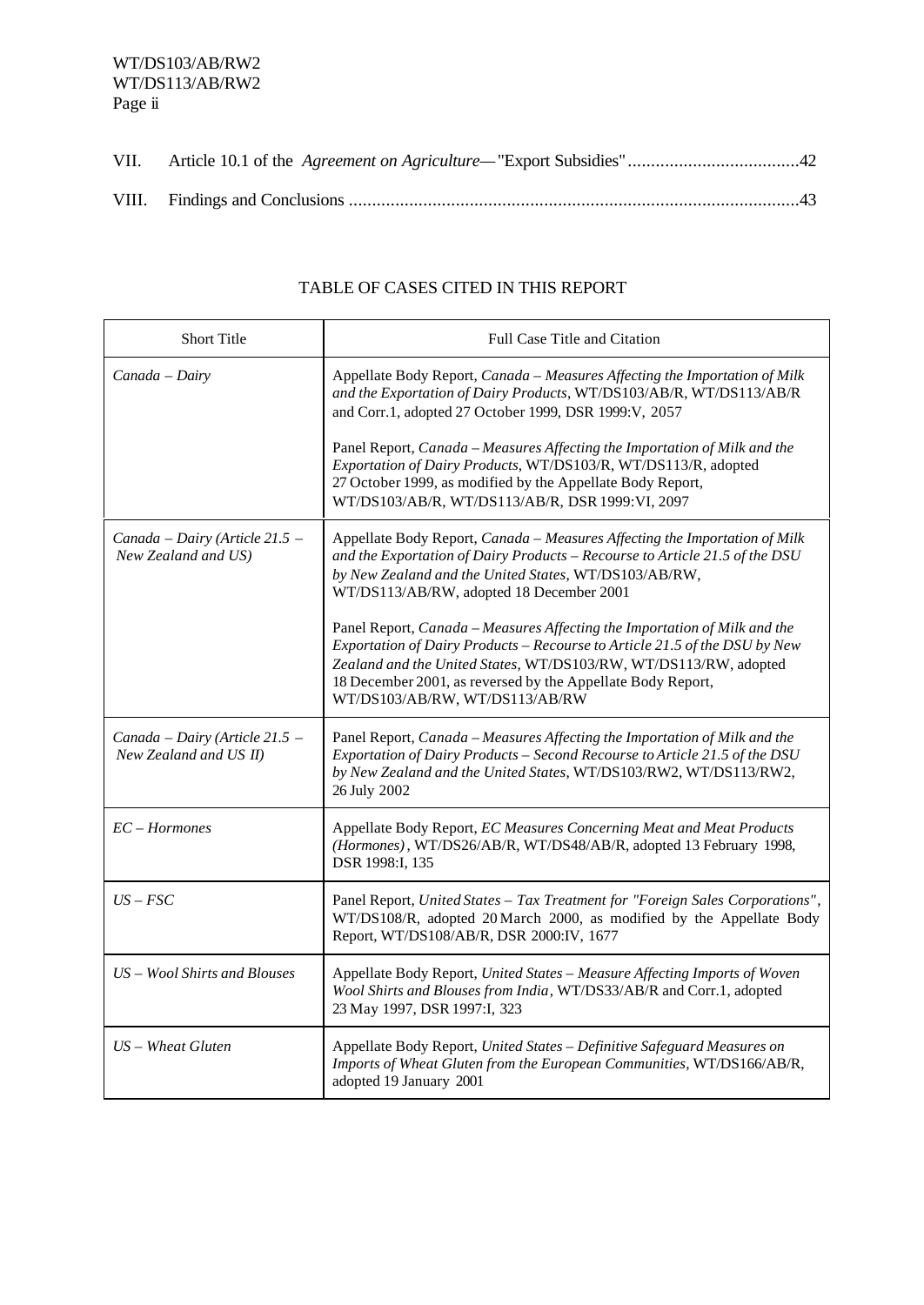| VII. | Article 10.1 of the *Agreement on Agriculture*— "Export Subsidies" | 42 |
|---|---|---|
| VIII. | Findings and Conclusions | 43 |

TABLE OF CASES CITED IN THIS REPORT

| Short Title | Full Case Title and Citation |
|---|---|
| *Canada – Dairy* | Appellate Body Report, *Canada – Measures Affecting the Importation of Milk and the Exportation of Dairy Products*, WT/DS103/AB/R, WT/DS113/AB/R and Corr.1, adopted 27 October 1999, DSR 1999:V, 2057<br><br>Panel Report, *Canada – Measures Affecting the Importation of Milk and the Exportation of Dairy Products*, WT/DS103/R, WT/DS113/R, adopted 27 October 1999, as modified by the Appellate Body Report, WT/DS103/AB/R, WT/DS113/AB/R, DSR 1999:VI, 2097 |
| *Canada – Dairy (Article 21.5 – New Zealand and US)* | Appellate Body Report, *Canada – Measures Affecting the Importation of Milk and the Exportation of Dairy Products – Recourse to Article 21.5 of the DSU by New Zealand and the United States*, WT/DS103/AB/RW, WT/DS113/AB/RW, adopted 18 December 2001<br><br>Panel Report, *Canada – Measures Affecting the Importation of Milk and the Exportation of Dairy Products – Recourse to Article 21.5 of the DSU by New Zealand and the United States*, WT/DS103/RW, WT/DS113/RW, adopted 18 December 2001, as reversed by the Appellate Body Report, WT/DS103/AB/RW, WT/DS113/AB/RW |
| *Canada – Dairy (Article 21.5 – New Zealand and US II)* | Panel Report, *Canada – Measures Affecting the Importation of Milk and the Exportation of Dairy Products – Second Recourse to Article 21.5 of the DSU by New Zealand and the United States*, WT/DS103/RW2, WT/DS113/RW2, 26 July 2002 |
| *EC – Hormones* | Appellate Body Report, *EC Measures Concerning Meat and Meat Products (Hormones)*, WT/DS26/AB/R, WT/DS48/AB/R, adopted 13 February 1998, DSR 1998:I, 135 |
| *US – FSC* | Panel Report, *United States – Tax Treatment for "Foreign Sales Corporations"*, WT/DS108/R, adopted 20 March 2000, as modified by the Appellate Body Report, WT/DS108/AB/R, DSR 2000:IV, 1677 |
| *US – Wool Shirts and Blouses* | Appellate Body Report, *United States – Measure Affecting Imports of Woven Wool Shirts and Blouses from India*, WT/DS33/AB/R and Corr.1, adopted 23 May 1997, DSR 1997:I, 323 |
| *US – Wheat Gluten* | Appellate Body Report, *United States – Definitive Safeguard Measures on Imports of Wheat Gluten from the European Communities*, WT/DS166/AB/R, adopted 19 January 2001 |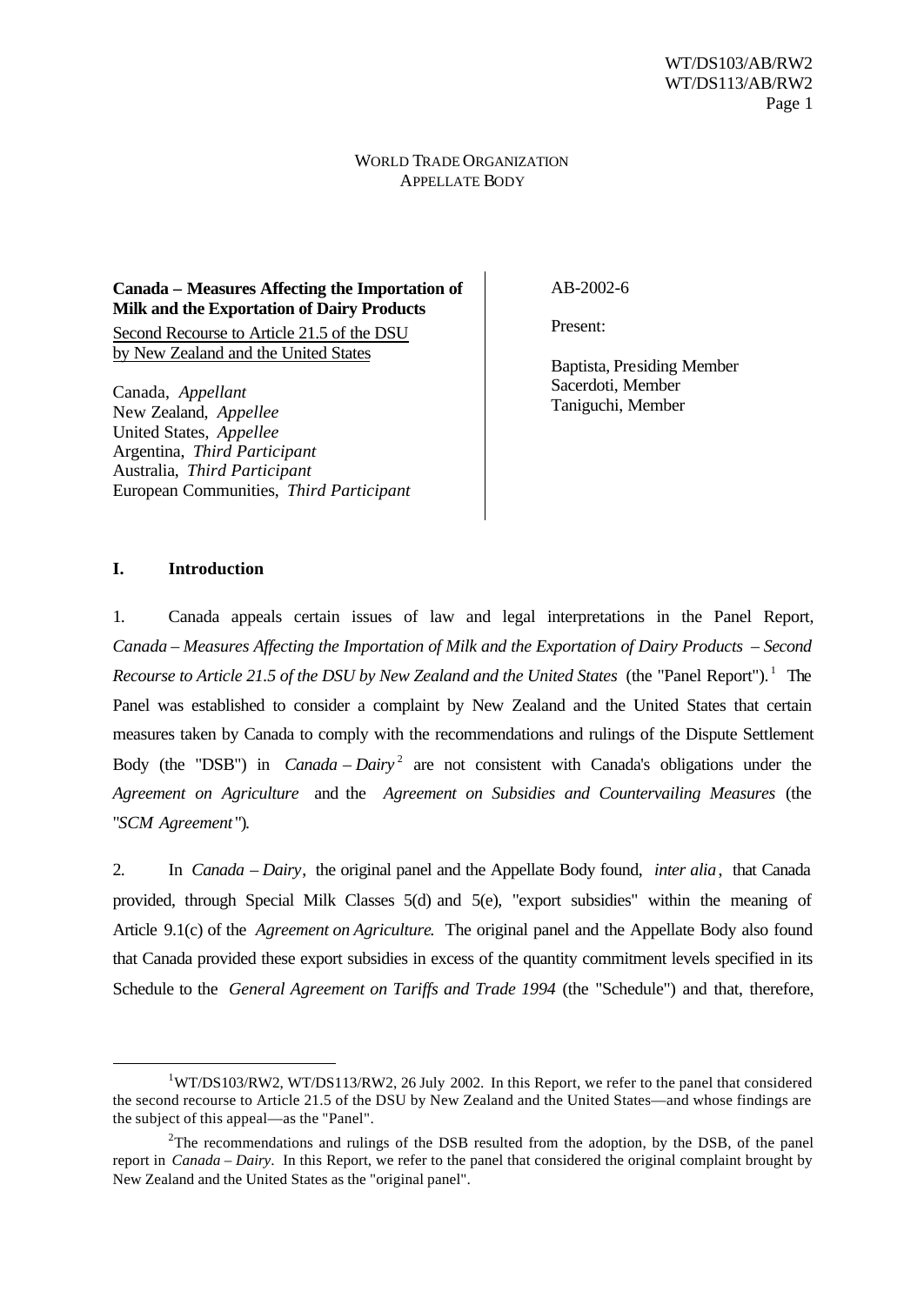WORLD TRADE ORGANIZATION
APPELLATE BODY

**Canada – Measures Affecting the Importation of Milk and the Exportation of Dairy Products**
Second Recourse to Article 21.5 of the DSU by New Zealand and the United States

Canada, *Appellant*
New Zealand, *Appellee*
United States, *Appellee*
Argentina, *Third Participant*
Australia, *Third Participant*
European Communities, *Third Participant*

AB-2002-6

Present:

Baptista, Presiding Member
Sacerdoti, Member
Taniguchi, Member

## I. Introduction

1. Canada appeals certain issues of law and legal interpretations in the Panel Report, *Canada – Measures Affecting the Importation of Milk and the Exportation of Dairy Products – Second Recourse to Article 21.5 of the DSU by New Zealand and the United States* (the "Panel Report").[1] The Panel was established to consider a complaint by New Zealand and the United States that certain measures taken by Canada to comply with the recommendations and rulings of the Dispute Settlement Body (the "DSB") in *Canada – Dairy*[2] are not consistent with Canada's obligations under the *Agreement on Agriculture* and the *Agreement on Subsidies and Countervailing Measures* (the "*SCM Agreement*").

2. In *Canada – Dairy*, the original panel and the Appellate Body found, *inter alia*, that Canada provided, through Special Milk Classes 5(d) and 5(e), "export subsidies" within the meaning of Article 9.1(c) of the *Agreement on Agriculture*. The original panel and the Appellate Body also found that Canada provided these export subsidies in excess of the quantity commitment levels specified in its Schedule to the *General Agreement on Tariffs and Trade 1994* (the "Schedule") and that, therefore,

[1] WT/DS103/RW2, WT/DS113/RW2, 26 July 2002. In this Report, we refer to the panel that considered the second recourse to Article 21.5 of the DSU by New Zealand and the United States—and whose findings are the subject of this appeal—as the "Panel".

[2] The recommendations and rulings of the DSB resulted from the adoption, by the DSB, of the panel report in *Canada – Dairy*. In this Report, we refer to the panel that considered the original complaint brought by New Zealand and the United States as the "original panel".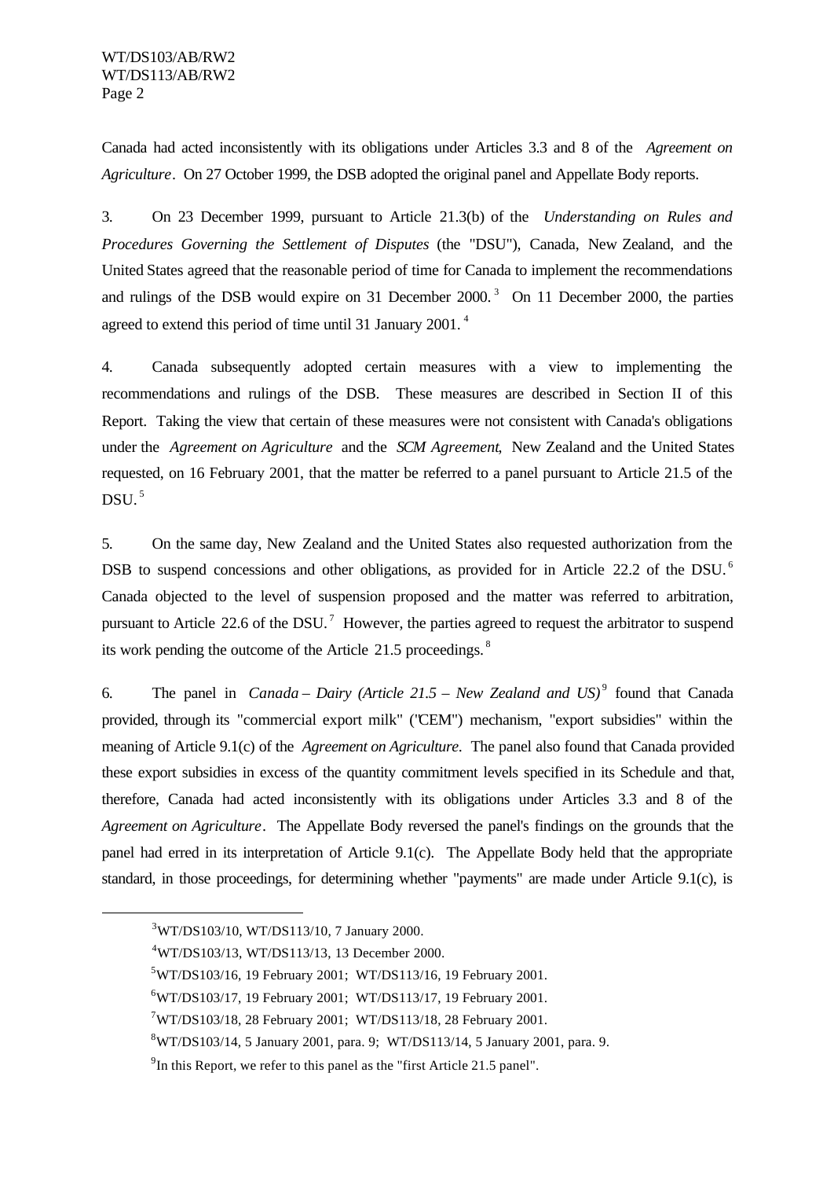Canada had acted inconsistently with its obligations under Articles 3.3 and 8 of the *Agreement on Agriculture*. On 27 October 1999, the DSB adopted the original panel and Appellate Body reports.

3. On 23 December 1999, pursuant to Article 21.3(b) of the *Understanding on Rules and Procedures Governing the Settlement of Disputes* (the "DSU"), Canada, New Zealand, and the United States agreed that the reasonable period of time for Canada to implement the recommendations and rulings of the DSB would expire on 31 December 2000.[3] On 11 December 2000, the parties agreed to extend this period of time until 31 January 2001.[4]

4. Canada subsequently adopted certain measures with a view to implementing the recommendations and rulings of the DSB. These measures are described in Section II of this Report. Taking the view that certain of these measures were not consistent with Canada's obligations under the *Agreement on Agriculture* and the *SCM Agreement*, New Zealand and the United States requested, on 16 February 2001, that the matter be referred to a panel pursuant to Article 21.5 of the DSU.[5]

5. On the same day, New Zealand and the United States also requested authorization from the DSB to suspend concessions and other obligations, as provided for in Article 22.2 of the DSU.[6] Canada objected to the level of suspension proposed and the matter was referred to arbitration, pursuant to Article 22.6 of the DSU.[7] However, the parties agreed to request the arbitrator to suspend its work pending the outcome of the Article 21.5 proceedings.[8]

6. The panel in *Canada – Dairy (Article 21.5 – New Zealand and US)*[9] found that Canada provided, through its "commercial export milk" ("CEM") mechanism, "export subsidies" within the meaning of Article 9.1(c) of the *Agreement on Agriculture*. The panel also found that Canada provided these export subsidies in excess of the quantity commitment levels specified in its Schedule and that, therefore, Canada had acted inconsistently with its obligations under Articles 3.3 and 8 of the *Agreement on Agriculture*. The Appellate Body reversed the panel's findings on the grounds that the panel had erred in its interpretation of Article 9.1(c). The Appellate Body held that the appropriate standard, in those proceedings, for determining whether "payments" are made under Article 9.1(c), is

---

[3] WT/DS103/10, WT/DS113/10, 7 January 2000.

[4] WT/DS103/13, WT/DS113/13, 13 December 2000.

[5] WT/DS103/16, 19 February 2001; WT/DS113/16, 19 February 2001.

[6] WT/DS103/17, 19 February 2001; WT/DS113/17, 19 February 2001.

[7] WT/DS103/18, 28 February 2001; WT/DS113/18, 28 February 2001.

[8] WT/DS103/14, 5 January 2001, para. 9; WT/DS113/14, 5 January 2001, para. 9.

[9] In this Report, we refer to this panel as the "first Article 21.5 panel".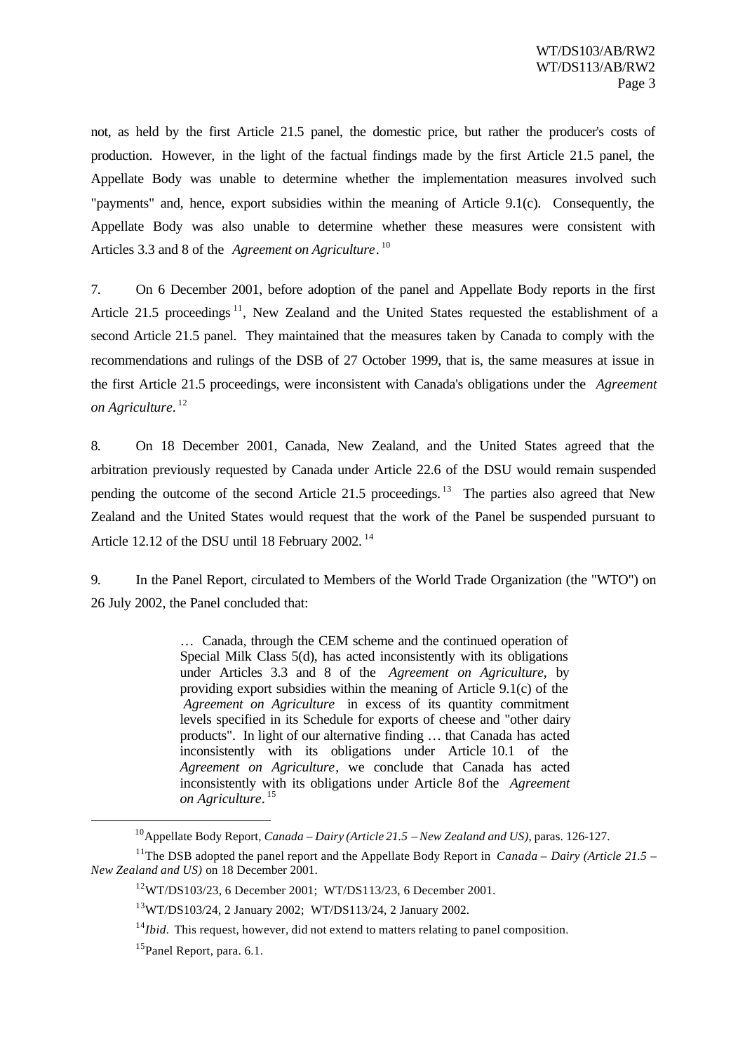not, as held by the first Article 21.5 panel, the domestic price, but rather the producer's costs of production. However, in the light of the factual findings made by the first Article 21.5 panel, the Appellate Body was unable to determine whether the implementation measures involved such "payments" and, hence, export subsidies within the meaning of Article 9.1(c). Consequently, the Appellate Body was also unable to determine whether these measures were consistent with Articles 3.3 and 8 of the *Agreement on Agriculture*.[10]

7. On 6 December 2001, before adoption of the panel and Appellate Body reports in the first Article 21.5 proceedings[11], New Zealand and the United States requested the establishment of a second Article 21.5 panel. They maintained that the measures taken by Canada to comply with the recommendations and rulings of the DSB of 27 October 1999, that is, the same measures at issue in the first Article 21.5 proceedings, were inconsistent with Canada's obligations under the *Agreement on Agriculture*.[12]

8. On 18 December 2001, Canada, New Zealand, and the United States agreed that the arbitration previously requested by Canada under Article 22.6 of the DSU would remain suspended pending the outcome of the second Article 21.5 proceedings.[13] The parties also agreed that New Zealand and the United States would request that the work of the Panel be suspended pursuant to Article 12.12 of the DSU until 18 February 2002.[14]

9. In the Panel Report, circulated to Members of the World Trade Organization (the "WTO") on 26 July 2002, the Panel concluded that:

> … Canada, through the CEM scheme and the continued operation of Special Milk Class 5(d), has acted inconsistently with its obligations under Articles 3.3 and 8 of the *Agreement on Agriculture*, by providing export subsidies within the meaning of Article 9.1(c) of the *Agreement on Agriculture* in excess of its quantity commitment levels specified in its Schedule for exports of cheese and "other dairy products". In light of our alternative finding … that Canada has acted inconsistently with its obligations under Article 10.1 of the *Agreement on Agriculture*, we conclude that Canada has acted inconsistently with its obligations under Article 8 of the *Agreement on Agriculture*.[15]

---

[10] Appellate Body Report, *Canada – Dairy (Article 21.5 – New Zealand and US)*, paras. 126-127.

[11] The DSB adopted the panel report and the Appellate Body Report in *Canada – Dairy (Article 21.5 – New Zealand and US)* on 18 December 2001.

[12] WT/DS103/23, 6 December 2001; WT/DS113/23, 6 December 2001.

[13] WT/DS103/24, 2 January 2002; WT/DS113/24, 2 January 2002.

[14] *Ibid*. This request, however, did not extend to matters relating to panel composition.

[15] Panel Report, para. 6.1.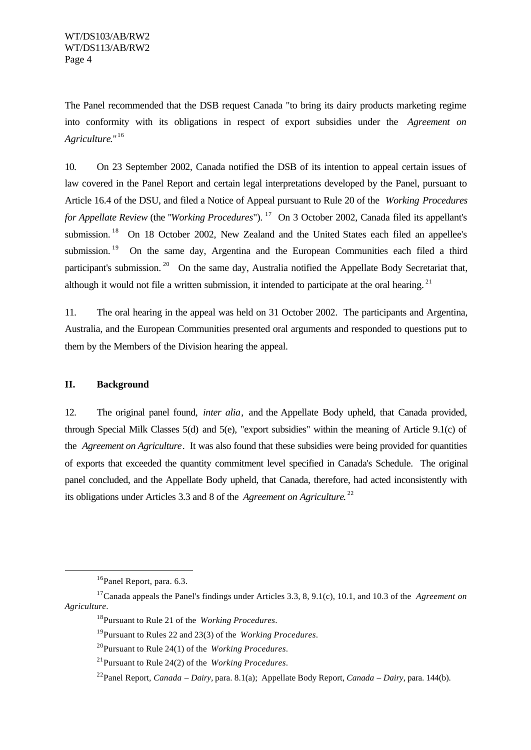The Panel recommended that the DSB request Canada "to bring its dairy products marketing regime into conformity with its obligations in respect of export subsidies under the *Agreement on Agriculture*."[16]

10. On 23 September 2002, Canada notified the DSB of its intention to appeal certain issues of law covered in the Panel Report and certain legal interpretations developed by the Panel, pursuant to Article 16.4 of the DSU, and filed a Notice of Appeal pursuant to Rule 20 of the *Working Procedures for Appellate Review* (the "*Working Procedures*").[17] On 3 October 2002, Canada filed its appellant's submission.[18] On 18 October 2002, New Zealand and the United States each filed an appellee's submission.[19] On the same day, Argentina and the European Communities each filed a third participant's submission.[20] On the same day, Australia notified the Appellate Body Secretariat that, although it would not file a written submission, it intended to participate at the oral hearing.[21]

11. The oral hearing in the appeal was held on 31 October 2002. The participants and Argentina, Australia, and the European Communities presented oral arguments and responded to questions put to them by the Members of the Division hearing the appeal.

## II. Background

12. The original panel found, *inter alia*, and the Appellate Body upheld, that Canada provided, through Special Milk Classes 5(d) and 5(e), "export subsidies" within the meaning of Article 9.1(c) of the *Agreement on Agriculture*. It was also found that these subsidies were being provided for quantities of exports that exceeded the quantity commitment level specified in Canada's Schedule. The original panel concluded, and the Appellate Body upheld, that Canada, therefore, had acted inconsistently with its obligations under Articles 3.3 and 8 of the *Agreement on Agriculture*.[22]

---

[16] Panel Report, para. 6.3.

[17] Canada appeals the Panel's findings under Articles 3.3, 8, 9.1(c), 10.1, and 10.3 of the *Agreement on Agriculture*.

[18] Pursuant to Rule 21 of the *Working Procedures*.

[19] Pursuant to Rules 22 and 23(3) of the *Working Procedures*.

[20] Pursuant to Rule 24(1) of the *Working Procedures*.

[21] Pursuant to Rule 24(2) of the *Working Procedures*.

[22] Panel Report, *Canada – Dairy*, para. 8.1(a); Appellate Body Report, *Canada – Dairy*, para. 144(b).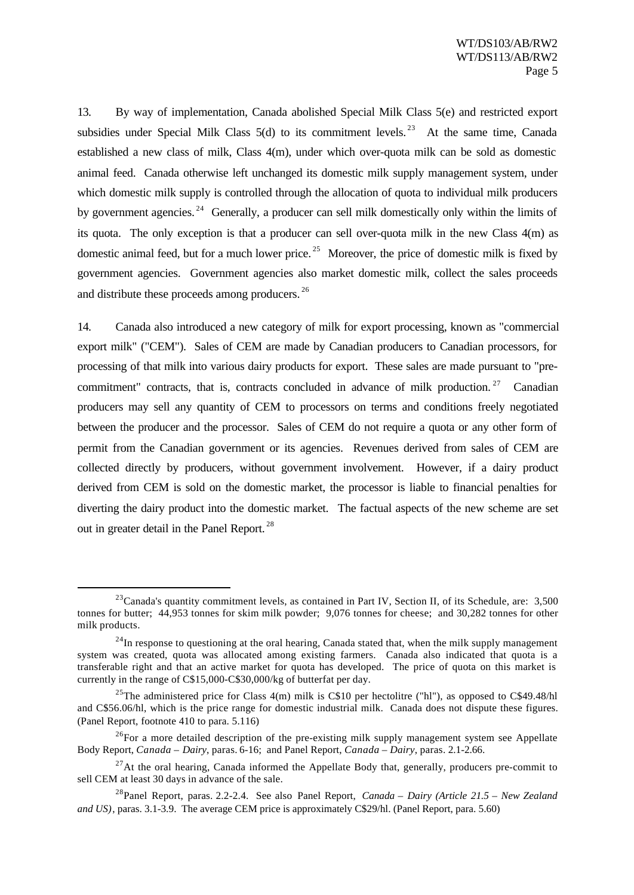13. By way of implementation, Canada abolished Special Milk Class 5(e) and restricted export subsidies under Special Milk Class 5(d) to its commitment levels.[23] At the same time, Canada established a new class of milk, Class 4(m), under which over-quota milk can be sold as domestic animal feed. Canada otherwise left unchanged its domestic milk supply management system, under which domestic milk supply is controlled through the allocation of quota to individual milk producers by government agencies.[24] Generally, a producer can sell milk domestically only within the limits of its quota. The only exception is that a producer can sell over-quota milk in the new Class 4(m) as domestic animal feed, but for a much lower price.[25] Moreover, the price of domestic milk is fixed by government agencies. Government agencies also market domestic milk, collect the sales proceeds and distribute these proceeds among producers.[26]

14. Canada also introduced a new category of milk for export processing, known as "commercial export milk" ("CEM"). Sales of CEM are made by Canadian producers to Canadian processors, for processing of that milk into various dairy products for export. These sales are made pursuant to "pre-commitment" contracts, that is, contracts concluded in advance of milk production.[27] Canadian producers may sell any quantity of CEM to processors on terms and conditions freely negotiated between the producer and the processor. Sales of CEM do not require a quota or any other form of permit from the Canadian government or its agencies. Revenues derived from sales of CEM are collected directly by producers, without government involvement. However, if a dairy product derived from CEM is sold on the domestic market, the processor is liable to financial penalties for diverting the dairy product into the domestic market. The factual aspects of the new scheme are set out in greater detail in the Panel Report.[28]

---

[23] Canada's quantity commitment levels, as contained in Part IV, Section II, of its Schedule, are: 3,500 tonnes for butter; 44,953 tonnes for skim milk powder; 9,076 tonnes for cheese; and 30,282 tonnes for other milk products.

[24] In response to questioning at the oral hearing, Canada stated that, when the milk supply management system was created, quota was allocated among existing farmers. Canada also indicated that quota is a transferable right and that an active market for quota has developed. The price of quota on this market is currently in the range of C$15,000-C$30,000/kg of butterfat per day.

[25] The administered price for Class 4(m) milk is C$10 per hectolitre ("hl"), as opposed to C$49.48/hl and C$56.06/hl, which is the price range for domestic industrial milk. Canada does not dispute these figures. (Panel Report, footnote 410 to para. 5.116)

[26] For a more detailed description of the pre-existing milk supply management system see Appellate Body Report, *Canada – Dairy*, paras. 6-16; and Panel Report, *Canada – Dairy*, paras. 2.1-2.66.

[27] At the oral hearing, Canada informed the Appellate Body that, generally, producers pre-commit to sell CEM at least 30 days in advance of the sale.

[28] Panel Report, paras. 2.2-2.4. See also Panel Report, *Canada – Dairy (Article 21.5 – New Zealand and US)*, paras. 3.1-3.9. The average CEM price is approximately C$29/hl. (Panel Report, para. 5.60)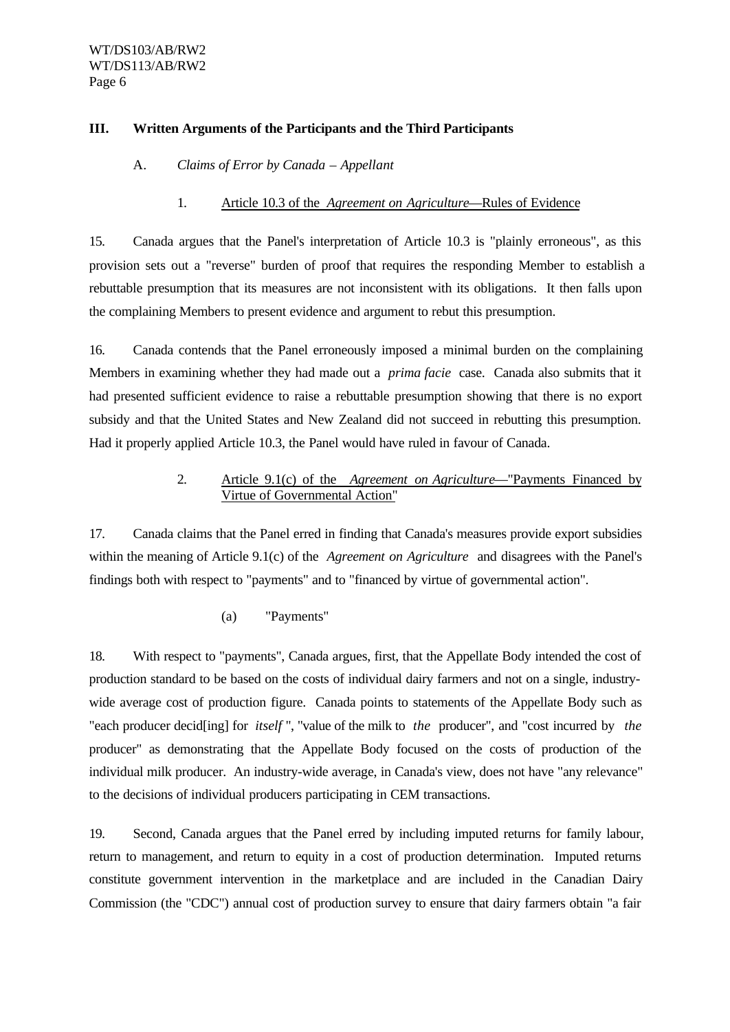## III. Written Arguments of the Participants and the Third Participants

### A. *Claims of Error by Canada – Appellant*

#### 1. Article 10.3 of the *Agreement on Agriculture*—Rules of Evidence

15. Canada argues that the Panel's interpretation of Article 10.3 is "plainly erroneous", as this provision sets out a "reverse" burden of proof that requires the responding Member to establish a rebuttable presumption that its measures are not inconsistent with its obligations. It then falls upon the complaining Members to present evidence and argument to rebut this presumption.

16. Canada contends that the Panel erroneously imposed a minimal burden on the complaining Members in examining whether they had made out a *prima facie* case. Canada also submits that it had presented sufficient evidence to raise a rebuttable presumption showing that there is no export subsidy and that the United States and New Zealand did not succeed in rebutting this presumption. Had it properly applied Article 10.3, the Panel would have ruled in favour of Canada.

#### 2. Article 9.1(c) of the *Agreement on Agriculture*—"Payments Financed by Virtue of Governmental Action"

17. Canada claims that the Panel erred in finding that Canada's measures provide export subsidies within the meaning of Article 9.1(c) of the *Agreement on Agriculture* and disagrees with the Panel's findings both with respect to "payments" and to "financed by virtue of governmental action".

##### (a) "Payments"

18. With respect to "payments", Canada argues, first, that the Appellate Body intended the cost of production standard to be based on the costs of individual dairy farmers and not on a single, industry-wide average cost of production figure. Canada points to statements of the Appellate Body such as "each producer decid[ing] for *itself* ", "value of the milk to *the* producer", and "cost incurred by *the* producer" as demonstrating that the Appellate Body focused on the costs of production of the individual milk producer. An industry-wide average, in Canada's view, does not have "any relevance" to the decisions of individual producers participating in CEM transactions.

19. Second, Canada argues that the Panel erred by including imputed returns for family labour, return to management, and return to equity in a cost of production determination. Imputed returns constitute government intervention in the marketplace and are included in the Canadian Dairy Commission (the "CDC") annual cost of production survey to ensure that dairy farmers obtain "a fair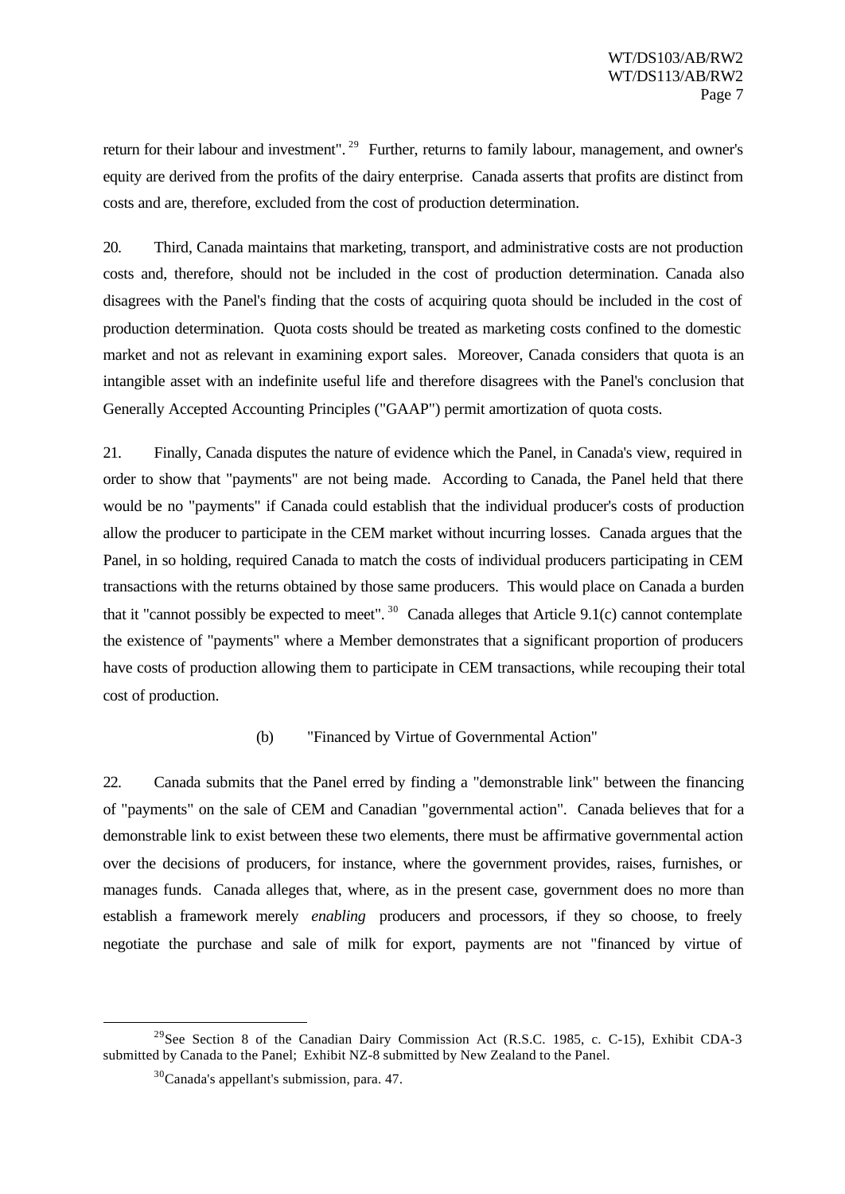return for their labour and investment".[29] Further, returns to family labour, management, and owner's equity are derived from the profits of the dairy enterprise. Canada asserts that profits are distinct from costs and are, therefore, excluded from the cost of production determination.

20. Third, Canada maintains that marketing, transport, and administrative costs are not production costs and, therefore, should not be included in the cost of production determination. Canada also disagrees with the Panel's finding that the costs of acquiring quota should be included in the cost of production determination. Quota costs should be treated as marketing costs confined to the domestic market and not as relevant in examining export sales. Moreover, Canada considers that quota is an intangible asset with an indefinite useful life and therefore disagrees with the Panel's conclusion that Generally Accepted Accounting Principles ("GAAP") permit amortization of quota costs.

21. Finally, Canada disputes the nature of evidence which the Panel, in Canada's view, required in order to show that "payments" are not being made. According to Canada, the Panel held that there would be no "payments" if Canada could establish that the individual producer's costs of production allow the producer to participate in the CEM market without incurring losses. Canada argues that the Panel, in so holding, required Canada to match the costs of individual producers participating in CEM transactions with the returns obtained by those same producers. This would place on Canada a burden that it "cannot possibly be expected to meet".[30] Canada alleges that Article 9.1(c) cannot contemplate the existence of "payments" where a Member demonstrates that a significant proportion of producers have costs of production allowing them to participate in CEM transactions, while recouping their total cost of production.

(b) "Financed by Virtue of Governmental Action"

22. Canada submits that the Panel erred by finding a "demonstrable link" between the financing of "payments" on the sale of CEM and Canadian "governmental action". Canada believes that for a demonstrable link to exist between these two elements, there must be affirmative governmental action over the decisions of producers, for instance, where the government provides, raises, furnishes, or manages funds. Canada alleges that, where, as in the present case, government does no more than establish a framework merely *enabling* producers and processors, if they so choose, to freely negotiate the purchase and sale of milk for export, payments are not "financed by virtue of

[29] See Section 8 of the Canadian Dairy Commission Act (R.S.C. 1985, c. C-15), Exhibit CDA-3 submitted by Canada to the Panel; Exhibit NZ-8 submitted by New Zealand to the Panel.

[30] Canada's appellant's submission, para. 47.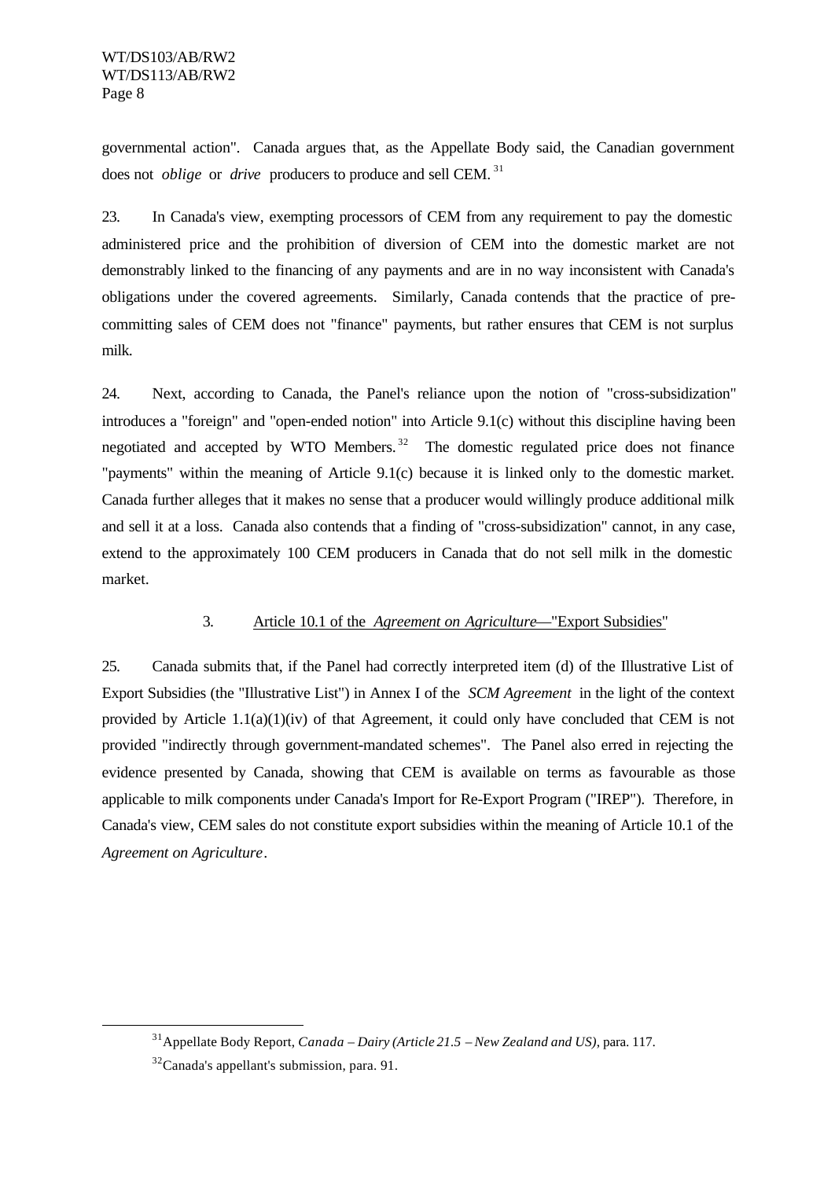governmental action". Canada argues that, as the Appellate Body said, the Canadian government does not *oblige* or *drive* producers to produce and sell CEM.[31]

23. In Canada's view, exempting processors of CEM from any requirement to pay the domestic administered price and the prohibition of diversion of CEM into the domestic market are not demonstrably linked to the financing of any payments and are in no way inconsistent with Canada's obligations under the covered agreements. Similarly, Canada contends that the practice of pre-committing sales of CEM does not "finance" payments, but rather ensures that CEM is not surplus milk.

24. Next, according to Canada, the Panel's reliance upon the notion of "cross-subsidization" introduces a "foreign" and "open-ended notion" into Article 9.1(c) without this discipline having been negotiated and accepted by WTO Members.[32] The domestic regulated price does not finance "payments" within the meaning of Article 9.1(c) because it is linked only to the domestic market. Canada further alleges that it makes no sense that a producer would willingly produce additional milk and sell it at a loss. Canada also contends that a finding of "cross-subsidization" cannot, in any case, extend to the approximately 100 CEM producers in Canada that do not sell milk in the domestic market.

### 3. Article 10.1 of the *Agreement on Agriculture*—"Export Subsidies"

25. Canada submits that, if the Panel had correctly interpreted item (d) of the Illustrative List of Export Subsidies (the "Illustrative List") in Annex I of the *SCM Agreement* in the light of the context provided by Article 1.1(a)(1)(iv) of that Agreement, it could only have concluded that CEM is not provided "indirectly through government-mandated schemes". The Panel also erred in rejecting the evidence presented by Canada, showing that CEM is available on terms as favourable as those applicable to milk components under Canada's Import for Re-Export Program ("IREP"). Therefore, in Canada's view, CEM sales do not constitute export subsidies within the meaning of Article 10.1 of the *Agreement on Agriculture*.

---

[31] Appellate Body Report, *Canada – Dairy (Article 21.5 – New Zealand and US)*, para. 117.

[32] Canada's appellant's submission, para. 91.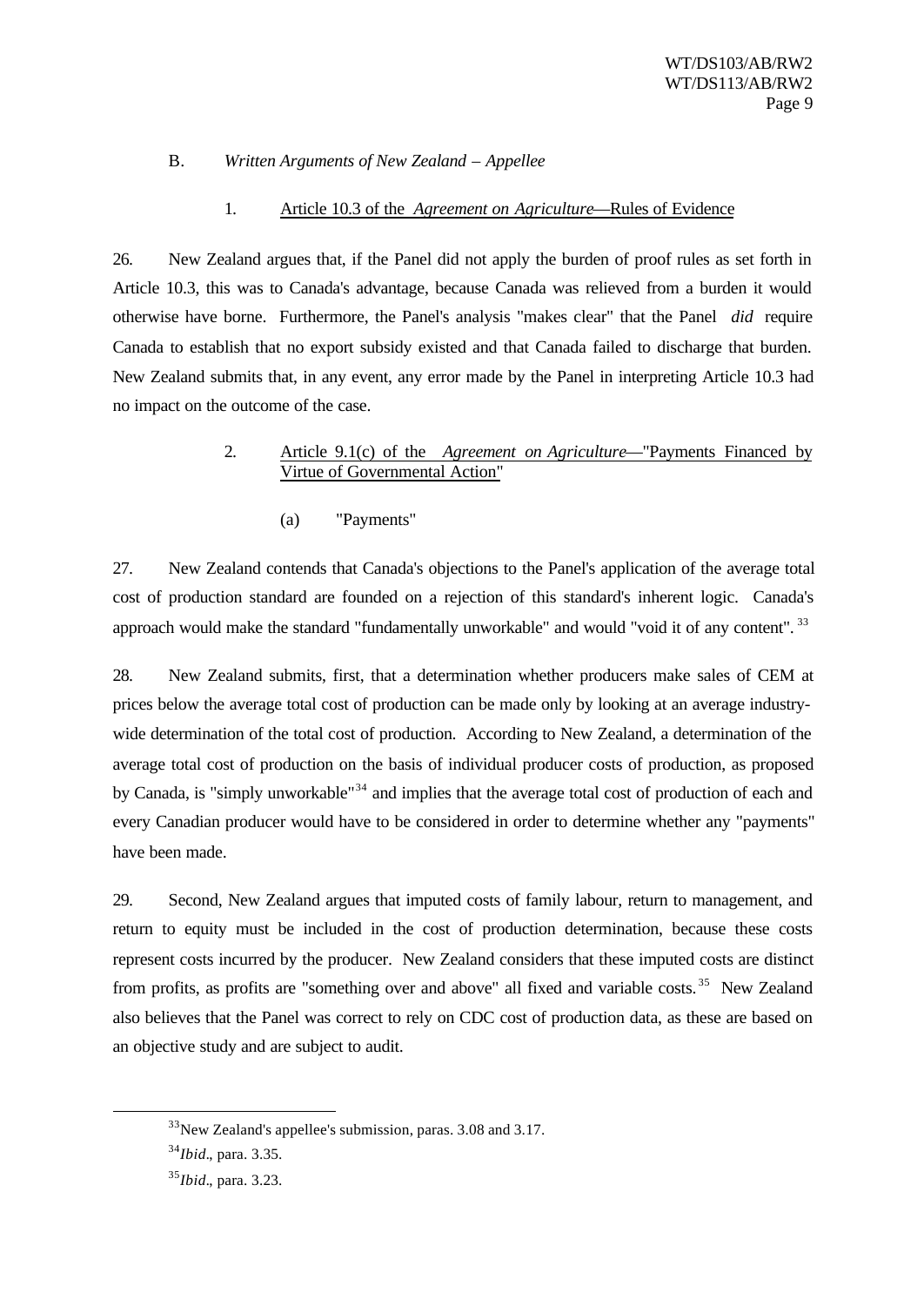## B. *Written Arguments of New Zealand – Appellee*

### 1. Article 10.3 of the *Agreement on Agriculture*—Rules of Evidence

26. New Zealand argues that, if the Panel did not apply the burden of proof rules as set forth in Article 10.3, this was to Canada's advantage, because Canada was relieved from a burden it would otherwise have borne. Furthermore, the Panel's analysis "makes clear" that the Panel *did* require Canada to establish that no export subsidy existed and that Canada failed to discharge that burden. New Zealand submits that, in any event, any error made by the Panel in interpreting Article 10.3 had no impact on the outcome of the case.

### 2. Article 9.1(c) of the *Agreement on Agriculture*—"Payments Financed by Virtue of Governmental Action"

#### (a) "Payments"

27. New Zealand contends that Canada's objections to the Panel's application of the average total cost of production standard are founded on a rejection of this standard's inherent logic. Canada's approach would make the standard "fundamentally unworkable" and would "void it of any content".[33]

28. New Zealand submits, first, that a determination whether producers make sales of CEM at prices below the average total cost of production can be made only by looking at an average industry-wide determination of the total cost of production. According to New Zealand, a determination of the average total cost of production on the basis of individual producer costs of production, as proposed by Canada, is "simply unworkable"[34] and implies that the average total cost of production of each and every Canadian producer would have to be considered in order to determine whether any "payments" have been made.

29. Second, New Zealand argues that imputed costs of family labour, return to management, and return to equity must be included in the cost of production determination, because these costs represent costs incurred by the producer. New Zealand considers that these imputed costs are distinct from profits, as profits are "something over and above" all fixed and variable costs.[35] New Zealand also believes that the Panel was correct to rely on CDC cost of production data, as these are based on an objective study and are subject to audit.

---

[33]New Zealand's appellee's submission, paras. 3.08 and 3.17.

[34]*Ibid*., para. 3.35.

[35]*Ibid*., para. 3.23.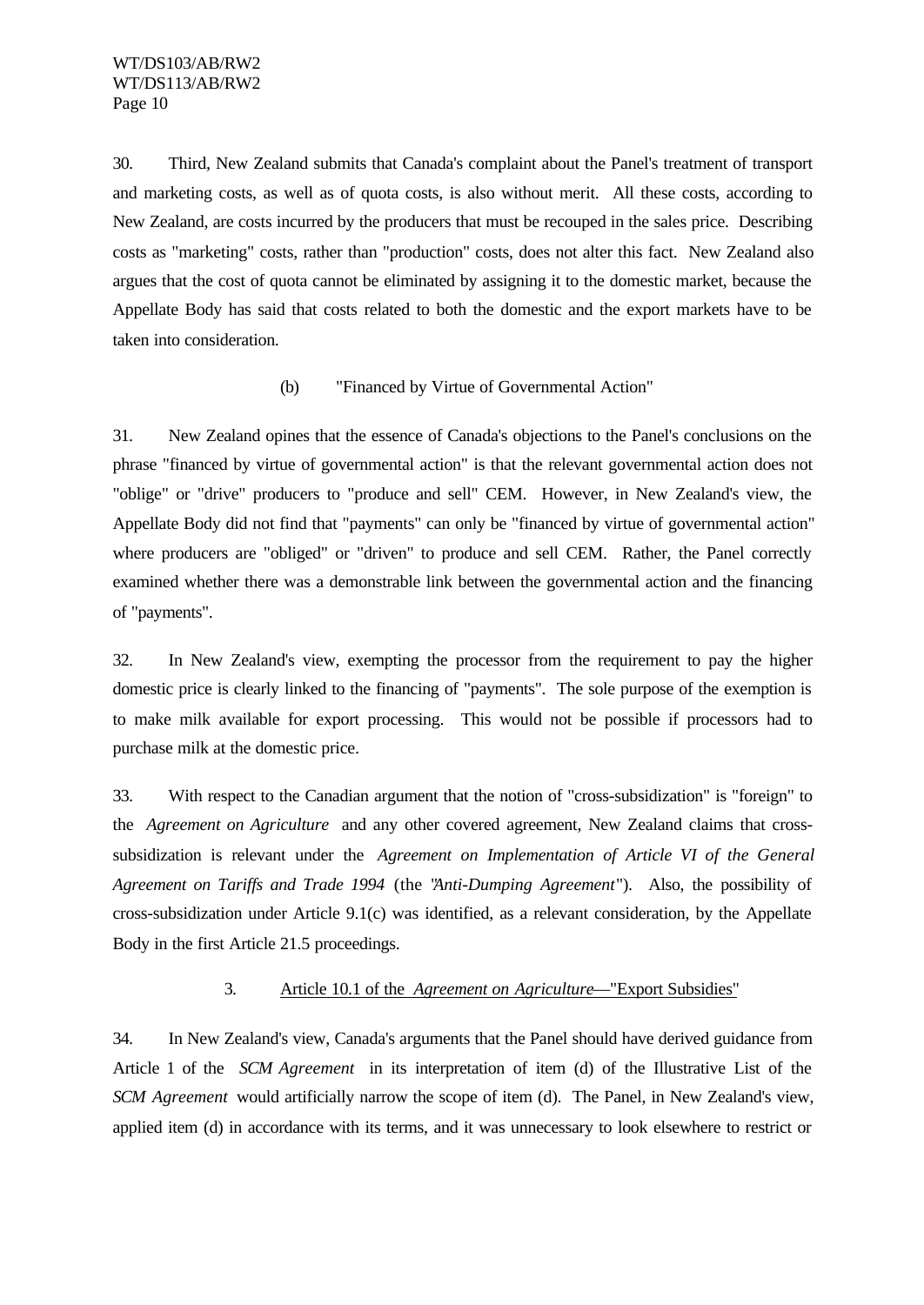30. Third, New Zealand submits that Canada's complaint about the Panel's treatment of transport and marketing costs, as well as of quota costs, is also without merit. All these costs, according to New Zealand, are costs incurred by the producers that must be recouped in the sales price. Describing costs as "marketing" costs, rather than "production" costs, does not alter this fact. New Zealand also argues that the cost of quota cannot be eliminated by assigning it to the domestic market, because the Appellate Body has said that costs related to both the domestic and the export markets have to be taken into consideration.

#### (b) "Financed by Virtue of Governmental Action"

31. New Zealand opines that the essence of Canada's objections to the Panel's conclusions on the phrase "financed by virtue of governmental action" is that the relevant governmental action does not "oblige" or "drive" producers to "produce and sell" CEM. However, in New Zealand's view, the Appellate Body did not find that "payments" can only be "financed by virtue of governmental action" where producers are "obliged" or "driven" to produce and sell CEM. Rather, the Panel correctly examined whether there was a demonstrable link between the governmental action and the financing of "payments".

32. In New Zealand's view, exempting the processor from the requirement to pay the higher domestic price is clearly linked to the financing of "payments". The sole purpose of the exemption is to make milk available for export processing. This would not be possible if processors had to purchase milk at the domestic price.

33. With respect to the Canadian argument that the notion of "cross-subsidization" is "foreign" to the *Agreement on Agriculture* and any other covered agreement, New Zealand claims that cross-subsidization is relevant under the *Agreement on Implementation of Article VI of the General Agreement on Tariffs and Trade 1994* (the "*Anti-Dumping Agreement*"). Also, the possibility of cross-subsidization under Article 9.1(c) was identified, as a relevant consideration, by the Appellate Body in the first Article 21.5 proceedings.

### 3. Article 10.1 of the *Agreement on Agriculture*—"Export Subsidies"

34. In New Zealand's view, Canada's arguments that the Panel should have derived guidance from Article 1 of the *SCM Agreement* in its interpretation of item (d) of the Illustrative List of the *SCM Agreement* would artificially narrow the scope of item (d). The Panel, in New Zealand's view, applied item (d) in accordance with its terms, and it was unnecessary to look elsewhere to restrict or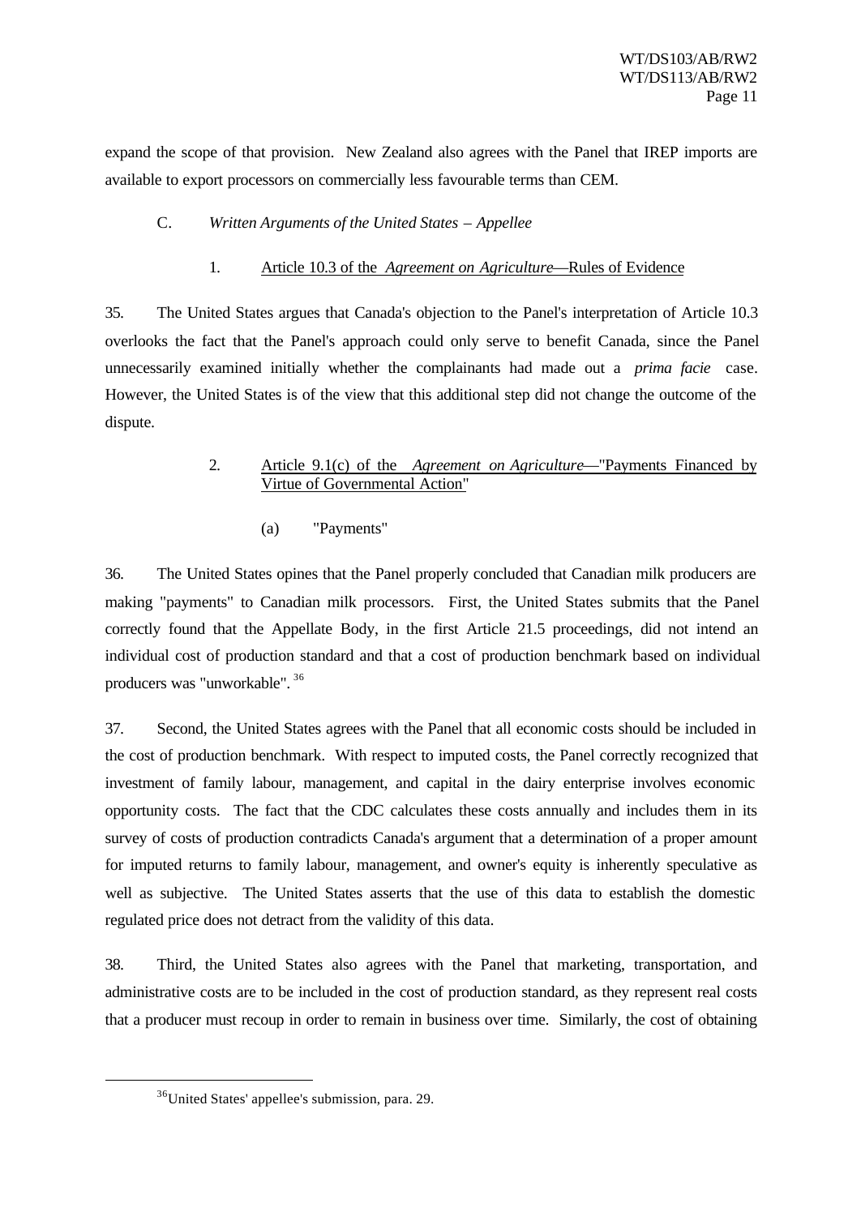expand the scope of that provision. New Zealand also agrees with the Panel that IREP imports are available to export processors on commercially less favourable terms than CEM.

### C. *Written Arguments of the United States – Appellee*

#### 1. Article 10.3 of the *Agreement on Agriculture*—Rules of Evidence

35. The United States argues that Canada's objection to the Panel's interpretation of Article 10.3 overlooks the fact that the Panel's approach could only serve to benefit Canada, since the Panel unnecessarily examined initially whether the complainants had made out a *prima facie* case. However, the United States is of the view that this additional step did not change the outcome of the dispute.

#### 2. Article 9.1(c) of the *Agreement on Agriculture*—"Payments Financed by Virtue of Governmental Action"

##### (a) "Payments"

36. The United States opines that the Panel properly concluded that Canadian milk producers are making "payments" to Canadian milk processors. First, the United States submits that the Panel correctly found that the Appellate Body, in the first Article 21.5 proceedings, did not intend an individual cost of production standard and that a cost of production benchmark based on individual producers was "unworkable". [36]

37. Second, the United States agrees with the Panel that all economic costs should be included in the cost of production benchmark. With respect to imputed costs, the Panel correctly recognized that investment of family labour, management, and capital in the dairy enterprise involves economic opportunity costs. The fact that the CDC calculates these costs annually and includes them in its survey of costs of production contradicts Canada's argument that a determination of a proper amount for imputed returns to family labour, management, and owner's equity is inherently speculative as well as subjective. The United States asserts that the use of this data to establish the domestic regulated price does not detract from the validity of this data.

38. Third, the United States also agrees with the Panel that marketing, transportation, and administrative costs are to be included in the cost of production standard, as they represent real costs that a producer must recoup in order to remain in business over time. Similarly, the cost of obtaining

---

[36] United States' appellee's submission, para. 29.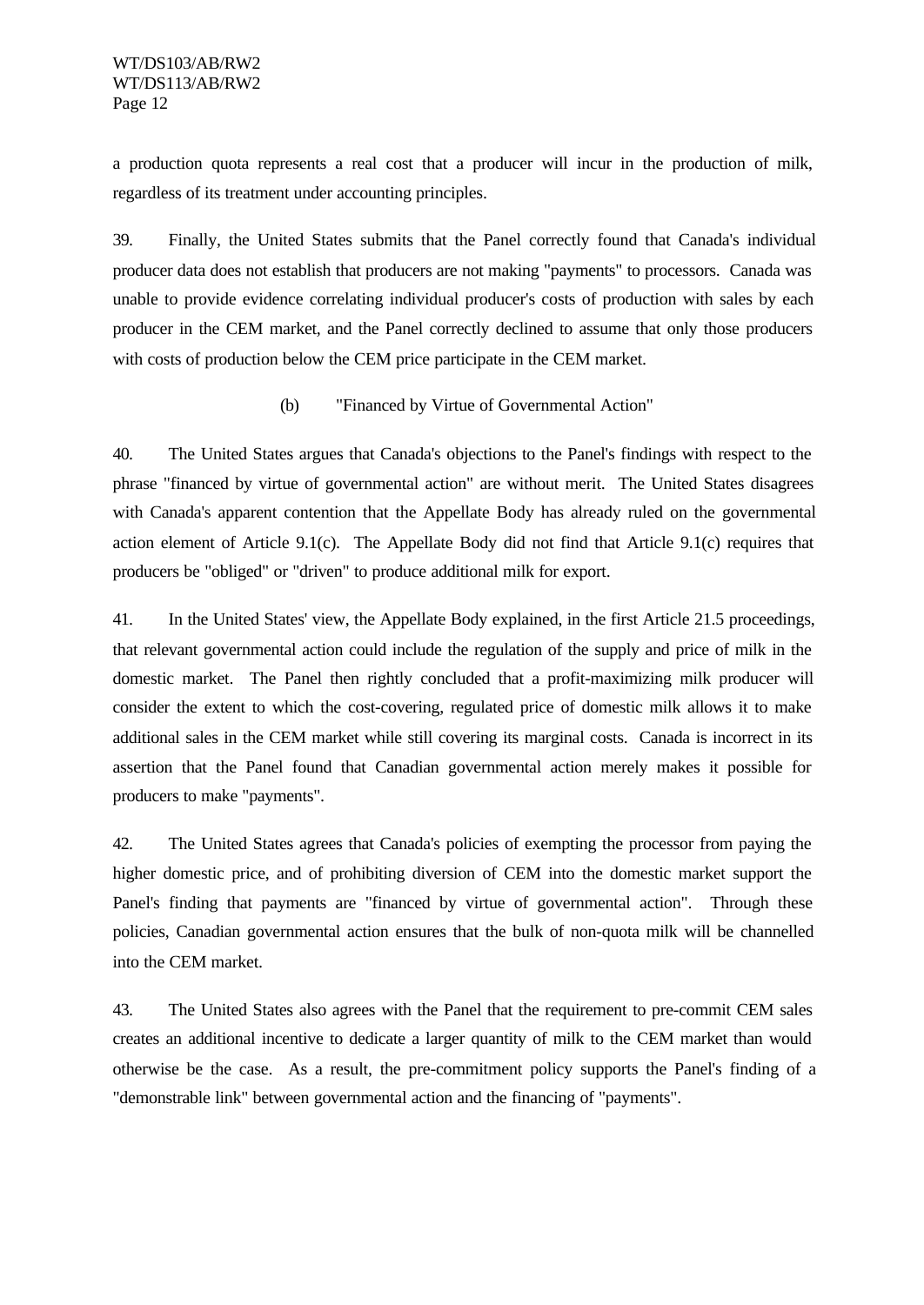a production quota represents a real cost that a producer will incur in the production of milk, regardless of its treatment under accounting principles.

39. Finally, the United States submits that the Panel correctly found that Canada's individual producer data does not establish that producers are not making "payments" to processors. Canada was unable to provide evidence correlating individual producer's costs of production with sales by each producer in the CEM market, and the Panel correctly declined to assume that only those producers with costs of production below the CEM price participate in the CEM market.

(b) "Financed by Virtue of Governmental Action"

40. The United States argues that Canada's objections to the Panel's findings with respect to the phrase "financed by virtue of governmental action" are without merit. The United States disagrees with Canada's apparent contention that the Appellate Body has already ruled on the governmental action element of Article 9.1(c). The Appellate Body did not find that Article 9.1(c) requires that producers be "obliged" or "driven" to produce additional milk for export.

41. In the United States' view, the Appellate Body explained, in the first Article 21.5 proceedings, that relevant governmental action could include the regulation of the supply and price of milk in the domestic market. The Panel then rightly concluded that a profit-maximizing milk producer will consider the extent to which the cost-covering, regulated price of domestic milk allows it to make additional sales in the CEM market while still covering its marginal costs. Canada is incorrect in its assertion that the Panel found that Canadian governmental action merely makes it possible for producers to make "payments".

42. The United States agrees that Canada's policies of exempting the processor from paying the higher domestic price, and of prohibiting diversion of CEM into the domestic market support the Panel's finding that payments are "financed by virtue of governmental action". Through these policies, Canadian governmental action ensures that the bulk of non-quota milk will be channelled into the CEM market.

43. The United States also agrees with the Panel that the requirement to pre-commit CEM sales creates an additional incentive to dedicate a larger quantity of milk to the CEM market than would otherwise be the case. As a result, the pre-commitment policy supports the Panel's finding of a "demonstrable link" between governmental action and the financing of "payments".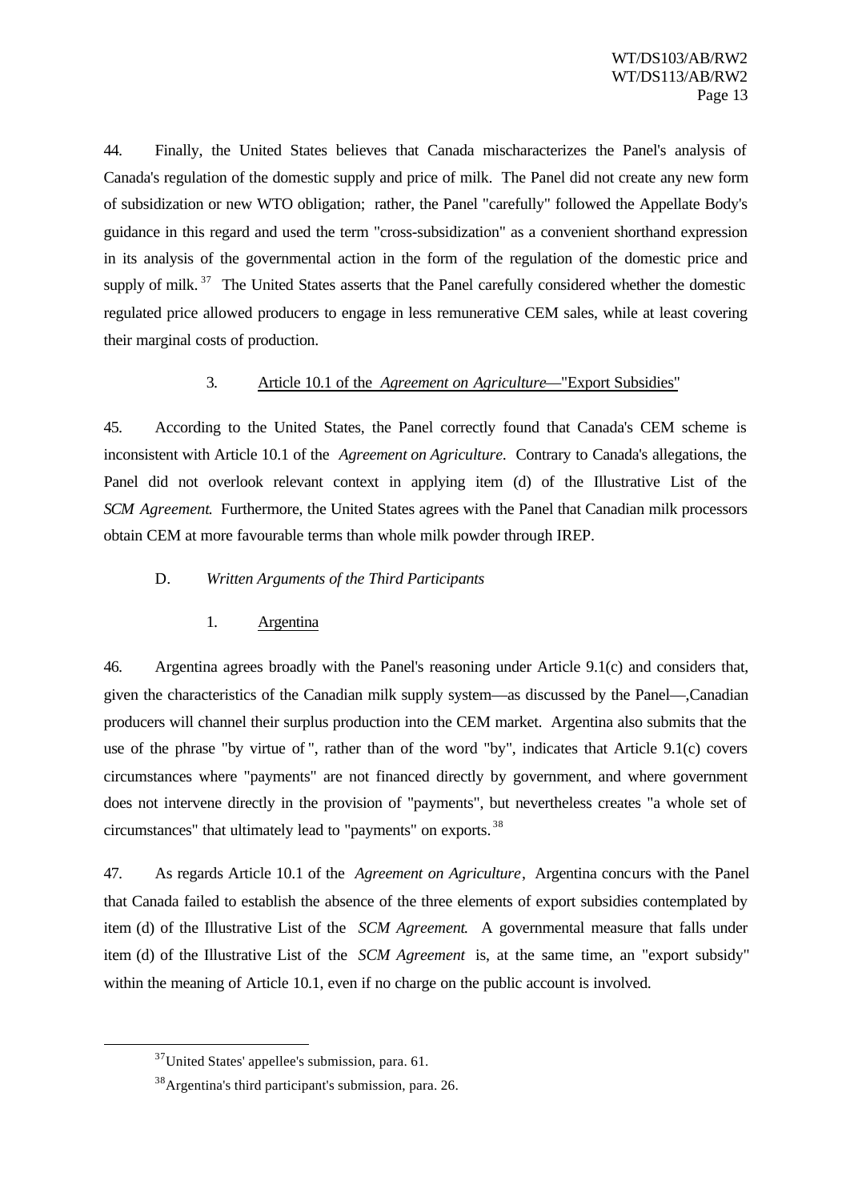44. Finally, the United States believes that Canada mischaracterizes the Panel's analysis of Canada's regulation of the domestic supply and price of milk. The Panel did not create any new form of subsidization or new WTO obligation; rather, the Panel "carefully" followed the Appellate Body's guidance in this regard and used the term "cross-subsidization" as a convenient shorthand expression in its analysis of the governmental action in the form of the regulation of the domestic price and supply of milk.[37] The United States asserts that the Panel carefully considered whether the domestic regulated price allowed producers to engage in less remunerative CEM sales, while at least covering their marginal costs of production.

### 3. Article 10.1 of the *Agreement on Agriculture*—"Export Subsidies"

45. According to the United States, the Panel correctly found that Canada's CEM scheme is inconsistent with Article 10.1 of the *Agreement on Agriculture*. Contrary to Canada's allegations, the Panel did not overlook relevant context in applying item (d) of the Illustrative List of the *SCM Agreement*. Furthermore, the United States agrees with the Panel that Canadian milk processors obtain CEM at more favourable terms than whole milk powder through IREP.

## D. *Written Arguments of the Third Participants*

### 1. Argentina

46. Argentina agrees broadly with the Panel's reasoning under Article 9.1(c) and considers that, given the characteristics of the Canadian milk supply system—as discussed by the Panel—,Canadian producers will channel their surplus production into the CEM market. Argentina also submits that the use of the phrase "by virtue of ", rather than of the word "by", indicates that Article 9.1(c) covers circumstances where "payments" are not financed directly by government, and where government does not intervene directly in the provision of "payments", but nevertheless creates "a whole set of circumstances" that ultimately lead to "payments" on exports.[38]

47. As regards Article 10.1 of the *Agreement on Agriculture*, Argentina concurs with the Panel that Canada failed to establish the absence of the three elements of export subsidies contemplated by item (d) of the Illustrative List of the *SCM Agreement*. A governmental measure that falls under item (d) of the Illustrative List of the *SCM Agreement* is, at the same time, an "export subsidy" within the meaning of Article 10.1, even if no charge on the public account is involved.

---

[37] United States' appellee's submission, para. 61.

[38] Argentina's third participant's submission, para. 26.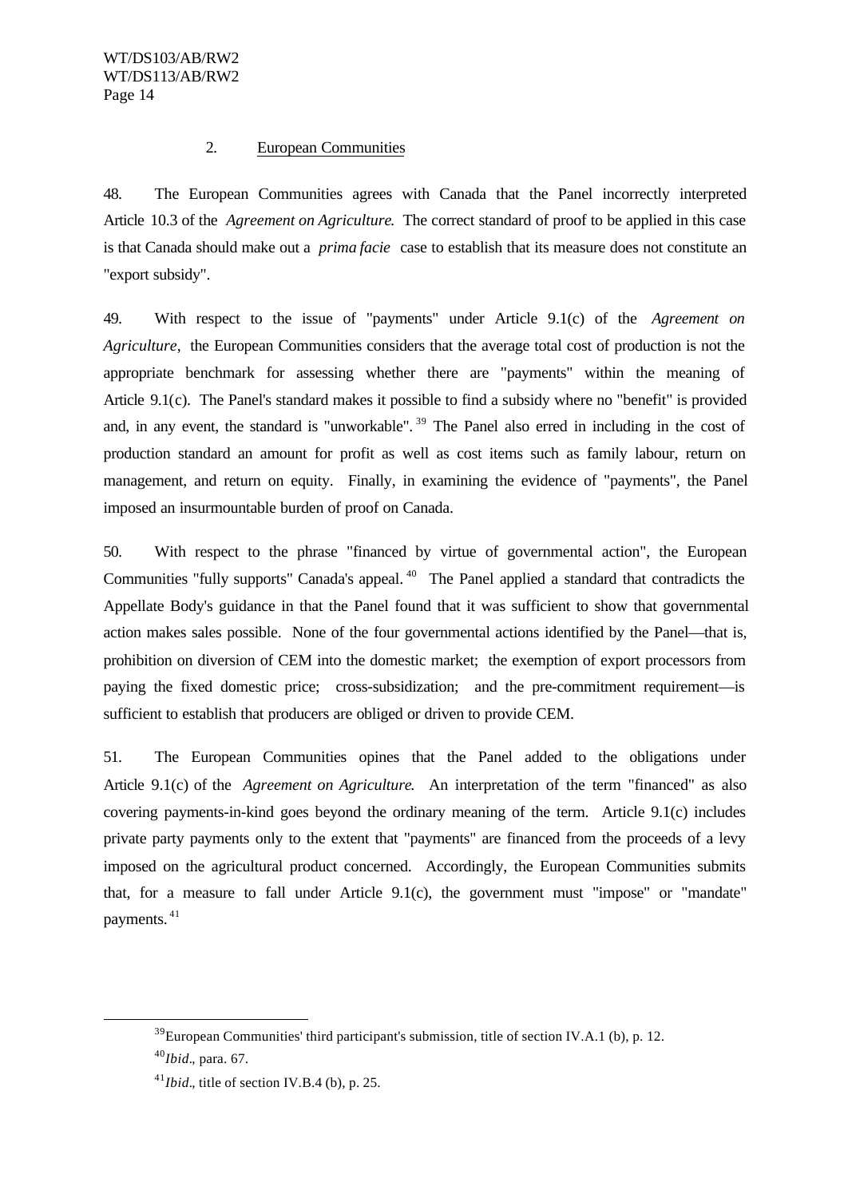### 2. European Communities

48. The European Communities agrees with Canada that the Panel incorrectly interpreted Article 10.3 of the *Agreement on Agriculture*. The correct standard of proof to be applied in this case is that Canada should make out a *prima facie* case to establish that its measure does not constitute an "export subsidy".

49. With respect to the issue of "payments" under Article 9.1(c) of the *Agreement on Agriculture*, the European Communities considers that the average total cost of production is not the appropriate benchmark for assessing whether there are "payments" within the meaning of Article 9.1(c). The Panel's standard makes it possible to find a subsidy where no "benefit" is provided and, in any event, the standard is "unworkable".[39] The Panel also erred in including in the cost of production standard an amount for profit as well as cost items such as family labour, return on management, and return on equity. Finally, in examining the evidence of "payments", the Panel imposed an insurmountable burden of proof on Canada.

50. With respect to the phrase "financed by virtue of governmental action", the European Communities "fully supports" Canada's appeal.[40] The Panel applied a standard that contradicts the Appellate Body's guidance in that the Panel found that it was sufficient to show that governmental action makes sales possible. None of the four governmental actions identified by the Panel—that is, prohibition on diversion of CEM into the domestic market; the exemption of export processors from paying the fixed domestic price; cross-subsidization; and the pre-commitment requirement—is sufficient to establish that producers are obliged or driven to provide CEM.

51. The European Communities opines that the Panel added to the obligations under Article 9.1(c) of the *Agreement on Agriculture*. An interpretation of the term "financed" as also covering payments-in-kind goes beyond the ordinary meaning of the term. Article 9.1(c) includes private party payments only to the extent that "payments" are financed from the proceeds of a levy imposed on the agricultural product concerned. Accordingly, the European Communities submits that, for a measure to fall under Article 9.1(c), the government must "impose" or "mandate" payments.[41]

---

[39] European Communities' third participant's submission, title of section IV.A.1 (b), p. 12.

[40] *Ibid*., para. 67.

[41] *Ibid*., title of section IV.B.4 (b), p. 25.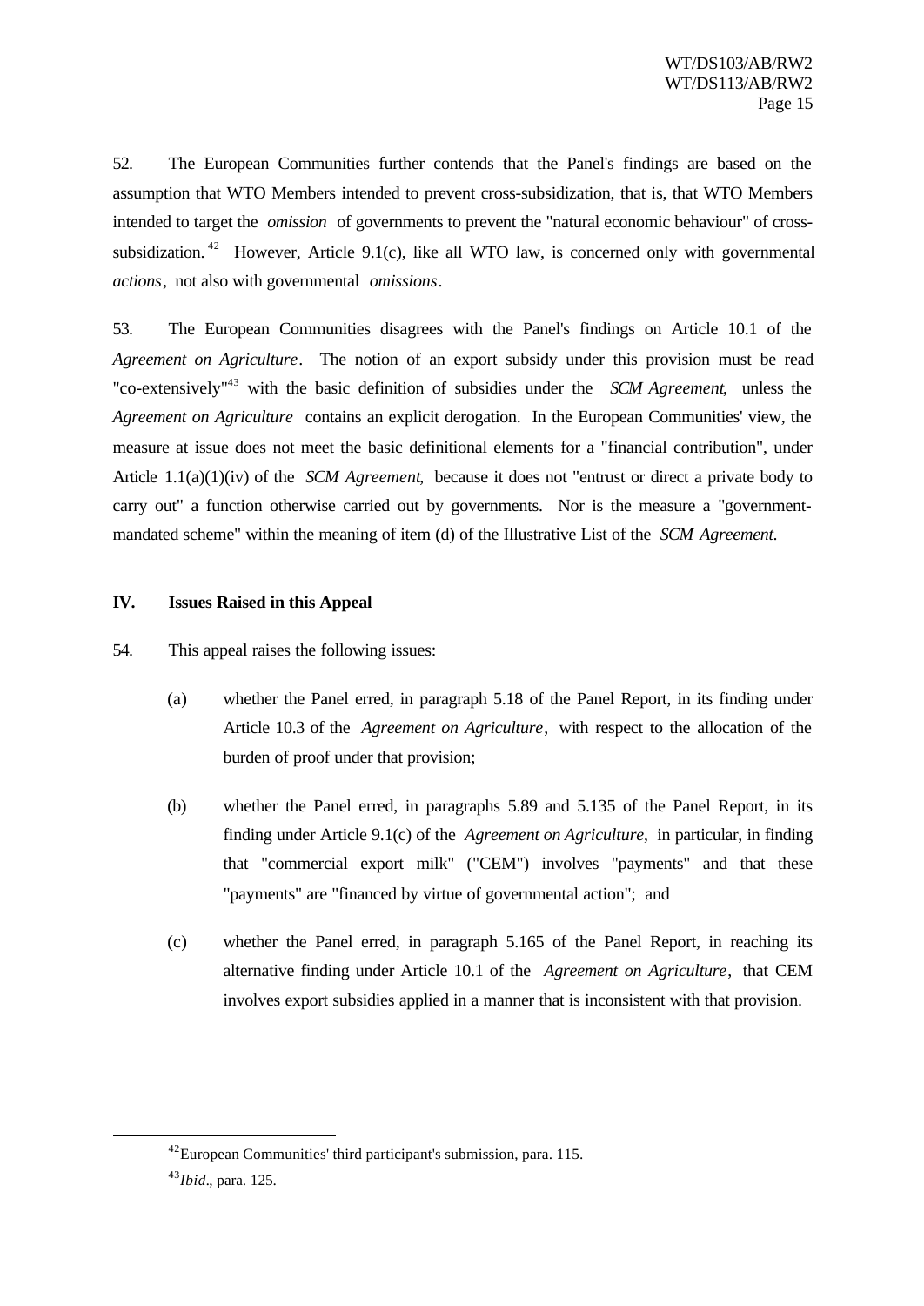52. The European Communities further contends that the Panel's findings are based on the assumption that WTO Members intended to prevent cross-subsidization, that is, that WTO Members intended to target the *omission* of governments to prevent the "natural economic behaviour" of cross-subsidization.[42] However, Article 9.1(c), like all WTO law, is concerned only with governmental *actions*, not also with governmental *omissions*.

53. The European Communities disagrees with the Panel's findings on Article 10.1 of the *Agreement on Agriculture*. The notion of an export subsidy under this provision must be read "co-extensively"[43] with the basic definition of subsidies under the *SCM Agreement*, unless the *Agreement on Agriculture* contains an explicit derogation. In the European Communities' view, the measure at issue does not meet the basic definitional elements for a "financial contribution", under Article 1.1(a)(1)(iv) of the *SCM Agreement*, because it does not "entrust or direct a private body to carry out" a function otherwise carried out by governments. Nor is the measure a "government-mandated scheme" within the meaning of item (d) of the Illustrative List of the *SCM Agreement*.

## IV. Issues Raised in this Appeal

54. This appeal raises the following issues:

(a) whether the Panel erred, in paragraph 5.18 of the Panel Report, in its finding under Article 10.3 of the *Agreement on Agriculture*, with respect to the allocation of the burden of proof under that provision;

(b) whether the Panel erred, in paragraphs 5.89 and 5.135 of the Panel Report, in its finding under Article 9.1(c) of the *Agreement on Agriculture*, in particular, in finding that "commercial export milk" ("CEM") involves "payments" and that these "payments" are "financed by virtue of governmental action"; and

(c) whether the Panel erred, in paragraph 5.165 of the Panel Report, in reaching its alternative finding under Article 10.1 of the *Agreement on Agriculture*, that CEM involves export subsidies applied in a manner that is inconsistent with that provision.

---

[42] European Communities' third participant's submission, para. 115.

[43] *Ibid*., para. 125.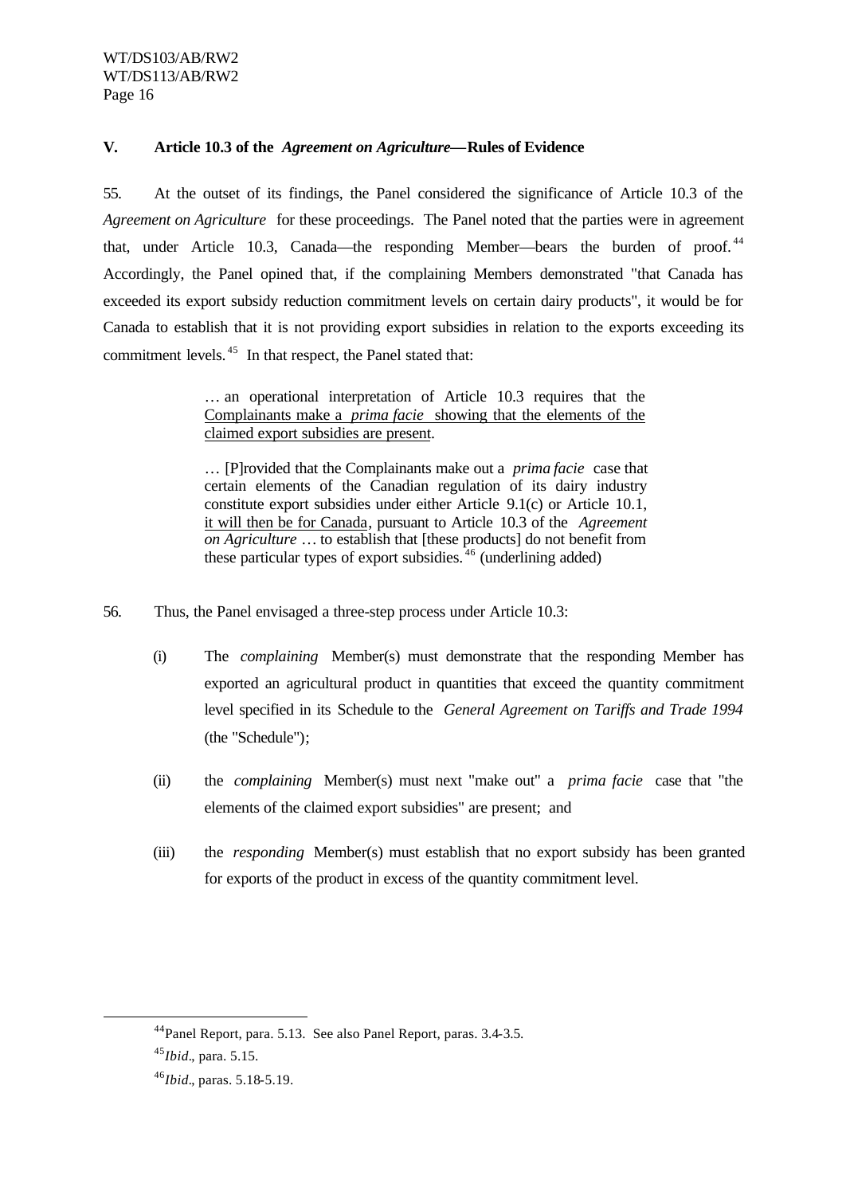## V. Article 10.3 of the *Agreement on Agriculture*—Rules of Evidence

55. At the outset of its findings, the Panel considered the significance of Article 10.3 of the *Agreement on Agriculture* for these proceedings. The Panel noted that the parties were in agreement that, under Article 10.3, Canada—the responding Member—bears the burden of proof.[44] Accordingly, the Panel opined that, if the complaining Members demonstrated "that Canada has exceeded its export subsidy reduction commitment levels on certain dairy products", it would be for Canada to establish that it is not providing export subsidies in relation to the exports exceeding its commitment levels.[45] In that respect, the Panel stated that:

> … an operational interpretation of Article 10.3 requires that the Complainants make a *prima facie* showing that the elements of the claimed export subsidies are present.
>
> … [P]rovided that the Complainants make out a *prima facie* case that certain elements of the Canadian regulation of its dairy industry constitute export subsidies under either Article 9.1(c) or Article 10.1, it will then be for Canada, pursuant to Article 10.3 of the *Agreement on Agriculture* … to establish that [these products] do not benefit from these particular types of export subsidies.[46] (underlining added)

56. Thus, the Panel envisaged a three-step process under Article 10.3:

(i) The *complaining* Member(s) must demonstrate that the responding Member has exported an agricultural product in quantities that exceed the quantity commitment level specified in its Schedule to the *General Agreement on Tariffs and Trade 1994* (the "Schedule");

(ii) the *complaining* Member(s) must next "make out" a *prima facie* case that "the elements of the claimed export subsidies" are present; and

(iii) the *responding* Member(s) must establish that no export subsidy has been granted for exports of the product in excess of the quantity commitment level.

---

[44] Panel Report, para. 5.13. See also Panel Report, paras. 3.4-3.5.

[45] *Ibid*., para. 5.15.

[46] *Ibid*., paras. 5.18-5.19.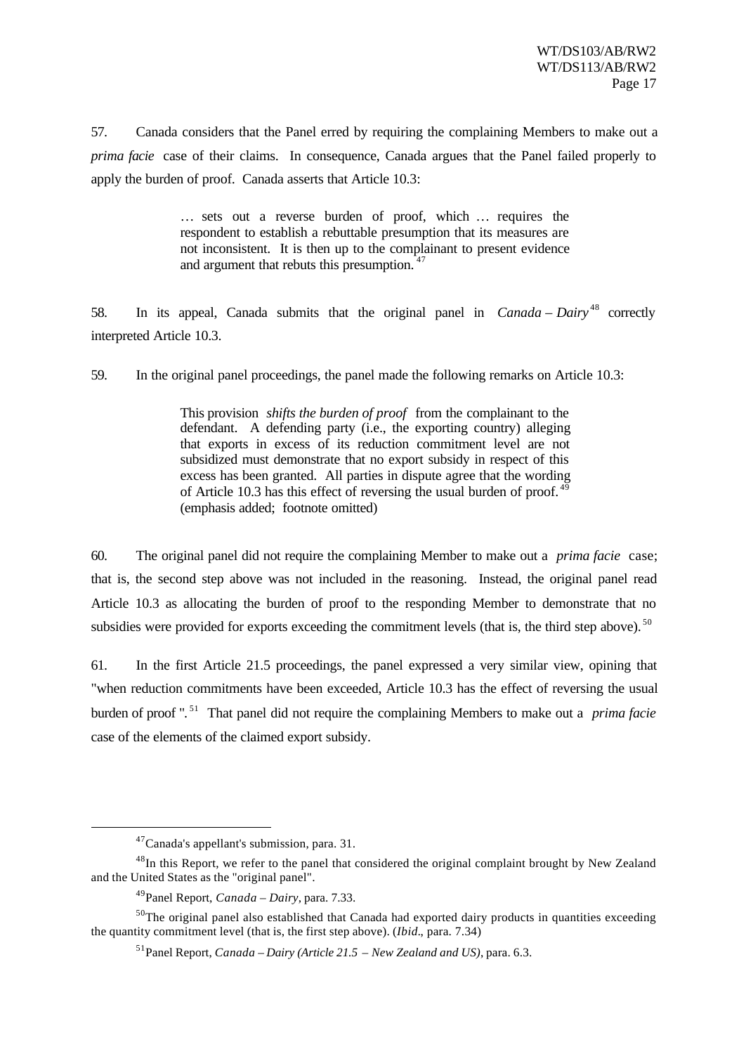57. Canada considers that the Panel erred by requiring the complaining Members to make out a *prima facie* case of their claims. In consequence, Canada argues that the Panel failed properly to apply the burden of proof. Canada asserts that Article 10.3:

> … sets out a reverse burden of proof, which … requires the respondent to establish a rebuttable presumption that its measures are not inconsistent. It is then up to the complainant to present evidence and argument that rebuts this presumption.[47]

58. In its appeal, Canada submits that the original panel in *Canada – Dairy*[48] correctly interpreted Article 10.3.

59. In the original panel proceedings, the panel made the following remarks on Article 10.3:

> This provision *shifts the burden of proof* from the complainant to the defendant. A defending party (i.e., the exporting country) alleging that exports in excess of its reduction commitment level are not subsidized must demonstrate that no export subsidy in respect of this excess has been granted. All parties in dispute agree that the wording of Article 10.3 has this effect of reversing the usual burden of proof.[49] (emphasis added; footnote omitted)

60. The original panel did not require the complaining Member to make out a *prima facie* case; that is, the second step above was not included in the reasoning. Instead, the original panel read Article 10.3 as allocating the burden of proof to the responding Member to demonstrate that no subsidies were provided for exports exceeding the commitment levels (that is, the third step above).[50]

61. In the first Article 21.5 proceedings, the panel expressed a very similar view, opining that "when reduction commitments have been exceeded, Article 10.3 has the effect of reversing the usual burden of proof ".[51] That panel did not require the complaining Members to make out a *prima facie* case of the elements of the claimed export subsidy.

---

[47] Canada's appellant's submission, para. 31.

[48] In this Report, we refer to the panel that considered the original complaint brought by New Zealand and the United States as the "original panel".

[49] Panel Report, *Canada – Dairy*, para. 7.33.

[50] The original panel also established that Canada had exported dairy products in quantities exceeding the quantity commitment level (that is, the first step above). (*Ibid*., para. 7.34)

[51] Panel Report, *Canada – Dairy (Article 21.5 – New Zealand and US)*, para. 6.3.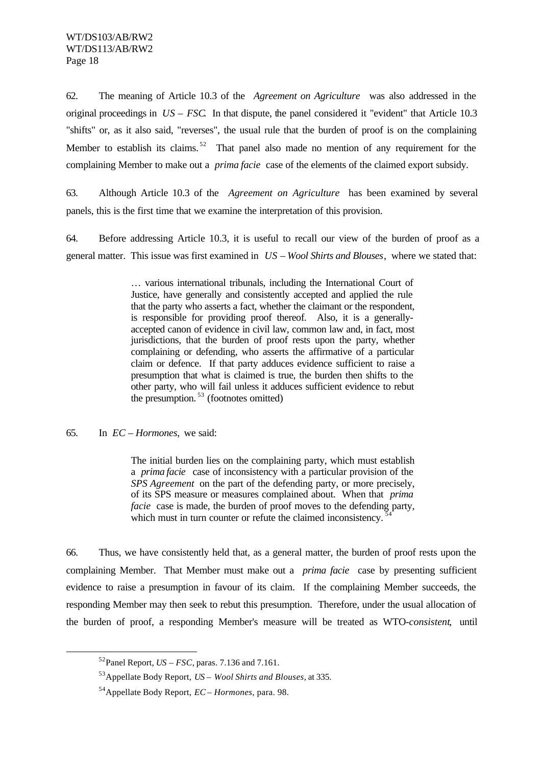62. The meaning of Article 10.3 of the *Agreement on Agriculture* was also addressed in the original proceedings in *US – FSC*. In that dispute, the panel considered it "evident" that Article 10.3 "shifts" or, as it also said, "reverses", the usual rule that the burden of proof is on the complaining Member to establish its claims.[52] That panel also made no mention of any requirement for the complaining Member to make out a *prima facie* case of the elements of the claimed export subsidy.

63. Although Article 10.3 of the *Agreement on Agriculture* has been examined by several panels, this is the first time that we examine the interpretation of this provision.

64. Before addressing Article 10.3, it is useful to recall our view of the burden of proof as a general matter. This issue was first examined in *US – Wool Shirts and Blouses*, where we stated that:

> … various international tribunals, including the International Court of Justice, have generally and consistently accepted and applied the rule that the party who asserts a fact, whether the claimant or the respondent, is responsible for providing proof thereof. Also, it is a generally-accepted canon of evidence in civil law, common law and, in fact, most jurisdictions, that the burden of proof rests upon the party, whether complaining or defending, who asserts the affirmative of a particular claim or defence. If that party adduces evidence sufficient to raise a presumption that what is claimed is true, the burden then shifts to the other party, who will fail unless it adduces sufficient evidence to rebut the presumption.[53] (footnotes omitted)

65. In *EC – Hormones*, we said:

> The initial burden lies on the complaining party, which must establish a *prima facie* case of inconsistency with a particular provision of the *SPS Agreement* on the part of the defending party, or more precisely, of its SPS measure or measures complained about. When that *prima facie* case is made, the burden of proof moves to the defending party, which must in turn counter or refute the claimed inconsistency.[54]

66. Thus, we have consistently held that, as a general matter, the burden of proof rests upon the complaining Member. That Member must make out a *prima facie* case by presenting sufficient evidence to raise a presumption in favour of its claim. If the complaining Member succeeds, the responding Member may then seek to rebut this presumption. Therefore, under the usual allocation of the burden of proof, a responding Member's measure will be treated as WTO-*consistent*, until

[52] Panel Report, *US – FSC*, paras. 7.136 and 7.161.

[53] Appellate Body Report, *US – Wool Shirts and Blouses*, at 335.

[54] Appellate Body Report, *EC – Hormones*, para. 98.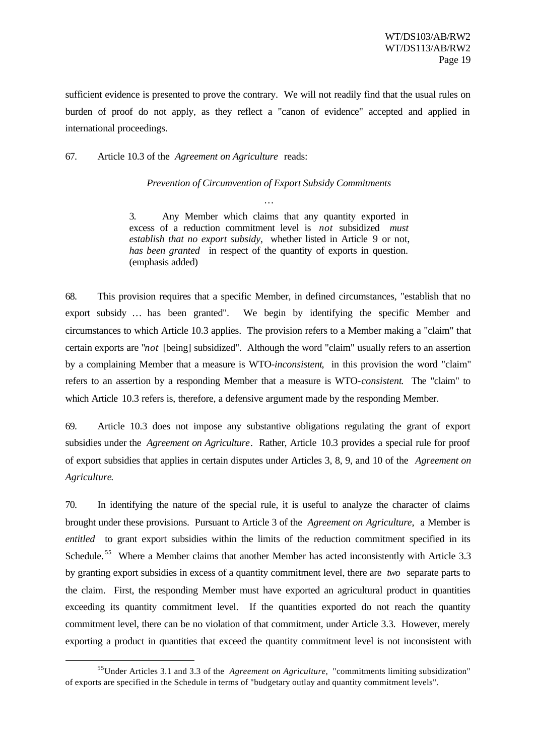sufficient evidence is presented to prove the contrary. We will not readily find that the usual rules on burden of proof do not apply, as they reflect a "canon of evidence" accepted and applied in international proceedings.

67. Article 10.3 of the *Agreement on Agriculture* reads:

> *Prevention of Circumvention of Export Subsidy Commitments*
>
> …
>
> 3. Any Member which claims that any quantity exported in excess of a reduction commitment level is *not* subsidized *must establish that no export subsidy*, whether listed in Article 9 or not, *has been granted* in respect of the quantity of exports in question. (emphasis added)

68. This provision requires that a specific Member, in defined circumstances, "establish that no export subsidy … has been granted". We begin by identifying the specific Member and circumstances to which Article 10.3 applies. The provision refers to a Member making a "claim" that certain exports are "*not* [being] subsidized". Although the word "claim" usually refers to an assertion by a complaining Member that a measure is WTO-*inconsistent*, in this provision the word "claim" refers to an assertion by a responding Member that a measure is WTO-*consistent*. The "claim" to which Article 10.3 refers is, therefore, a defensive argument made by the responding Member.

69. Article 10.3 does not impose any substantive obligations regulating the grant of export subsidies under the *Agreement on Agriculture*. Rather, Article 10.3 provides a special rule for proof of export subsidies that applies in certain disputes under Articles 3, 8, 9, and 10 of the *Agreement on Agriculture*.

70. In identifying the nature of the special rule, it is useful to analyze the character of claims brought under these provisions. Pursuant to Article 3 of the *Agreement on Agriculture*, a Member is *entitled* to grant export subsidies within the limits of the reduction commitment specified in its Schedule.[55] Where a Member claims that another Member has acted inconsistently with Article 3.3 by granting export subsidies in excess of a quantity commitment level, there are *two* separate parts to the claim. First, the responding Member must have exported an agricultural product in quantities exceeding its quantity commitment level. If the quantities exported do not reach the quantity commitment level, there can be no violation of that commitment, under Article 3.3. However, merely exporting a product in quantities that exceed the quantity commitment level is not inconsistent with

[55] Under Articles 3.1 and 3.3 of the *Agreement on Agriculture*, "commitments limiting subsidization" of exports are specified in the Schedule in terms of "budgetary outlay and quantity commitment levels".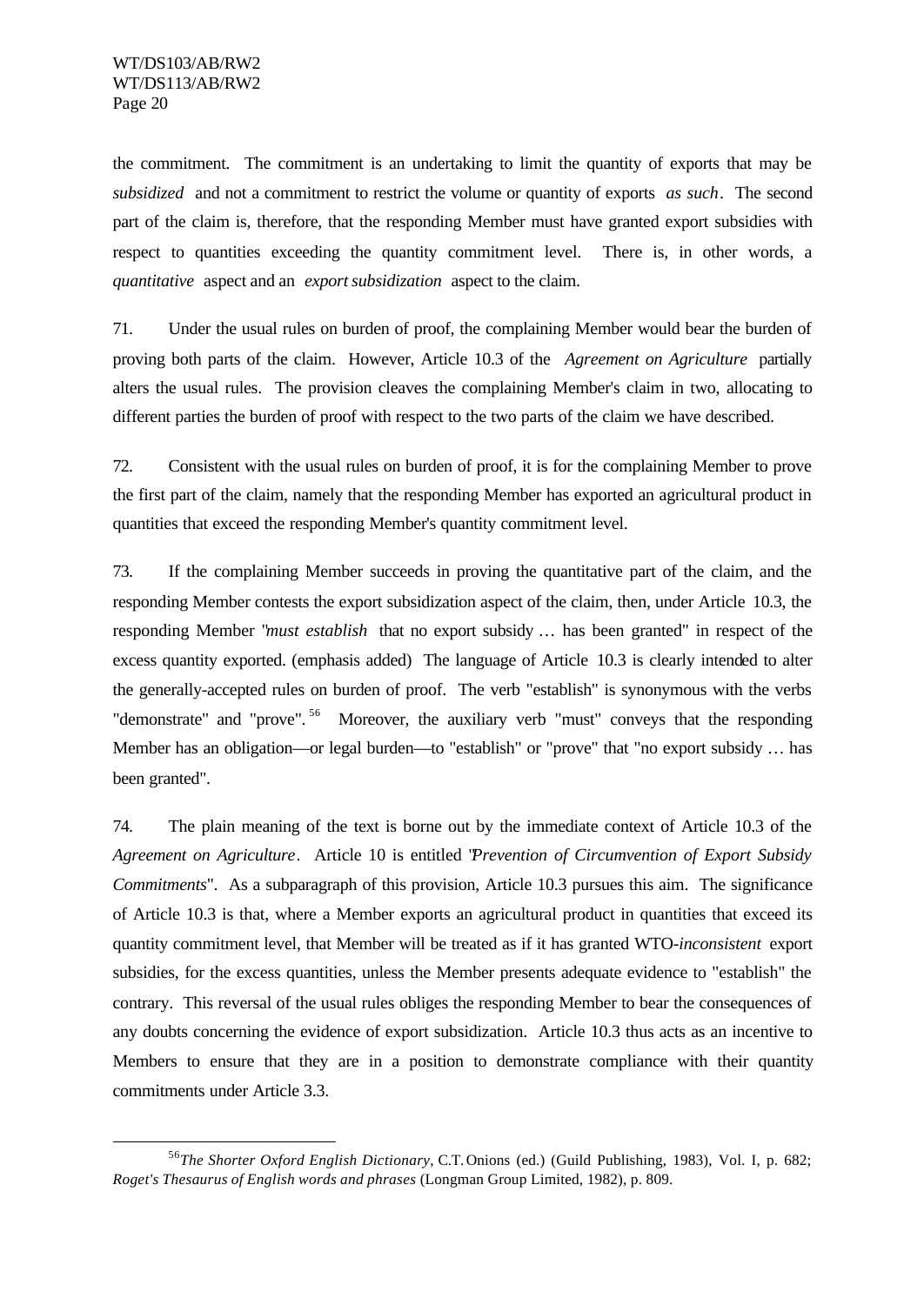the commitment. The commitment is an undertaking to limit the quantity of exports that may be *subsidized* and not a commitment to restrict the volume or quantity of exports *as such*. The second part of the claim is, therefore, that the responding Member must have granted export subsidies with respect to quantities exceeding the quantity commitment level. There is, in other words, a *quantitative* aspect and an *export subsidization* aspect to the claim.

71. Under the usual rules on burden of proof, the complaining Member would bear the burden of proving both parts of the claim. However, Article 10.3 of the *Agreement on Agriculture* partially alters the usual rules. The provision cleaves the complaining Member's claim in two, allocating to different parties the burden of proof with respect to the two parts of the claim we have described.

72. Consistent with the usual rules on burden of proof, it is for the complaining Member to prove the first part of the claim, namely that the responding Member has exported an agricultural product in quantities that exceed the responding Member's quantity commitment level.

73. If the complaining Member succeeds in proving the quantitative part of the claim, and the responding Member contests the export subsidization aspect of the claim, then, under Article 10.3, the responding Member "*must establish* that no export subsidy … has been granted" in respect of the excess quantity exported. (emphasis added) The language of Article 10.3 is clearly intended to alter the generally-accepted rules on burden of proof. The verb "establish" is synonymous with the verbs "demonstrate" and "prove".[56] Moreover, the auxiliary verb "must" conveys that the responding Member has an obligation—or legal burden—to "establish" or "prove" that "no export subsidy … has been granted".

74. The plain meaning of the text is borne out by the immediate context of Article 10.3 of the *Agreement on Agriculture*. Article 10 is entitled "*Prevention of Circumvention of Export Subsidy Commitments*". As a subparagraph of this provision, Article 10.3 pursues this aim. The significance of Article 10.3 is that, where a Member exports an agricultural product in quantities that exceed its quantity commitment level, that Member will be treated as if it has granted WTO-*inconsistent* export subsidies, for the excess quantities, unless the Member presents adequate evidence to "establish" the contrary. This reversal of the usual rules obliges the responding Member to bear the consequences of any doubts concerning the evidence of export subsidization. Article 10.3 thus acts as an incentive to Members to ensure that they are in a position to demonstrate compliance with their quantity commitments under Article 3.3.

---

[56] *The Shorter Oxford English Dictionary*, C.T. Onions (ed.) (Guild Publishing, 1983), Vol. I, p. 682; *Roget's Thesaurus of English words and phrases* (Longman Group Limited, 1982), p. 809.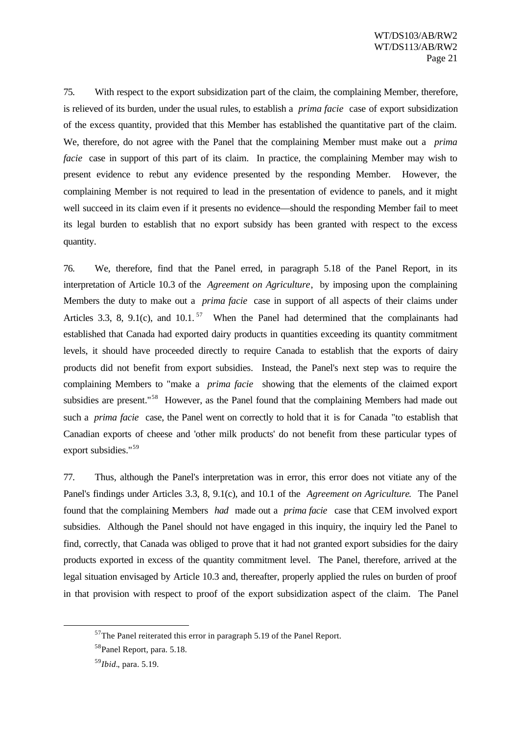75. With respect to the export subsidization part of the claim, the complaining Member, therefore, is relieved of its burden, under the usual rules, to establish a *prima facie* case of export subsidization of the excess quantity, provided that this Member has established the quantitative part of the claim. We, therefore, do not agree with the Panel that the complaining Member must make out a *prima facie* case in support of this part of its claim. In practice, the complaining Member may wish to present evidence to rebut any evidence presented by the responding Member. However, the complaining Member is not required to lead in the presentation of evidence to panels, and it might well succeed in its claim even if it presents no evidence—should the responding Member fail to meet its legal burden to establish that no export subsidy has been granted with respect to the excess quantity.

76. We, therefore, find that the Panel erred, in paragraph 5.18 of the Panel Report, in its interpretation of Article 10.3 of the *Agreement on Agriculture*, by imposing upon the complaining Members the duty to make out a *prima facie* case in support of all aspects of their claims under Articles 3.3, 8, 9.1(c), and 10.1.[57] When the Panel had determined that the complainants had established that Canada had exported dairy products in quantities exceeding its quantity commitment levels, it should have proceeded directly to require Canada to establish that the exports of dairy products did not benefit from export subsidies. Instead, the Panel's next step was to require the complaining Members to "make a *prima facie* showing that the elements of the claimed export subsidies are present."[58] However, as the Panel found that the complaining Members had made out such a *prima facie* case, the Panel went on correctly to hold that it is for Canada "to establish that Canadian exports of cheese and 'other milk products' do not benefit from these particular types of export subsidies."[59]

77. Thus, although the Panel's interpretation was in error, this error does not vitiate any of the Panel's findings under Articles 3.3, 8, 9.1(c), and 10.1 of the *Agreement on Agriculture*. The Panel found that the complaining Members *had* made out a *prima facie* case that CEM involved export subsidies. Although the Panel should not have engaged in this inquiry, the inquiry led the Panel to find, correctly, that Canada was obliged to prove that it had not granted export subsidies for the dairy products exported in excess of the quantity commitment level. The Panel, therefore, arrived at the legal situation envisaged by Article 10.3 and, thereafter, properly applied the rules on burden of proof in that provision with respect to proof of the export subsidization aspect of the claim. The Panel

---

[57] The Panel reiterated this error in paragraph 5.19 of the Panel Report.

[58] Panel Report, para. 5.18.

[59] *Ibid*., para. 5.19.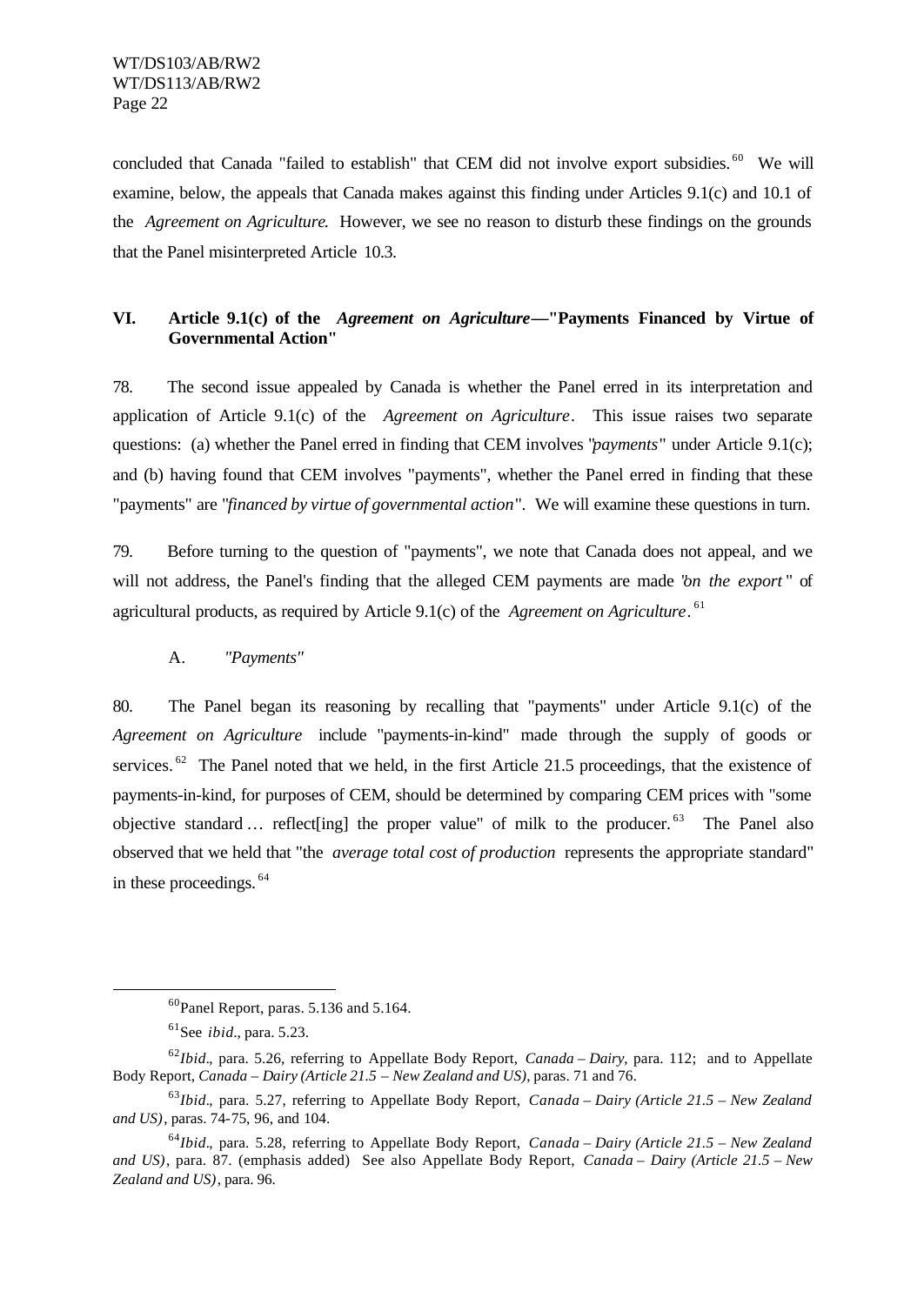concluded that Canada "failed to establish" that CEM did not involve export subsidies.[60] We will examine, below, the appeals that Canada makes against this finding under Articles 9.1(c) and 10.1 of the *Agreement on Agriculture*. However, we see no reason to disturb these findings on the grounds that the Panel misinterpreted Article 10.3.

## VI. Article 9.1(c) of the *Agreement on Agriculture* — "Payments Financed by Virtue of Governmental Action"

78. The second issue appealed by Canada is whether the Panel erred in its interpretation and application of Article 9.1(c) of the *Agreement on Agriculture*. This issue raises two separate questions: (a) whether the Panel erred in finding that CEM involves "*payments*" under Article 9.1(c); and (b) having found that CEM involves "payments", whether the Panel erred in finding that these "payments" are "*financed by virtue of governmental action*". We will examine these questions in turn.

79. Before turning to the question of "payments", we note that Canada does not appeal, and we will not address, the Panel's finding that the alleged CEM payments are made "*on the export*" of agricultural products, as required by Article 9.1(c) of the *Agreement on Agriculture*.[61]

### A. *"Payments"*

80. The Panel began its reasoning by recalling that "payments" under Article 9.1(c) of the *Agreement on Agriculture* include "payments-in-kind" made through the supply of goods or services.[62] The Panel noted that we held, in the first Article 21.5 proceedings, that the existence of payments-in-kind, for purposes of CEM, should be determined by comparing CEM prices with "some objective standard ... reflect[ing] the proper value" of milk to the producer.[63] The Panel also observed that we held that "the *average total cost of production* represents the appropriate standard" in these proceedings.[64]

---

[60] Panel Report, paras. 5.136 and 5.164.

[61] See *ibid*., para. 5.23.

[62] *Ibid*., para. 5.26, referring to Appellate Body Report, *Canada – Dairy*, para. 112; and to Appellate Body Report, *Canada – Dairy (Article 21.5 – New Zealand and US)*, paras. 71 and 76.

[63] *Ibid*., para. 5.27, referring to Appellate Body Report, *Canada – Dairy (Article 21.5 – New Zealand and US)*, paras. 74-75, 96, and 104.

[64] *Ibid*., para. 5.28, referring to Appellate Body Report, *Canada – Dairy (Article 21.5 – New Zealand and US)*, para. 87. (emphasis added) See also Appellate Body Report, *Canada – Dairy (Article 21.5 – New Zealand and US)*, para. 96.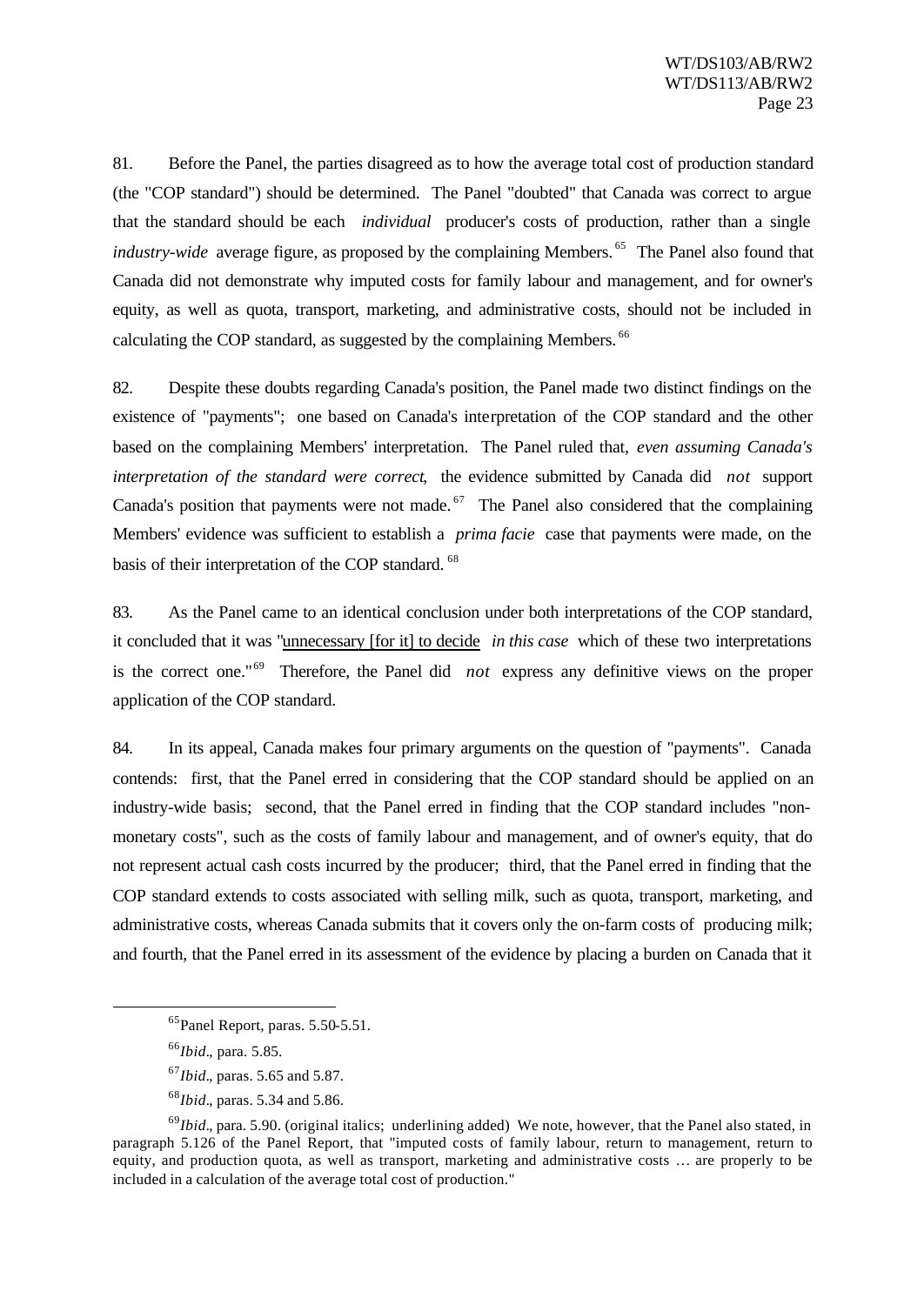81. Before the Panel, the parties disagreed as to how the average total cost of production standard (the "COP standard") should be determined. The Panel "doubted" that Canada was correct to argue that the standard should be each *individual* producer's costs of production, rather than a single *industry-wide* average figure, as proposed by the complaining Members.[65] The Panel also found that Canada did not demonstrate why imputed costs for family labour and management, and for owner's equity, as well as quota, transport, marketing, and administrative costs, should not be included in calculating the COP standard, as suggested by the complaining Members.[66]

82. Despite these doubts regarding Canada's position, the Panel made two distinct findings on the existence of "payments"; one based on Canada's interpretation of the COP standard and the other based on the complaining Members' interpretation. The Panel ruled that, *even assuming Canada's interpretation of the standard were correct*, the evidence submitted by Canada did *not* support Canada's position that payments were not made.[67] The Panel also considered that the complaining Members' evidence was sufficient to establish a *prima facie* case that payments were made, on the basis of their interpretation of the COP standard.[68]

83. As the Panel came to an identical conclusion under both interpretations of the COP standard, it concluded that it was "unnecessary [for it] to decide *in this case* which of these two interpretations is the correct one."[69] Therefore, the Panel did *not* express any definitive views on the proper application of the COP standard.

84. In its appeal, Canada makes four primary arguments on the question of "payments". Canada contends: first, that the Panel erred in considering that the COP standard should be applied on an industry-wide basis; second, that the Panel erred in finding that the COP standard includes "non-monetary costs", such as the costs of family labour and management, and of owner's equity, that do not represent actual cash costs incurred by the producer; third, that the Panel erred in finding that the COP standard extends to costs associated with selling milk, such as quota, transport, marketing, and administrative costs, whereas Canada submits that it covers only the on-farm costs of producing milk; and fourth, that the Panel erred in its assessment of the evidence by placing a burden on Canada that it

---

[65] Panel Report, paras. 5.50-5.51.

[66] *Ibid*., para. 5.85.

[67] *Ibid*., paras. 5.65 and 5.87.

[68] *Ibid*., paras. 5.34 and 5.86.

[69] *Ibid*., para. 5.90. (original italics; underlining added) We note, however, that the Panel also stated, in paragraph 5.126 of the Panel Report, that "imputed costs of family labour, return to management, return to equity, and production quota, as well as transport, marketing and administrative costs … are properly to be included in a calculation of the average total cost of production."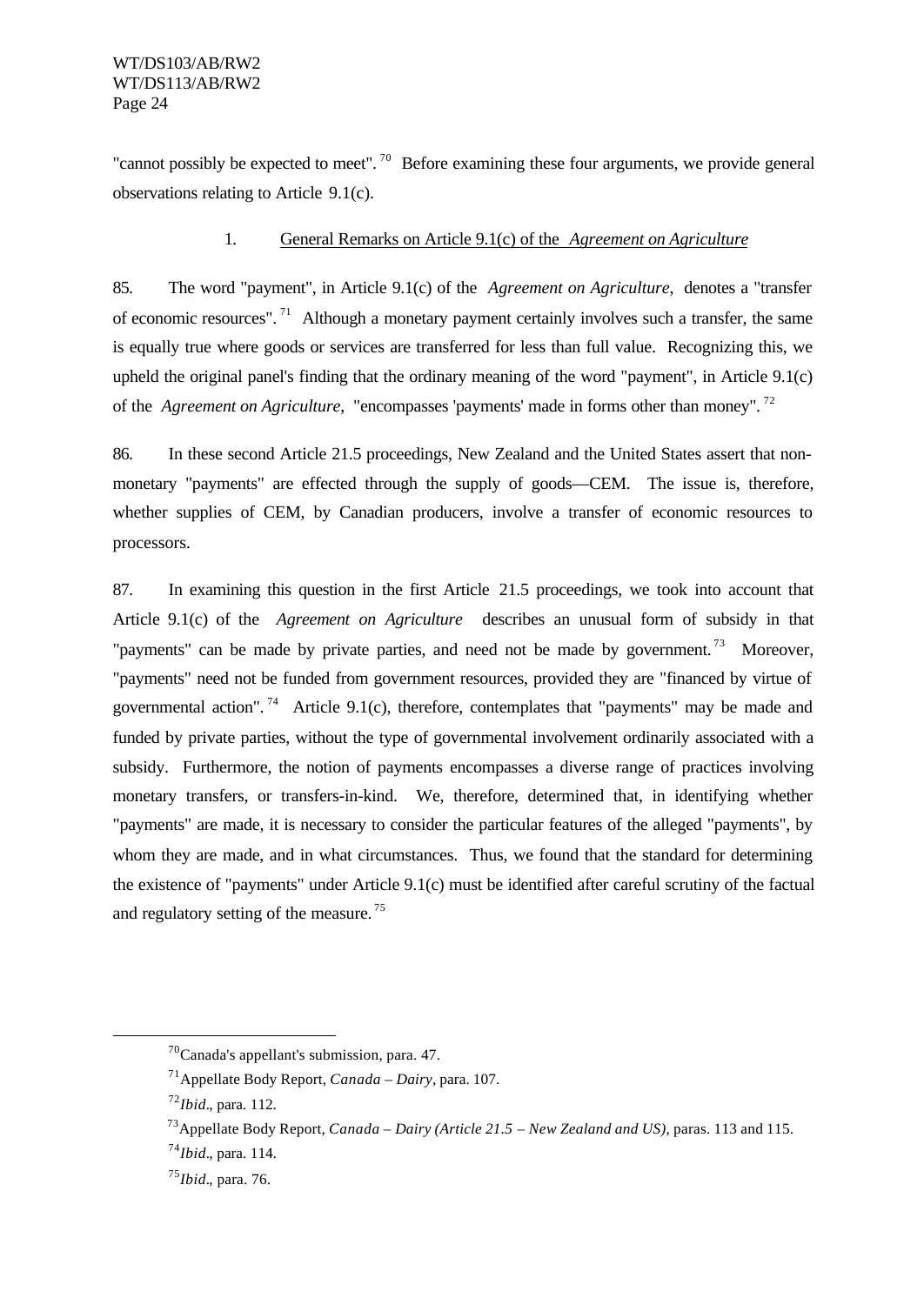"cannot possibly be expected to meet".[70] Before examining these four arguments, we provide general observations relating to Article 9.1(c).

### 1. General Remarks on Article 9.1(c) of the *Agreement on Agriculture*

85. The word "payment", in Article 9.1(c) of the *Agreement on Agriculture*, denotes a "transfer of economic resources".[71] Although a monetary payment certainly involves such a transfer, the same is equally true where goods or services are transferred for less than full value. Recognizing this, we upheld the original panel's finding that the ordinary meaning of the word "payment", in Article 9.1(c) of the *Agreement on Agriculture*, "encompasses 'payments' made in forms other than money".[72]

86. In these second Article 21.5 proceedings, New Zealand and the United States assert that non-monetary "payments" are effected through the supply of goods—CEM. The issue is, therefore, whether supplies of CEM, by Canadian producers, involve a transfer of economic resources to processors.

87. In examining this question in the first Article 21.5 proceedings, we took into account that Article 9.1(c) of the *Agreement on Agriculture* describes an unusual form of subsidy in that "payments" can be made by private parties, and need not be made by government.[73] Moreover, "payments" need not be funded from government resources, provided they are "financed by virtue of governmental action".[74] Article 9.1(c), therefore, contemplates that "payments" may be made and funded by private parties, without the type of governmental involvement ordinarily associated with a subsidy. Furthermore, the notion of payments encompasses a diverse range of practices involving monetary transfers, or transfers-in-kind. We, therefore, determined that, in identifying whether "payments" are made, it is necessary to consider the particular features of the alleged "payments", by whom they are made, and in what circumstances. Thus, we found that the standard for determining the existence of "payments" under Article 9.1(c) must be identified after careful scrutiny of the factual and regulatory setting of the measure.[75]

---

[70] Canada's appellant's submission, para. 47.

[71] Appellate Body Report, *Canada – Dairy*, para. 107.

[72] *Ibid*., para. 112.

[73] Appellate Body Report, *Canada – Dairy (Article 21.5 – New Zealand and US)*, paras. 113 and 115.

[74] *Ibid*., para. 114.

[75] *Ibid*., para. 76.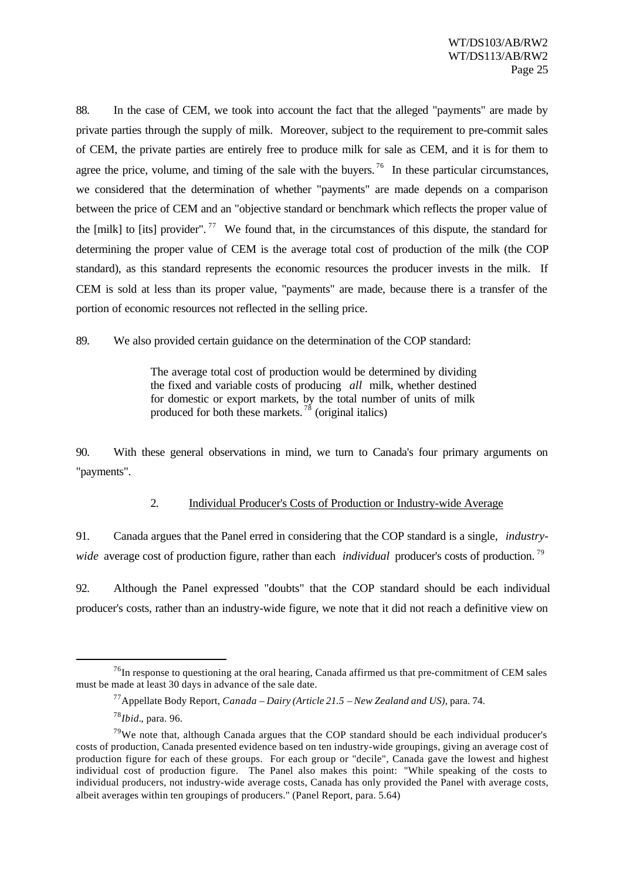88. In the case of CEM, we took into account the fact that the alleged "payments" are made by private parties through the supply of milk. Moreover, subject to the requirement to pre-commit sales of CEM, the private parties are entirely free to produce milk for sale as CEM, and it is for them to agree the price, volume, and timing of the sale with the buyers.[76] In these particular circumstances, we considered that the determination of whether "payments" are made depends on a comparison between the price of CEM and an "objective standard or benchmark which reflects the proper value of the [milk] to [its] provider".[77] We found that, in the circumstances of this dispute, the standard for determining the proper value of CEM is the average total cost of production of the milk (the COP standard), as this standard represents the economic resources the producer invests in the milk. If CEM is sold at less than its proper value, "payments" are made, because there is a transfer of the portion of economic resources not reflected in the selling price.

89. We also provided certain guidance on the determination of the COP standard:

> The average total cost of production would be determined by dividing the fixed and variable costs of producing *all* milk, whether destined for domestic or export markets, by the total number of units of milk produced for both these markets.[78] (original italics)

90. With these general observations in mind, we turn to Canada's four primary arguments on "payments".

### 2. Individual Producer's Costs of Production or Industry-wide Average

91. Canada argues that the Panel erred in considering that the COP standard is a single, *industry-wide* average cost of production figure, rather than each *individual* producer's costs of production.[79]

92. Although the Panel expressed "doubts" that the COP standard should be each individual producer's costs, rather than an industry-wide figure, we note that it did not reach a definitive view on

---

[76] In response to questioning at the oral hearing, Canada affirmed us that pre-commitment of CEM sales must be made at least 30 days in advance of the sale date.

[77] Appellate Body Report, *Canada – Dairy (Article 21.5 – New Zealand and US)*, para. 74.

[78] *Ibid*., para. 96.

[79] We note that, although Canada argues that the COP standard should be each individual producer's costs of production, Canada presented evidence based on ten industry-wide groupings, giving an average cost of production figure for each of these groups. For each group or "decile", Canada gave the lowest and highest individual cost of production figure. The Panel also makes this point: "While speaking of the costs to individual producers, not industry-wide average costs, Canada has only provided the Panel with average costs, albeit averages within ten groupings of producers." (Panel Report, para. 5.64)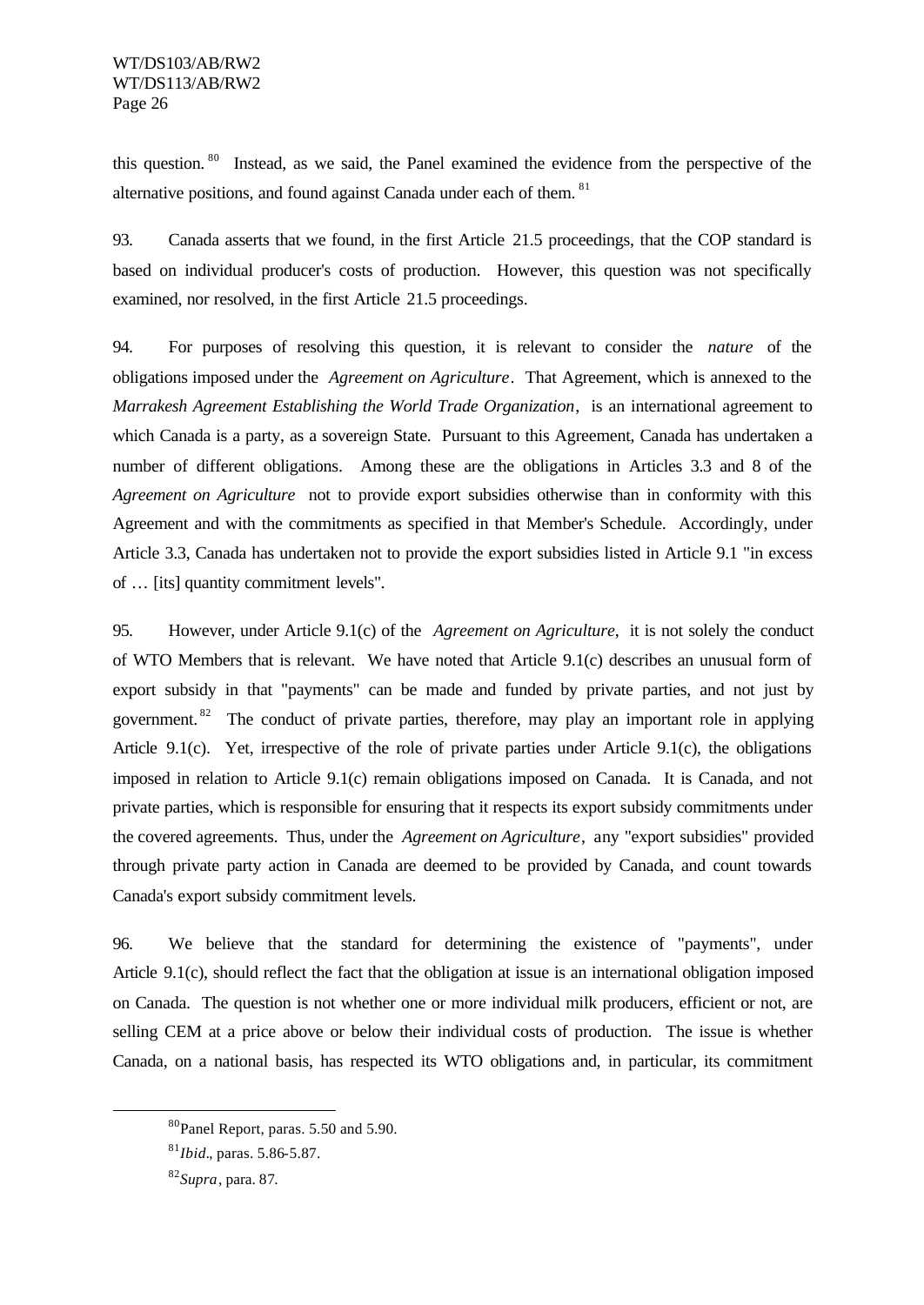this question.[80] Instead, as we said, the Panel examined the evidence from the perspective of the alternative positions, and found against Canada under each of them.[81]

93. Canada asserts that we found, in the first Article 21.5 proceedings, that the COP standard is based on individual producer's costs of production. However, this question was not specifically examined, nor resolved, in the first Article 21.5 proceedings.

94. For purposes of resolving this question, it is relevant to consider the *nature* of the obligations imposed under the *Agreement on Agriculture*. That Agreement, which is annexed to the *Marrakesh Agreement Establishing the World Trade Organization*, is an international agreement to which Canada is a party, as a sovereign State. Pursuant to this Agreement, Canada has undertaken a number of different obligations. Among these are the obligations in Articles 3.3 and 8 of the *Agreement on Agriculture* not to provide export subsidies otherwise than in conformity with this Agreement and with the commitments as specified in that Member's Schedule. Accordingly, under Article 3.3, Canada has undertaken not to provide the export subsidies listed in Article 9.1 "in excess of … [its] quantity commitment levels".

95. However, under Article 9.1(c) of the *Agreement on Agriculture*, it is not solely the conduct of WTO Members that is relevant. We have noted that Article 9.1(c) describes an unusual form of export subsidy in that "payments" can be made and funded by private parties, and not just by government.[82] The conduct of private parties, therefore, may play an important role in applying Article 9.1(c). Yet, irrespective of the role of private parties under Article 9.1(c), the obligations imposed in relation to Article 9.1(c) remain obligations imposed on Canada. It is Canada, and not private parties, which is responsible for ensuring that it respects its export subsidy commitments under the covered agreements. Thus, under the *Agreement on Agriculture*, any "export subsidies" provided through private party action in Canada are deemed to be provided by Canada, and count towards Canada's export subsidy commitment levels.

96. We believe that the standard for determining the existence of "payments", under Article 9.1(c), should reflect the fact that the obligation at issue is an international obligation imposed on Canada. The question is not whether one or more individual milk producers, efficient or not, are selling CEM at a price above or below their individual costs of production. The issue is whether Canada, on a national basis, has respected its WTO obligations and, in particular, its commitment

---

[80] Panel Report, paras. 5.50 and 5.90.

[81] *Ibid*., paras. 5.86-5.87.

[82] *Supra*, para. 87.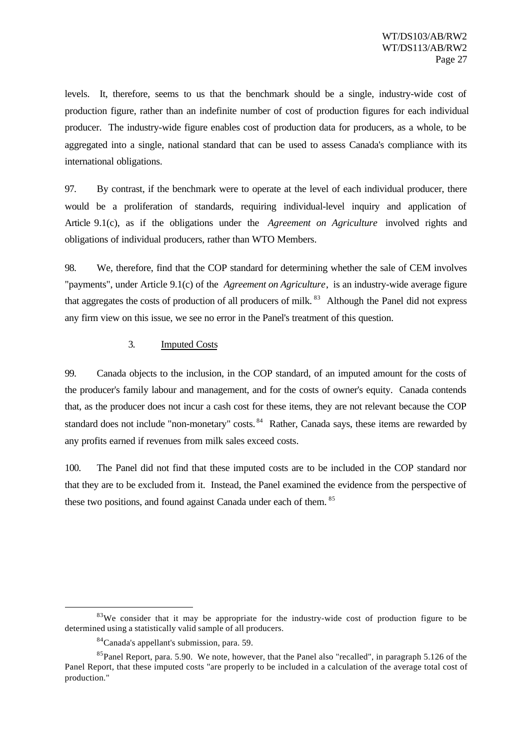levels. It, therefore, seems to us that the benchmark should be a single, industry-wide cost of production figure, rather than an indefinite number of cost of production figures for each individual producer. The industry-wide figure enables cost of production data for producers, as a whole, to be aggregated into a single, national standard that can be used to assess Canada's compliance with its international obligations.

97. By contrast, if the benchmark were to operate at the level of each individual producer, there would be a proliferation of standards, requiring individual-level inquiry and application of Article 9.1(c), as if the obligations under the *Agreement on Agriculture* involved rights and obligations of individual producers, rather than WTO Members.

98. We, therefore, find that the COP standard for determining whether the sale of CEM involves "payments", under Article 9.1(c) of the *Agreement on Agriculture*, is an industry-wide average figure that aggregates the costs of production of all producers of milk.[83] Although the Panel did not express any firm view on this issue, we see no error in the Panel's treatment of this question.

### 3. Imputed Costs

99. Canada objects to the inclusion, in the COP standard, of an imputed amount for the costs of the producer's family labour and management, and for the costs of owner's equity. Canada contends that, as the producer does not incur a cash cost for these items, they are not relevant because the COP standard does not include "non-monetary" costs.[84] Rather, Canada says, these items are rewarded by any profits earned if revenues from milk sales exceed costs.

100. The Panel did not find that these imputed costs are to be included in the COP standard nor that they are to be excluded from it. Instead, the Panel examined the evidence from the perspective of these two positions, and found against Canada under each of them.[85]

---

[83] We consider that it may be appropriate for the industry-wide cost of production figure to be determined using a statistically valid sample of all producers.

[84] Canada's appellant's submission, para. 59.

[85] Panel Report, para. 5.90. We note, however, that the Panel also "recalled", in paragraph 5.126 of the Panel Report, that these imputed costs "are properly to be included in a calculation of the average total cost of production."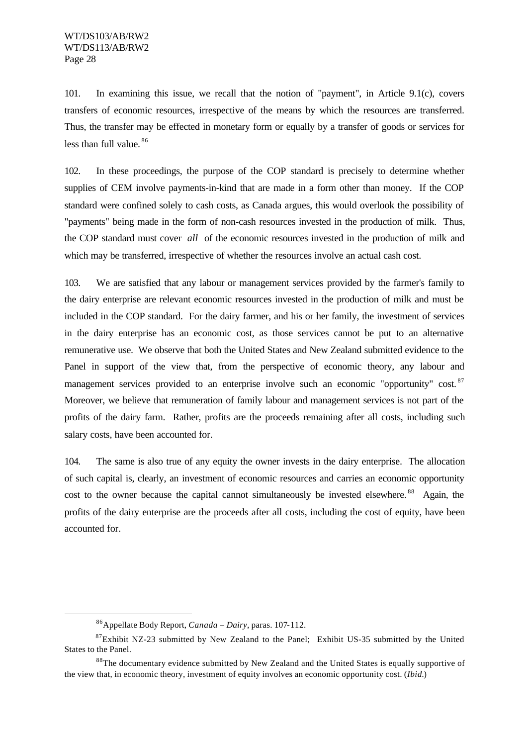101. In examining this issue, we recall that the notion of "payment", in Article 9.1(c), covers transfers of economic resources, irrespective of the means by which the resources are transferred. Thus, the transfer may be effected in monetary form or equally by a transfer of goods or services for less than full value.[86]

102. In these proceedings, the purpose of the COP standard is precisely to determine whether supplies of CEM involve payments-in-kind that are made in a form other than money. If the COP standard were confined solely to cash costs, as Canada argues, this would overlook the possibility of "payments" being made in the form of non-cash resources invested in the production of milk. Thus, the COP standard must cover *all* of the economic resources invested in the production of milk and which may be transferred, irrespective of whether the resources involve an actual cash cost.

103. We are satisfied that any labour or management services provided by the farmer's family to the dairy enterprise are relevant economic resources invested in the production of milk and must be included in the COP standard. For the dairy farmer, and his or her family, the investment of services in the dairy enterprise has an economic cost, as those services cannot be put to an alternative remunerative use. We observe that both the United States and New Zealand submitted evidence to the Panel in support of the view that, from the perspective of economic theory, any labour and management services provided to an enterprise involve such an economic "opportunity" cost.[87] Moreover, we believe that remuneration of family labour and management services is not part of the profits of the dairy farm. Rather, profits are the proceeds remaining after all costs, including such salary costs, have been accounted for.

104. The same is also true of any equity the owner invests in the dairy enterprise. The allocation of such capital is, clearly, an investment of economic resources and carries an economic opportunity cost to the owner because the capital cannot simultaneously be invested elsewhere.[88] Again, the profits of the dairy enterprise are the proceeds after all costs, including the cost of equity, have been accounted for.

---

[86] Appellate Body Report, *Canada – Dairy*, paras. 107-112.

[87] Exhibit NZ-23 submitted by New Zealand to the Panel; Exhibit US-35 submitted by the United States to the Panel.

[88] The documentary evidence submitted by New Zealand and the United States is equally supportive of the view that, in economic theory, investment of equity involves an economic opportunity cost. (*Ibid.*)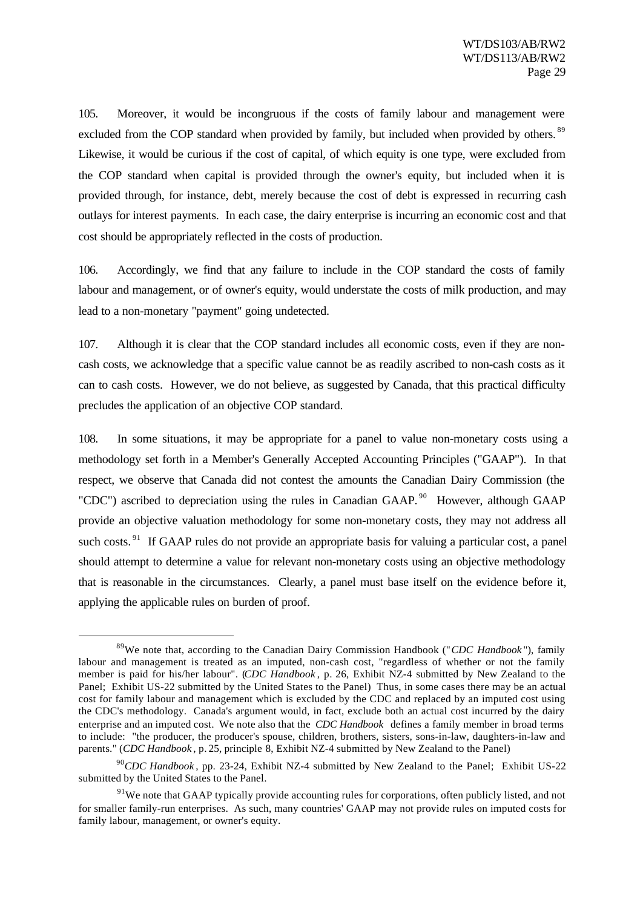105. Moreover, it would be incongruous if the costs of family labour and management were excluded from the COP standard when provided by family, but included when provided by others.[89] Likewise, it would be curious if the cost of capital, of which equity is one type, were excluded from the COP standard when capital is provided through the owner's equity, but included when it is provided through, for instance, debt, merely because the cost of debt is expressed in recurring cash outlays for interest payments. In each case, the dairy enterprise is incurring an economic cost and that cost should be appropriately reflected in the costs of production.

106. Accordingly, we find that any failure to include in the COP standard the costs of family labour and management, or of owner's equity, would understate the costs of milk production, and may lead to a non-monetary "payment" going undetected.

107. Although it is clear that the COP standard includes all economic costs, even if they are non-cash costs, we acknowledge that a specific value cannot be as readily ascribed to non-cash costs as it can to cash costs. However, we do not believe, as suggested by Canada, that this practical difficulty precludes the application of an objective COP standard.

108. In some situations, it may be appropriate for a panel to value non-monetary costs using a methodology set forth in a Member's Generally Accepted Accounting Principles ("GAAP"). In that respect, we observe that Canada did not contest the amounts the Canadian Dairy Commission (the "CDC") ascribed to depreciation using the rules in Canadian GAAP.[90] However, although GAAP provide an objective valuation methodology for some non-monetary costs, they may not address all such costs.[91] If GAAP rules do not provide an appropriate basis for valuing a particular cost, a panel should attempt to determine a value for relevant non-monetary costs using an objective methodology that is reasonable in the circumstances. Clearly, a panel must base itself on the evidence before it, applying the applicable rules on burden of proof.

---

[89] We note that, according to the Canadian Dairy Commission Handbook ("*CDC Handbook*"), family labour and management is treated as an imputed, non-cash cost, "regardless of whether or not the family member is paid for his/her labour". (*CDC Handbook*, p. 26, Exhibit NZ-4 submitted by New Zealand to the Panel; Exhibit US-22 submitted by the United States to the Panel) Thus, in some cases there may be an actual cost for family labour and management which is excluded by the CDC and replaced by an imputed cost using the CDC's methodology. Canada's argument would, in fact, exclude both an actual cost incurred by the dairy enterprise and an imputed cost. We note also that the *CDC Handbook* defines a family member in broad terms to include: "the producer, the producer's spouse, children, brothers, sisters, sons-in-law, daughters-in-law and parents." (*CDC Handbook*, p. 25, principle 8, Exhibit NZ-4 submitted by New Zealand to the Panel)

[90] *CDC Handbook*, pp. 23-24, Exhibit NZ-4 submitted by New Zealand to the Panel; Exhibit US-22 submitted by the United States to the Panel.

[91] We note that GAAP typically provide accounting rules for corporations, often publicly listed, and not for smaller family-run enterprises. As such, many countries' GAAP may not provide rules on imputed costs for family labour, management, or owner's equity.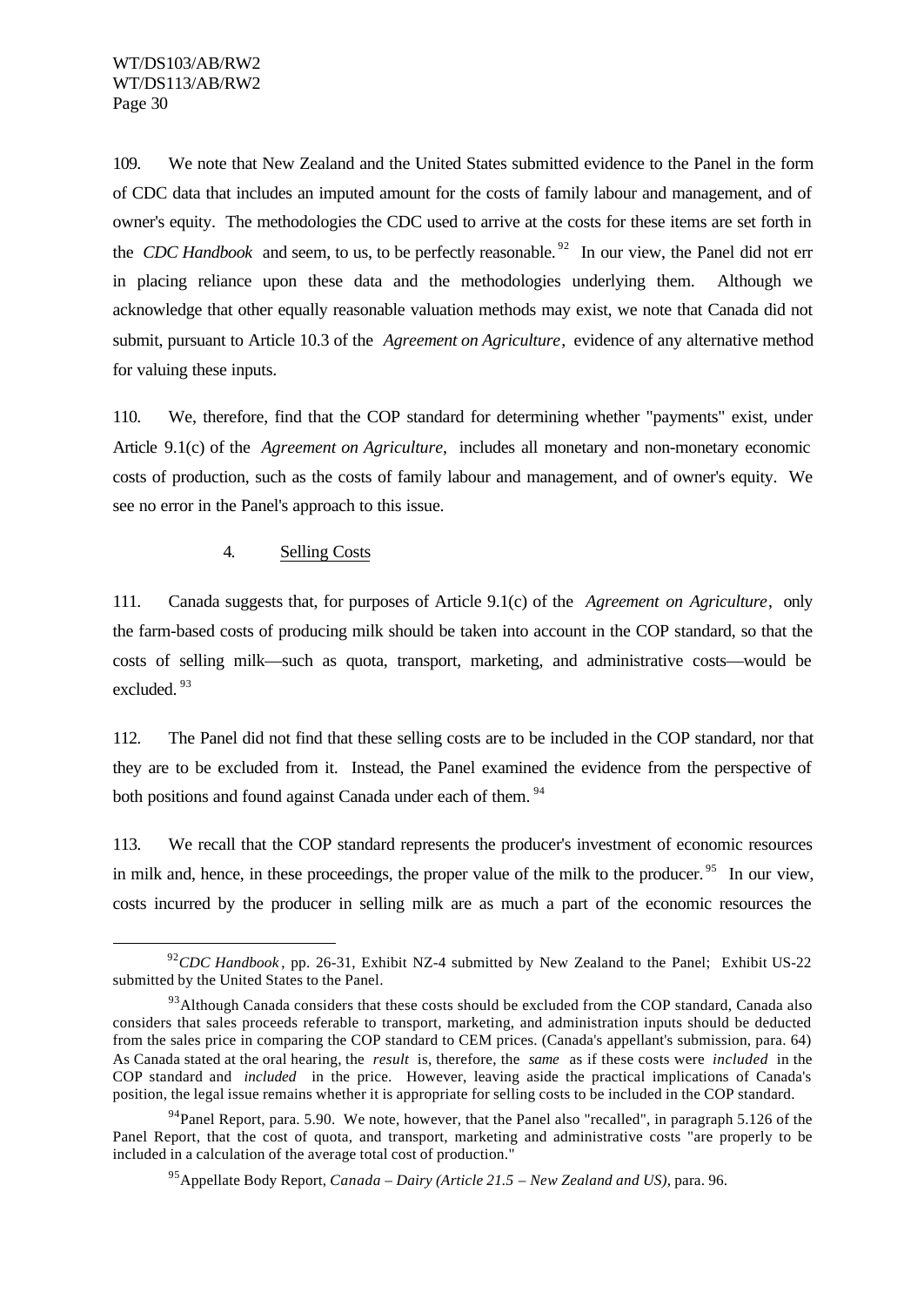109. We note that New Zealand and the United States submitted evidence to the Panel in the form of CDC data that includes an imputed amount for the costs of family labour and management, and of owner's equity. The methodologies the CDC used to arrive at the costs for these items are set forth in the *CDC Handbook* and seem, to us, to be perfectly reasonable.[92] In our view, the Panel did not err in placing reliance upon these data and the methodologies underlying them. Although we acknowledge that other equally reasonable valuation methods may exist, we note that Canada did not submit, pursuant to Article 10.3 of the *Agreement on Agriculture*, evidence of any alternative method for valuing these inputs.

110. We, therefore, find that the COP standard for determining whether "payments" exist, under Article 9.1(c) of the *Agreement on Agriculture*, includes all monetary and non-monetary economic costs of production, such as the costs of family labour and management, and of owner's equity. We see no error in the Panel's approach to this issue.

### 4. Selling Costs

111. Canada suggests that, for purposes of Article 9.1(c) of the *Agreement on Agriculture*, only the farm-based costs of producing milk should be taken into account in the COP standard, so that the costs of selling milk—such as quota, transport, marketing, and administrative costs—would be excluded.[93]

112. The Panel did not find that these selling costs are to be included in the COP standard, nor that they are to be excluded from it. Instead, the Panel examined the evidence from the perspective of both positions and found against Canada under each of them.[94]

113. We recall that the COP standard represents the producer's investment of economic resources in milk and, hence, in these proceedings, the proper value of the milk to the producer.[95] In our view, costs incurred by the producer in selling milk are as much a part of the economic resources the

---

[92] *CDC Handbook*, pp. 26-31, Exhibit NZ-4 submitted by New Zealand to the Panel; Exhibit US-22 submitted by the United States to the Panel.

[93] Although Canada considers that these costs should be excluded from the COP standard, Canada also considers that sales proceeds referable to transport, marketing, and administration inputs should be deducted from the sales price in comparing the COP standard to CEM prices. (Canada's appellant's submission, para. 64) As Canada stated at the oral hearing, the *result* is, therefore, the *same* as if these costs were *included* in the COP standard and *included* in the price. However, leaving aside the practical implications of Canada's position, the legal issue remains whether it is appropriate for selling costs to be included in the COP standard.

[94] Panel Report, para. 5.90. We note, however, that the Panel also "recalled", in paragraph 5.126 of the Panel Report, that the cost of quota, and transport, marketing and administrative costs "are properly to be included in a calculation of the average total cost of production."

[95] Appellate Body Report, *Canada – Dairy (Article 21.5 – New Zealand and US)*, para. 96.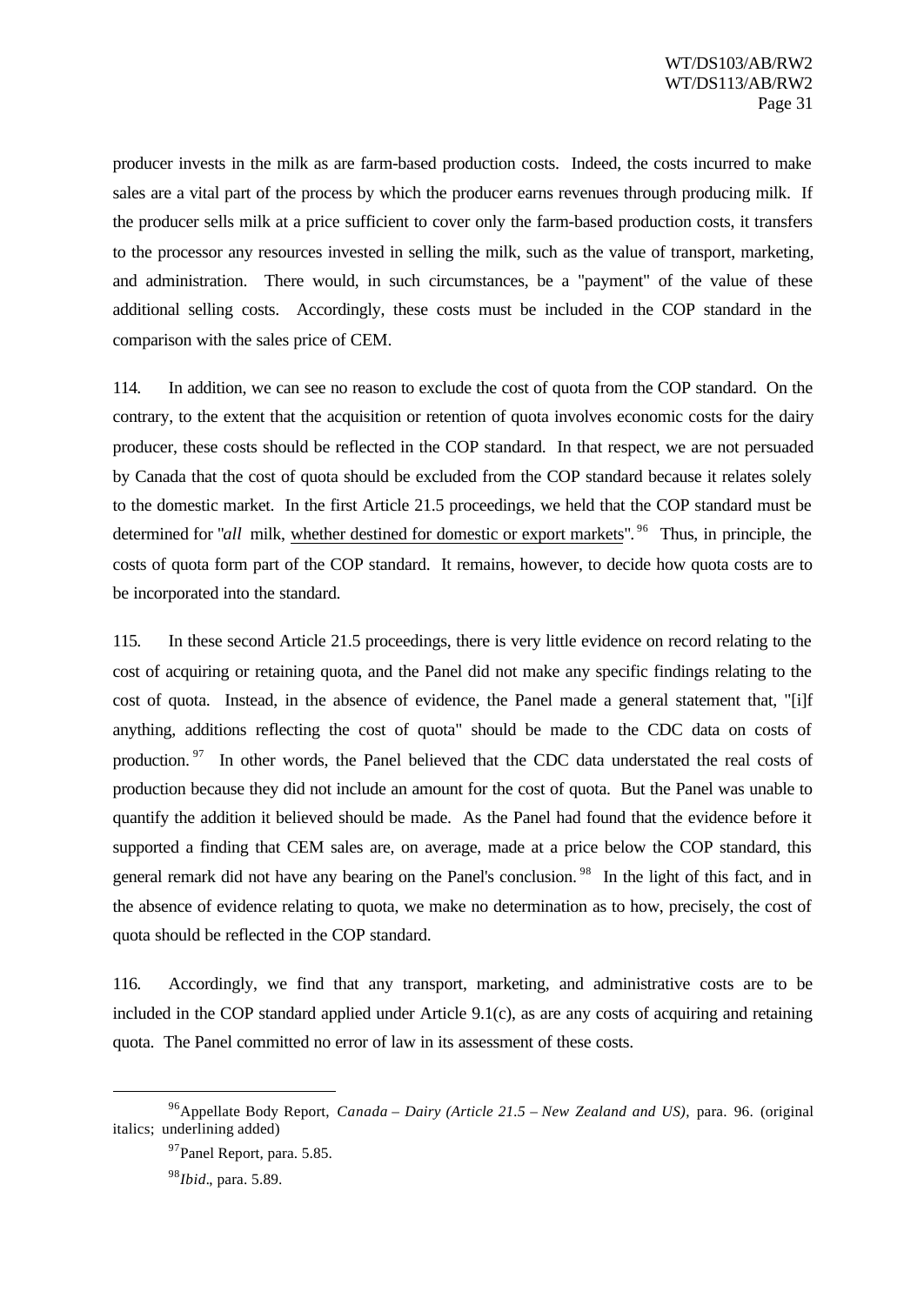producer invests in the milk as are farm-based production costs. Indeed, the costs incurred to make sales are a vital part of the process by which the producer earns revenues through producing milk. If the producer sells milk at a price sufficient to cover only the farm-based production costs, it transfers to the processor any resources invested in selling the milk, such as the value of transport, marketing, and administration. There would, in such circumstances, be a "payment" of the value of these additional selling costs. Accordingly, these costs must be included in the COP standard in the comparison with the sales price of CEM.

114. In addition, we can see no reason to exclude the cost of quota from the COP standard. On the contrary, to the extent that the acquisition or retention of quota involves economic costs for the dairy producer, these costs should be reflected in the COP standard. In that respect, we are not persuaded by Canada that the cost of quota should be excluded from the COP standard because it relates solely to the domestic market. In the first Article 21.5 proceedings, we held that the COP standard must be determined for "*all* milk, <u>whether destined for domestic or export markets</u>".[96] Thus, in principle, the costs of quota form part of the COP standard. It remains, however, to decide how quota costs are to be incorporated into the standard.

115. In these second Article 21.5 proceedings, there is very little evidence on record relating to the cost of acquiring or retaining quota, and the Panel did not make any specific findings relating to the cost of quota. Instead, in the absence of evidence, the Panel made a general statement that, "[i]f anything, additions reflecting the cost of quota" should be made to the CDC data on costs of production.[97] In other words, the Panel believed that the CDC data understated the real costs of production because they did not include an amount for the cost of quota. But the Panel was unable to quantify the addition it believed should be made. As the Panel had found that the evidence before it supported a finding that CEM sales are, on average, made at a price below the COP standard, this general remark did not have any bearing on the Panel's conclusion.[98] In the light of this fact, and in the absence of evidence relating to quota, we make no determination as to how, precisely, the cost of quota should be reflected in the COP standard.

116. Accordingly, we find that any transport, marketing, and administrative costs are to be included in the COP standard applied under Article 9.1(c), as are any costs of acquiring and retaining quota. The Panel committed no error of law in its assessment of these costs.

---

[96] Appellate Body Report, *Canada – Dairy (Article 21.5 – New Zealand and US)*, para. 96. (original italics; underlining added)

[97] Panel Report, para. 5.85.

[98] *Ibid*., para. 5.89.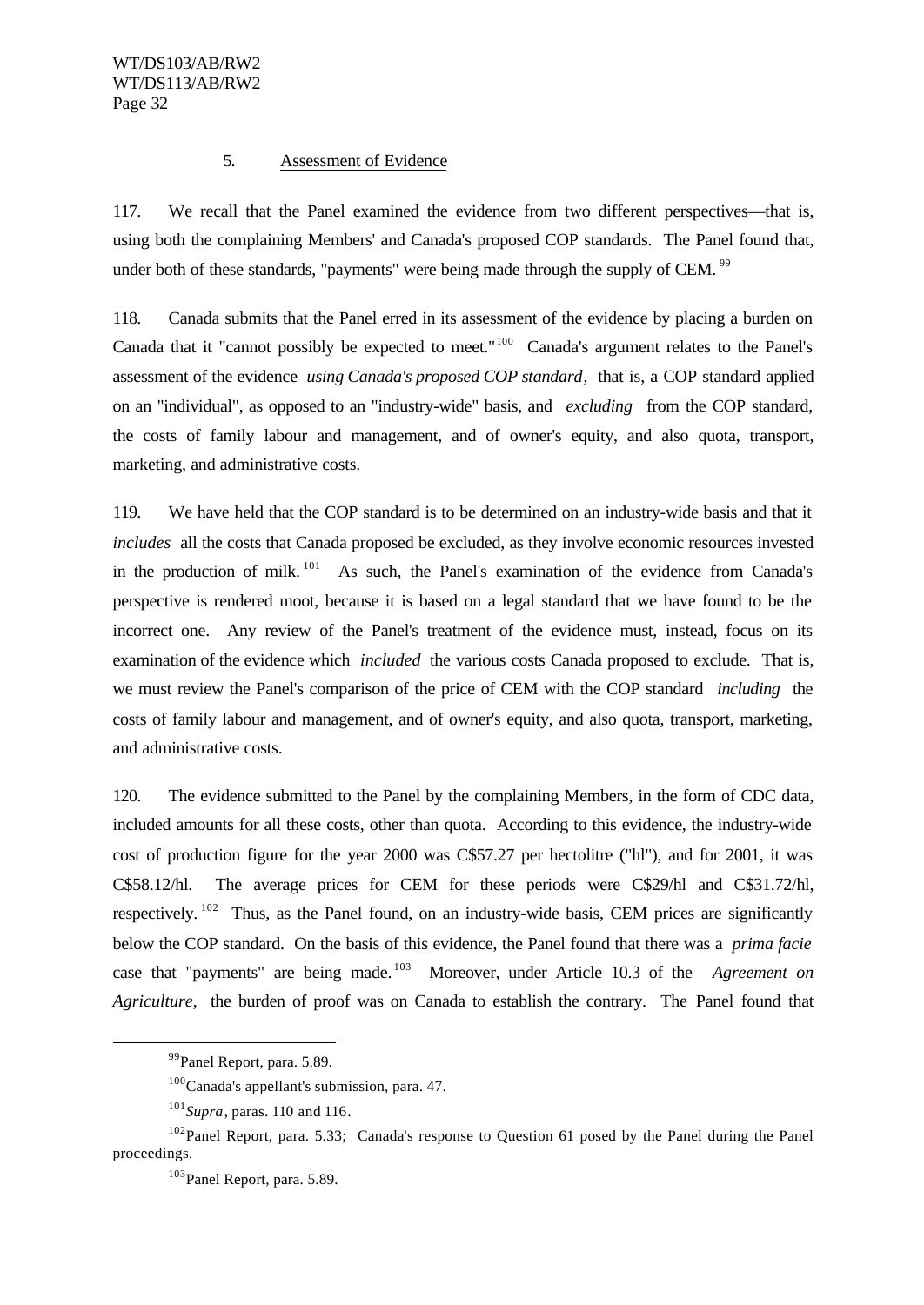### 5. Assessment of Evidence

117. We recall that the Panel examined the evidence from two different perspectives—that is, using both the complaining Members' and Canada's proposed COP standards. The Panel found that, under both of these standards, "payments" were being made through the supply of CEM.[99]

118. Canada submits that the Panel erred in its assessment of the evidence by placing a burden on Canada that it "cannot possibly be expected to meet."[100] Canada's argument relates to the Panel's assessment of the evidence *using Canada's proposed COP standard*, that is, a COP standard applied on an "individual", as opposed to an "industry-wide" basis, and *excluding* from the COP standard, the costs of family labour and management, and of owner's equity, and also quota, transport, marketing, and administrative costs.

119. We have held that the COP standard is to be determined on an industry-wide basis and that it *includes* all the costs that Canada proposed be excluded, as they involve economic resources invested in the production of milk.[101] As such, the Panel's examination of the evidence from Canada's perspective is rendered moot, because it is based on a legal standard that we have found to be the incorrect one. Any review of the Panel's treatment of the evidence must, instead, focus on its examination of the evidence which *included* the various costs Canada proposed to exclude. That is, we must review the Panel's comparison of the price of CEM with the COP standard *including* the costs of family labour and management, and of owner's equity, and also quota, transport, marketing, and administrative costs.

120. The evidence submitted to the Panel by the complaining Members, in the form of CDC data, included amounts for all these costs, other than quota. According to this evidence, the industry-wide cost of production figure for the year 2000 was C$57.27 per hectolitre ("hl"), and for 2001, it was C$58.12/hl. The average prices for CEM for these periods were C$29/hl and C$31.72/hl, respectively.[102] Thus, as the Panel found, on an industry-wide basis, CEM prices are significantly below the COP standard. On the basis of this evidence, the Panel found that there was a *prima facie* case that "payments" are being made.[103] Moreover, under Article 10.3 of the *Agreement on Agriculture*, the burden of proof was on Canada to establish the contrary. The Panel found that

---

[99] Panel Report, para. 5.89.

[100] Canada's appellant's submission, para. 47.

[101] *Supra*, paras. 110 and 116.

[102] Panel Report, para. 5.33; Canada's response to Question 61 posed by the Panel during the Panel proceedings.

[103] Panel Report, para. 5.89.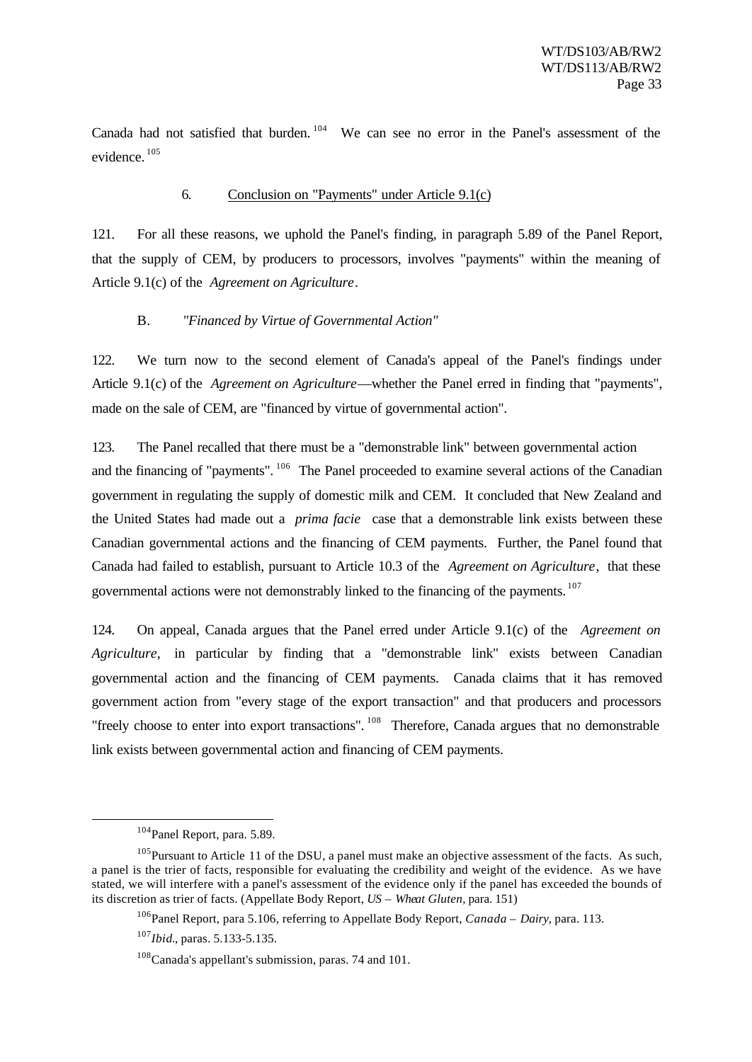Canada had not satisfied that burden.[104] We can see no error in the Panel's assessment of the evidence.[105]

6. Conclusion on "Payments" under Article 9.1(c)

121. For all these reasons, we uphold the Panel's finding, in paragraph 5.89 of the Panel Report, that the supply of CEM, by producers to processors, involves "payments" within the meaning of Article 9.1(c) of the *Agreement on Agriculture*.

B. *"Financed by Virtue of Governmental Action"*

122. We turn now to the second element of Canada's appeal of the Panel's findings under Article 9.1(c) of the *Agreement on Agriculture*—whether the Panel erred in finding that "payments", made on the sale of CEM, are "financed by virtue of governmental action".

123. The Panel recalled that there must be a "demonstrable link" between governmental action and the financing of "payments".[106] The Panel proceeded to examine several actions of the Canadian government in regulating the supply of domestic milk and CEM. It concluded that New Zealand and the United States had made out a *prima facie* case that a demonstrable link exists between these Canadian governmental actions and the financing of CEM payments. Further, the Panel found that Canada had failed to establish, pursuant to Article 10.3 of the *Agreement on Agriculture*, that these governmental actions were not demonstrably linked to the financing of the payments.[107]

124. On appeal, Canada argues that the Panel erred under Article 9.1(c) of the *Agreement on Agriculture*, in particular by finding that a "demonstrable link" exists between Canadian governmental action and the financing of CEM payments. Canada claims that it has removed government action from "every stage of the export transaction" and that producers and processors "freely choose to enter into export transactions".[108] Therefore, Canada argues that no demonstrable link exists between governmental action and financing of CEM payments.

---

[104] Panel Report, para. 5.89.

[105] Pursuant to Article 11 of the DSU, a panel must make an objective assessment of the facts. As such, a panel is the trier of facts, responsible for evaluating the credibility and weight of the evidence. As we have stated, we will interfere with a panel's assessment of the evidence only if the panel has exceeded the bounds of its discretion as trier of facts. (Appellate Body Report, *US – Wheat Gluten*, para. 151)

[106] Panel Report, para 5.106, referring to Appellate Body Report, *Canada – Dairy*, para. 113.

[107] *Ibid.*, paras. 5.133-5.135.

[108] Canada's appellant's submission, paras. 74 and 101.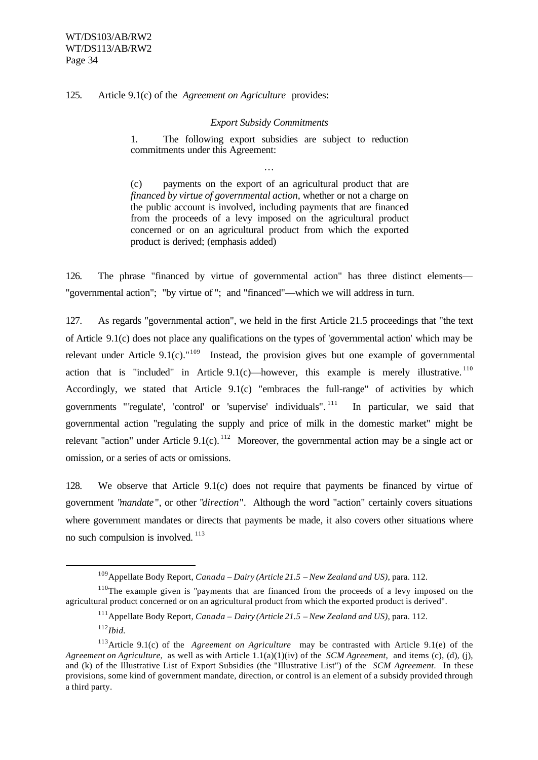125. Article 9.1(c) of the *Agreement on Agriculture* provides:

> *Export Subsidy Commitments*
>
> 1. The following export subsidies are subject to reduction commitments under this Agreement:
>
> …
>
> (c) payments on the export of an agricultural product that are *financed by virtue of governmental action*, whether or not a charge on the public account is involved, including payments that are financed from the proceeds of a levy imposed on the agricultural product concerned or on an agricultural product from which the exported product is derived; (emphasis added)

126. The phrase "financed by virtue of governmental action" has three distinct elements—"governmental action"; "by virtue of "; and "financed"—which we will address in turn.

127. As regards "governmental action", we held in the first Article 21.5 proceedings that "the text of Article 9.1(c) does not place any qualifications on the types of 'governmental action' which may be relevant under Article 9.1(c)."[109] Instead, the provision gives but one example of governmental action that is "included" in Article 9.1(c)—however, this example is merely illustrative.[110] Accordingly, we stated that Article 9.1(c) "embraces the full-range" of activities by which governments "'regulate', 'control' or 'supervise' individuals".[111] In particular, we said that governmental action "regulating the supply and price of milk in the domestic market" might be relevant "action" under Article 9.1(c).[112] Moreover, the governmental action may be a single act or omission, or a series of acts or omissions.

128. We observe that Article 9.1(c) does not require that payments be financed by virtue of government "*mandate*", or other "*direction*". Although the word "action" certainly covers situations where government mandates or directs that payments be made, it also covers other situations where no such compulsion is involved.[113]

---

[109] Appellate Body Report, *Canada – Dairy (Article 21.5 – New Zealand and US)*, para. 112.

[110] The example given is "payments that are financed from the proceeds of a levy imposed on the agricultural product concerned or on an agricultural product from which the exported product is derived".

[111] Appellate Body Report, *Canada – Dairy (Article 21.5 – New Zealand and US)*, para. 112.

[112] *Ibid.*

[113] Article 9.1(c) of the *Agreement on Agriculture* may be contrasted with Article 9.1(e) of the *Agreement on Agriculture*, as well as with Article 1.1(a)(1)(iv) of the *SCM Agreement*, and items (c), (d), (j), and (k) of the Illustrative List of Export Subsidies (the "Illustrative List") of the *SCM Agreement*. In these provisions, some kind of government mandate, direction, or control is an element of a subsidy provided through a third party.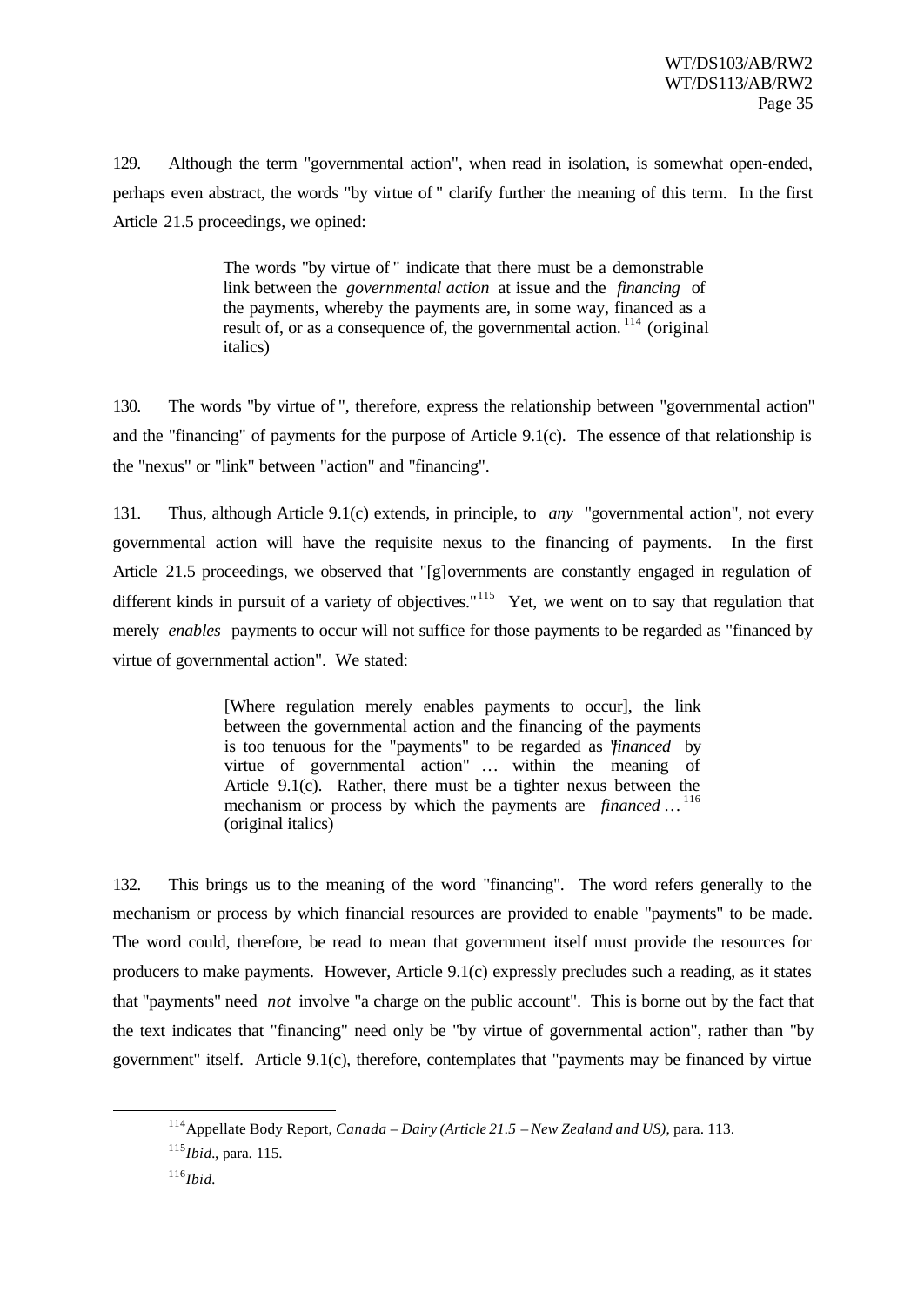129. Although the term "governmental action", when read in isolation, is somewhat open-ended, perhaps even abstract, the words "by virtue of " clarify further the meaning of this term. In the first Article 21.5 proceedings, we opined:

> The words "by virtue of " indicate that there must be a demonstrable link between the *governmental action* at issue and the *financing* of the payments, whereby the payments are, in some way, financed as a result of, or as a consequence of, the governmental action.[114] (original italics)

130. The words "by virtue of ", therefore, express the relationship between "governmental action" and the "financing" of payments for the purpose of Article 9.1(c). The essence of that relationship is the "nexus" or "link" between "action" and "financing".

131. Thus, although Article 9.1(c) extends, in principle, to *any* "governmental action", not every governmental action will have the requisite nexus to the financing of payments. In the first Article 21.5 proceedings, we observed that "[g]overnments are constantly engaged in regulation of different kinds in pursuit of a variety of objectives."[115] Yet, we went on to say that regulation that merely *enables* payments to occur will not suffice for those payments to be regarded as "financed by virtue of governmental action". We stated:

> [Where regulation merely enables payments to occur], the link between the governmental action and the financing of the payments is too tenuous for the "payments" to be regarded as "*financed* by virtue of governmental action" … within the meaning of Article 9.1(c). Rather, there must be a tighter nexus between the mechanism or process by which the payments are *financed* …[116] (original italics)

132. This brings us to the meaning of the word "financing". The word refers generally to the mechanism or process by which financial resources are provided to enable "payments" to be made. The word could, therefore, be read to mean that government itself must provide the resources for producers to make payments. However, Article 9.1(c) expressly precludes such a reading, as it states that "payments" need *not* involve "a charge on the public account". This is borne out by the fact that the text indicates that "financing" need only be "by virtue of governmental action", rather than "by government" itself. Article 9.1(c), therefore, contemplates that "payments may be financed by virtue

---

[114] Appellate Body Report, *Canada – Dairy (Article 21.5 – New Zealand and US)*, para. 113.

[115] *Ibid.*, para. 115.

[116] *Ibid.*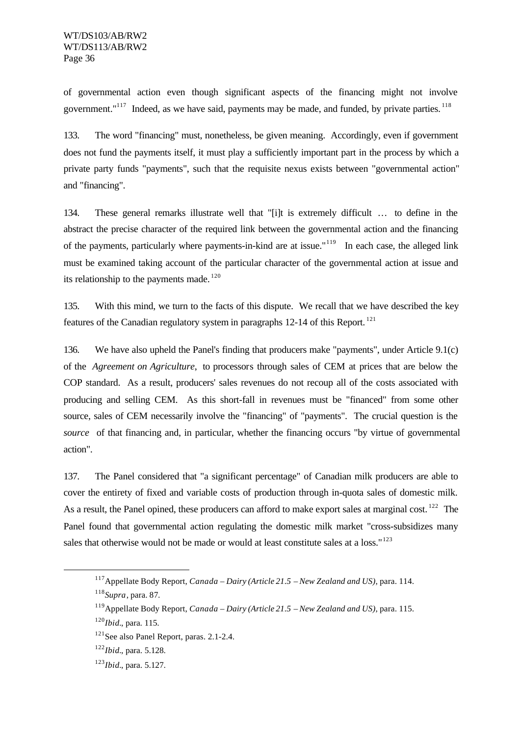of governmental action even though significant aspects of the financing might not involve government."[117] Indeed, as we have said, payments may be made, and funded, by private parties.[118]

133. The word "financing" must, nonetheless, be given meaning. Accordingly, even if government does not fund the payments itself, it must play a sufficiently important part in the process by which a private party funds "payments", such that the requisite nexus exists between "governmental action" and "financing".

134. These general remarks illustrate well that "[i]t is extremely difficult … to define in the abstract the precise character of the required link between the governmental action and the financing of the payments, particularly where payments-in-kind are at issue."[119] In each case, the alleged link must be examined taking account of the particular character of the governmental action at issue and its relationship to the payments made.[120]

135. With this mind, we turn to the facts of this dispute. We recall that we have described the key features of the Canadian regulatory system in paragraphs 12-14 of this Report.[121]

136. We have also upheld the Panel's finding that producers make "payments", under Article 9.1(c) of the *Agreement on Agriculture*, to processors through sales of CEM at prices that are below the COP standard. As a result, producers' sales revenues do not recoup all of the costs associated with producing and selling CEM. As this short-fall in revenues must be "financed" from some other source, sales of CEM necessarily involve the "financing" of "payments". The crucial question is the *source* of that financing and, in particular, whether the financing occurs "by virtue of governmental action".

137. The Panel considered that "a significant percentage" of Canadian milk producers are able to cover the entirety of fixed and variable costs of production through in-quota sales of domestic milk. As a result, the Panel opined, these producers can afford to make export sales at marginal cost.[122] The Panel found that governmental action regulating the domestic milk market "cross-subsidizes many sales that otherwise would not be made or would at least constitute sales at a loss."[123]

---

[117] Appellate Body Report, *Canada – Dairy (Article 21.5 – New Zealand and US)*, para. 114.

[118] *Supra*, para. 87.

[119] Appellate Body Report, *Canada – Dairy (Article 21.5 – New Zealand and US)*, para. 115.

[120] *Ibid*., para. 115.

[121] See also Panel Report, paras. 2.1-2.4.

[122] *Ibid*., para. 5.128.

[123] *Ibid*., para. 5.127.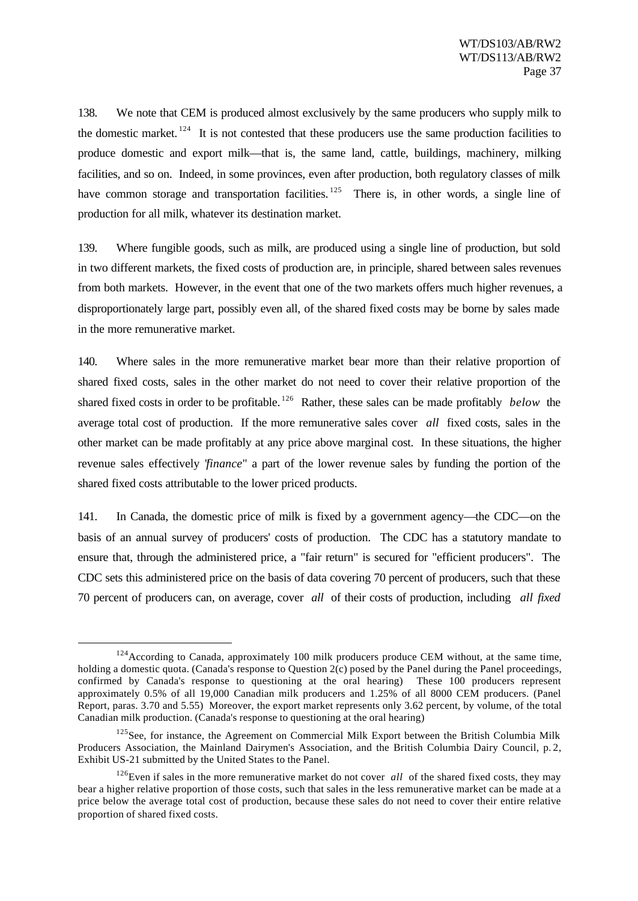138. We note that CEM is produced almost exclusively by the same producers who supply milk to the domestic market.[124] It is not contested that these producers use the same production facilities to produce domestic and export milk—that is, the same land, cattle, buildings, machinery, milking facilities, and so on. Indeed, in some provinces, even after production, both regulatory classes of milk have common storage and transportation facilities.[125] There is, in other words, a single line of production for all milk, whatever its destination market.

139. Where fungible goods, such as milk, are produced using a single line of production, but sold in two different markets, the fixed costs of production are, in principle, shared between sales revenues from both markets. However, in the event that one of the two markets offers much higher revenues, a disproportionately large part, possibly even all, of the shared fixed costs may be borne by sales made in the more remunerative market.

140. Where sales in the more remunerative market bear more than their relative proportion of shared fixed costs, sales in the other market do not need to cover their relative proportion of the shared fixed costs in order to be profitable.[126] Rather, these sales can be made profitably *below* the average total cost of production. If the more remunerative sales cover *all* fixed costs, sales in the other market can be made profitably at any price above marginal cost. In these situations, the higher revenue sales effectively "*finance*" a part of the lower revenue sales by funding the portion of the shared fixed costs attributable to the lower priced products.

141. In Canada, the domestic price of milk is fixed by a government agency—the CDC—on the basis of an annual survey of producers' costs of production. The CDC has a statutory mandate to ensure that, through the administered price, a "fair return" is secured for "efficient producers". The CDC sets this administered price on the basis of data covering 70 percent of producers, such that these 70 percent of producers can, on average, cover *all* of their costs of production, including *all fixed*

---

[124] According to Canada, approximately 100 milk producers produce CEM without, at the same time, holding a domestic quota. (Canada's response to Question 2(c) posed by the Panel during the Panel proceedings, confirmed by Canada's response to questioning at the oral hearing) These 100 producers represent approximately 0.5% of all 19,000 Canadian milk producers and 1.25% of all 8000 CEM producers. (Panel Report, paras. 3.70 and 5.55) Moreover, the export market represents only 3.62 percent, by volume, of the total Canadian milk production. (Canada's response to questioning at the oral hearing)

[125] See, for instance, the Agreement on Commercial Milk Export between the British Columbia Milk Producers Association, the Mainland Dairymen's Association, and the British Columbia Dairy Council, p. 2, Exhibit US-21 submitted by the United States to the Panel.

[126] Even if sales in the more remunerative market do not cover *all* of the shared fixed costs, they may bear a higher relative proportion of those costs, such that sales in the less remunerative market can be made at a price below the average total cost of production, because these sales do not need to cover their entire relative proportion of shared fixed costs.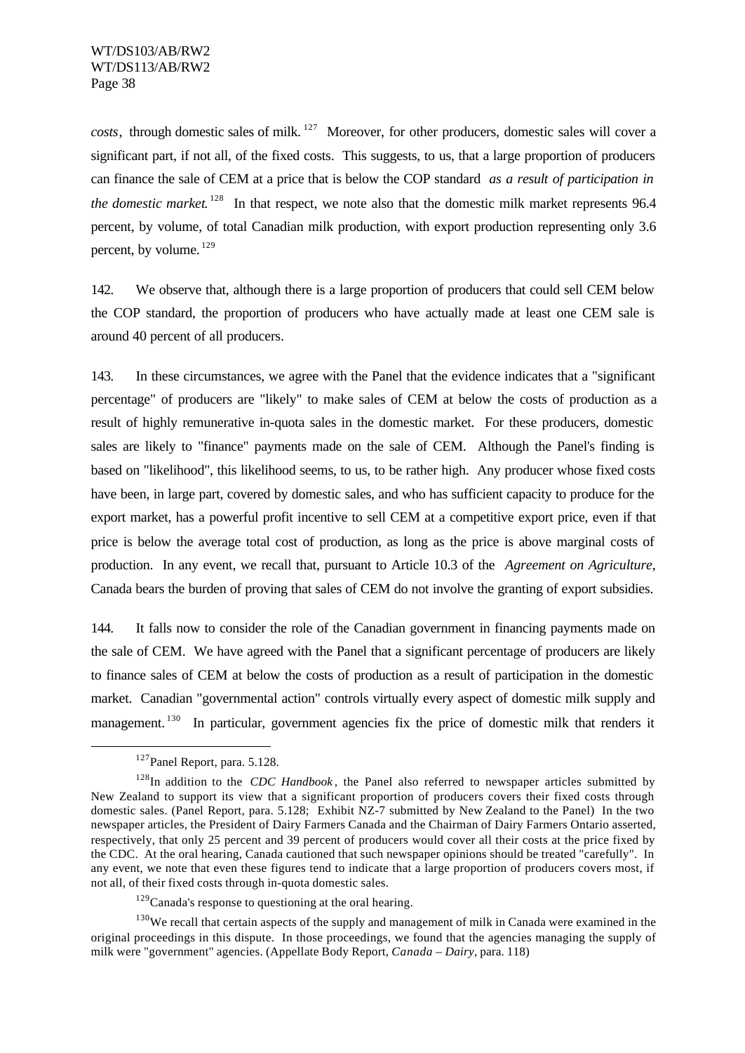*costs*, through domestic sales of milk.[127] Moreover, for other producers, domestic sales will cover a significant part, if not all, of the fixed costs. This suggests, to us, that a large proportion of producers can finance the sale of CEM at a price that is below the COP standard *as a result of participation in the domestic market*.[128] In that respect, we note also that the domestic milk market represents 96.4 percent, by volume, of total Canadian milk production, with export production representing only 3.6 percent, by volume.[129]

142. We observe that, although there is a large proportion of producers that could sell CEM below the COP standard, the proportion of producers who have actually made at least one CEM sale is around 40 percent of all producers.

143. In these circumstances, we agree with the Panel that the evidence indicates that a "significant percentage" of producers are "likely" to make sales of CEM at below the costs of production as a result of highly remunerative in-quota sales in the domestic market. For these producers, domestic sales are likely to "finance" payments made on the sale of CEM. Although the Panel's finding is based on "likelihood", this likelihood seems, to us, to be rather high. Any producer whose fixed costs have been, in large part, covered by domestic sales, and who has sufficient capacity to produce for the export market, has a powerful profit incentive to sell CEM at a competitive export price, even if that price is below the average total cost of production, as long as the price is above marginal costs of production. In any event, we recall that, pursuant to Article 10.3 of the *Agreement on Agriculture*, Canada bears the burden of proving that sales of CEM do not involve the granting of export subsidies.

144. It falls now to consider the role of the Canadian government in financing payments made on the sale of CEM. We have agreed with the Panel that a significant percentage of producers are likely to finance sales of CEM at below the costs of production as a result of participation in the domestic market. Canadian "governmental action" controls virtually every aspect of domestic milk supply and management.[130] In particular, government agencies fix the price of domestic milk that renders it

---

[127] Panel Report, para. 5.128.

[128] In addition to the *CDC Handbook*, the Panel also referred to newspaper articles submitted by New Zealand to support its view that a significant proportion of producers covers their fixed costs through domestic sales. (Panel Report, para. 5.128; Exhibit NZ-7 submitted by New Zealand to the Panel) In the two newspaper articles, the President of Dairy Farmers Canada and the Chairman of Dairy Farmers Ontario asserted, respectively, that only 25 percent and 39 percent of producers would cover all their costs at the price fixed by the CDC. At the oral hearing, Canada cautioned that such newspaper opinions should be treated "carefully". In any event, we note that even these figures tend to indicate that a large proportion of producers covers most, if not all, of their fixed costs through in-quota domestic sales.

[129] Canada's response to questioning at the oral hearing.

[130] We recall that certain aspects of the supply and management of milk in Canada were examined in the original proceedings in this dispute. In those proceedings, we found that the agencies managing the supply of milk were "government" agencies. (Appellate Body Report, *Canada – Dairy*, para. 118)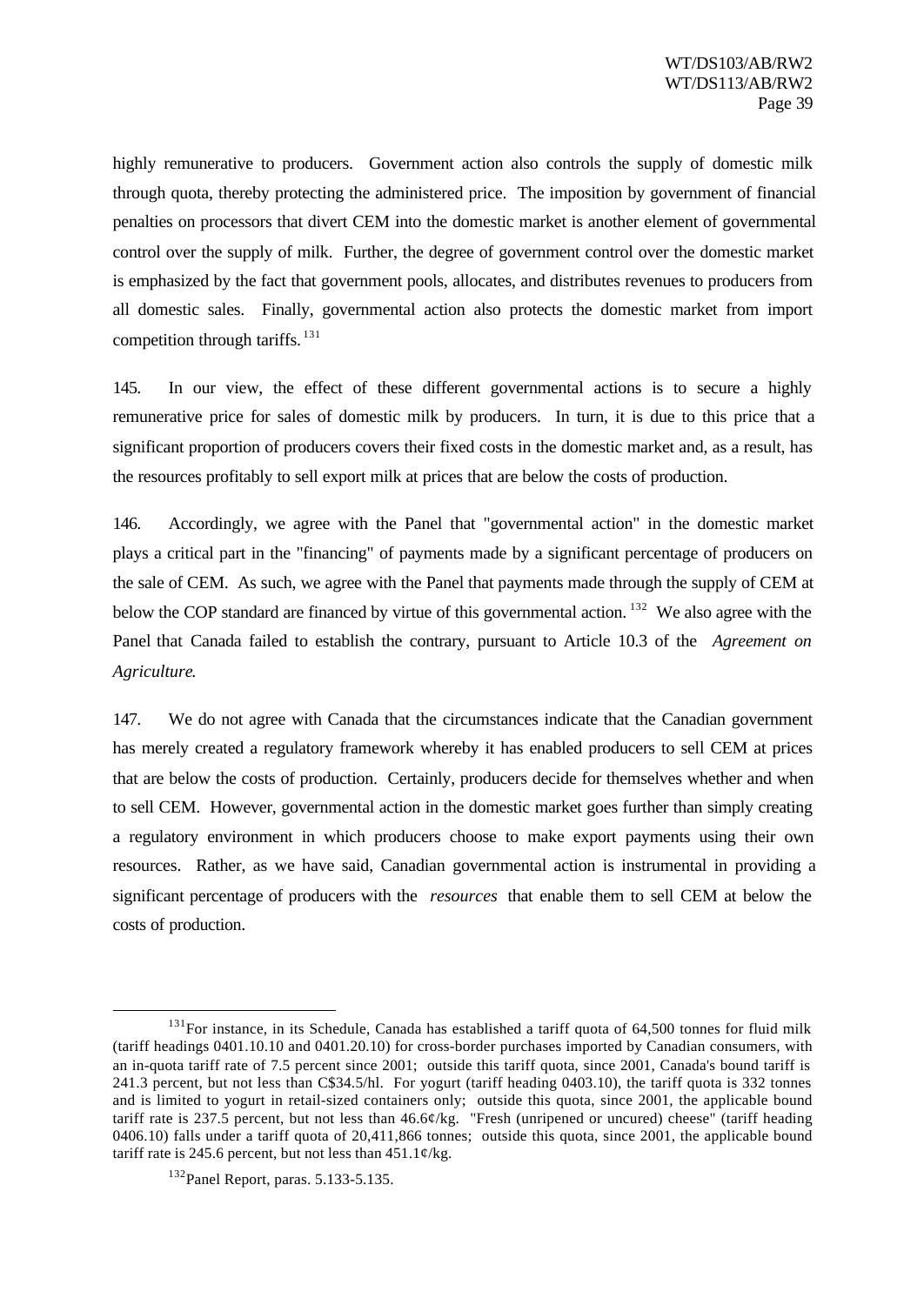highly remunerative to producers. Government action also controls the supply of domestic milk through quota, thereby protecting the administered price. The imposition by government of financial penalties on processors that divert CEM into the domestic market is another element of governmental control over the supply of milk. Further, the degree of government control over the domestic market is emphasized by the fact that government pools, allocates, and distributes revenues to producers from all domestic sales. Finally, governmental action also protects the domestic market from import competition through tariffs.[131]

145. In our view, the effect of these different governmental actions is to secure a highly remunerative price for sales of domestic milk by producers. In turn, it is due to this price that a significant proportion of producers covers their fixed costs in the domestic market and, as a result, has the resources profitably to sell export milk at prices that are below the costs of production.

146. Accordingly, we agree with the Panel that "governmental action" in the domestic market plays a critical part in the "financing" of payments made by a significant percentage of producers on the sale of CEM. As such, we agree with the Panel that payments made through the supply of CEM at below the COP standard are financed by virtue of this governmental action.[132] We also agree with the Panel that Canada failed to establish the contrary, pursuant to Article 10.3 of the *Agreement on Agriculture*.

147. We do not agree with Canada that the circumstances indicate that the Canadian government has merely created a regulatory framework whereby it has enabled producers to sell CEM at prices that are below the costs of production. Certainly, producers decide for themselves whether and when to sell CEM. However, governmental action in the domestic market goes further than simply creating a regulatory environment in which producers choose to make export payments using their own resources. Rather, as we have said, Canadian governmental action is instrumental in providing a significant percentage of producers with the *resources* that enable them to sell CEM at below the costs of production.

---

[131] For instance, in its Schedule, Canada has established a tariff quota of 64,500 tonnes for fluid milk (tariff headings 0401.10.10 and 0401.20.10) for cross-border purchases imported by Canadian consumers, with an in-quota tariff rate of 7.5 percent since 2001; outside this tariff quota, since 2001, Canada's bound tariff is 241.3 percent, but not less than C$34.5/hl. For yogurt (tariff heading 0403.10), the tariff quota is 332 tonnes and is limited to yogurt in retail-sized containers only; outside this quota, since 2001, the applicable bound tariff rate is 237.5 percent, but not less than 46.6¢/kg. "Fresh (unripened or uncured) cheese" (tariff heading 0406.10) falls under a tariff quota of 20,411,866 tonnes; outside this quota, since 2001, the applicable bound tariff rate is 245.6 percent, but not less than 451.1¢/kg.

[132] Panel Report, paras. 5.133-5.135.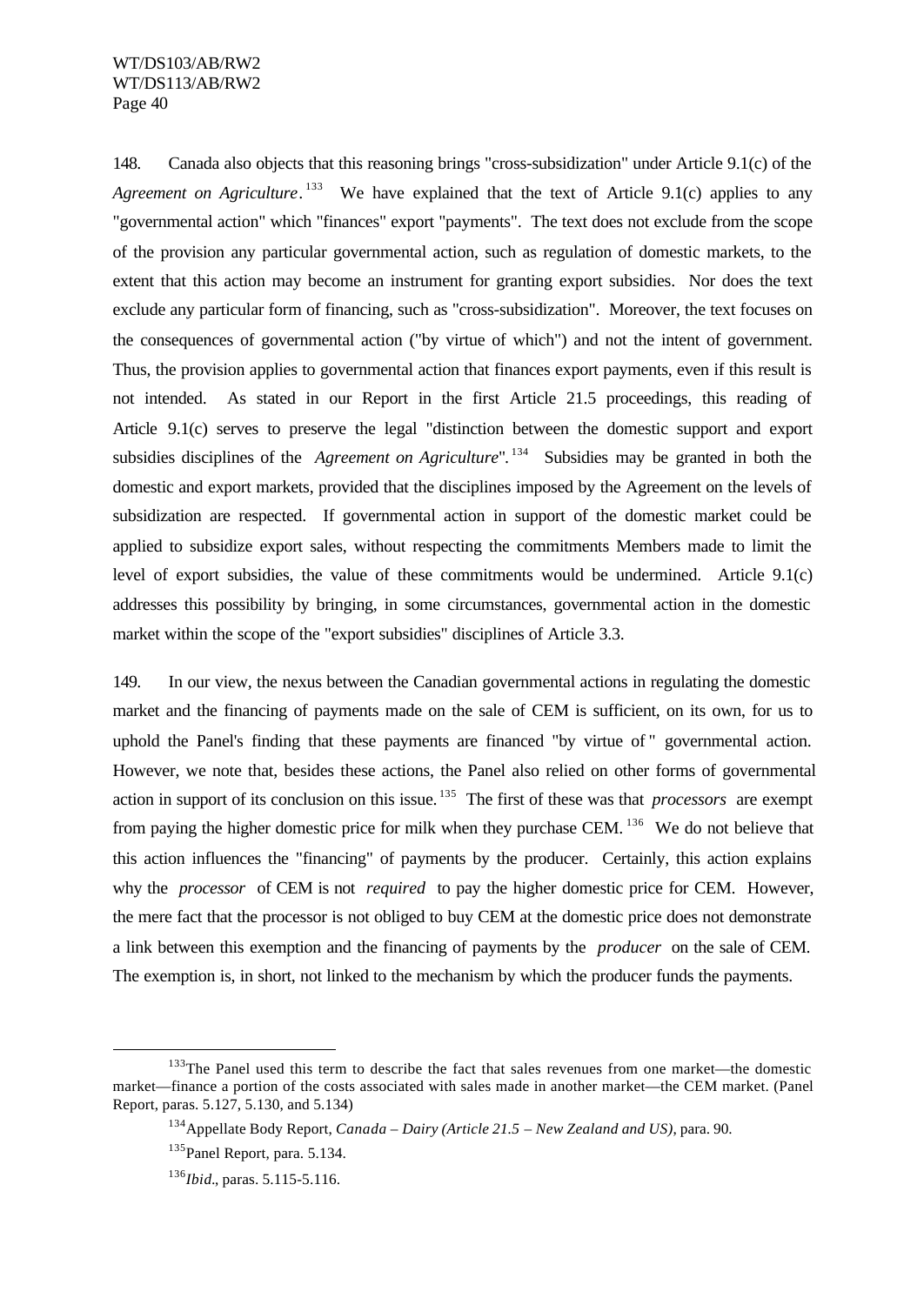148. Canada also objects that this reasoning brings "cross-subsidization" under Article 9.1(c) of the *Agreement on Agriculture*.[133] We have explained that the text of Article 9.1(c) applies to any "governmental action" which "finances" export "payments". The text does not exclude from the scope of the provision any particular governmental action, such as regulation of domestic markets, to the extent that this action may become an instrument for granting export subsidies. Nor does the text exclude any particular form of financing, such as "cross-subsidization". Moreover, the text focuses on the consequences of governmental action ("by virtue of which") and not the intent of government. Thus, the provision applies to governmental action that finances export payments, even if this result is not intended. As stated in our Report in the first Article 21.5 proceedings, this reading of Article 9.1(c) serves to preserve the legal "distinction between the domestic support and export subsidies disciplines of the *Agreement on Agriculture*".[134] Subsidies may be granted in both the domestic and export markets, provided that the disciplines imposed by the Agreement on the levels of subsidization are respected. If governmental action in support of the domestic market could be applied to subsidize export sales, without respecting the commitments Members made to limit the level of export subsidies, the value of these commitments would be undermined. Article 9.1(c) addresses this possibility by bringing, in some circumstances, governmental action in the domestic market within the scope of the "export subsidies" disciplines of Article 3.3.

149. In our view, the nexus between the Canadian governmental actions in regulating the domestic market and the financing of payments made on the sale of CEM is sufficient, on its own, for us to uphold the Panel's finding that these payments are financed "by virtue of" governmental action. However, we note that, besides these actions, the Panel also relied on other forms of governmental action in support of its conclusion on this issue.[135] The first of these was that *processors* are exempt from paying the higher domestic price for milk when they purchase CEM.[136] We do not believe that this action influences the "financing" of payments by the producer. Certainly, this action explains why the *processor* of CEM is not *required* to pay the higher domestic price for CEM. However, the mere fact that the processor is not obliged to buy CEM at the domestic price does not demonstrate a link between this exemption and the financing of payments by the *producer* on the sale of CEM. The exemption is, in short, not linked to the mechanism by which the producer funds the payments.

---

[133] The Panel used this term to describe the fact that sales revenues from one market—the domestic market—finance a portion of the costs associated with sales made in another market—the CEM market. (Panel Report, paras. 5.127, 5.130, and 5.134)

[134] Appellate Body Report, *Canada – Dairy (Article 21.5 – New Zealand and US)*, para. 90.

[135] Panel Report, para. 5.134.

[136] *Ibid*., paras. 5.115-5.116.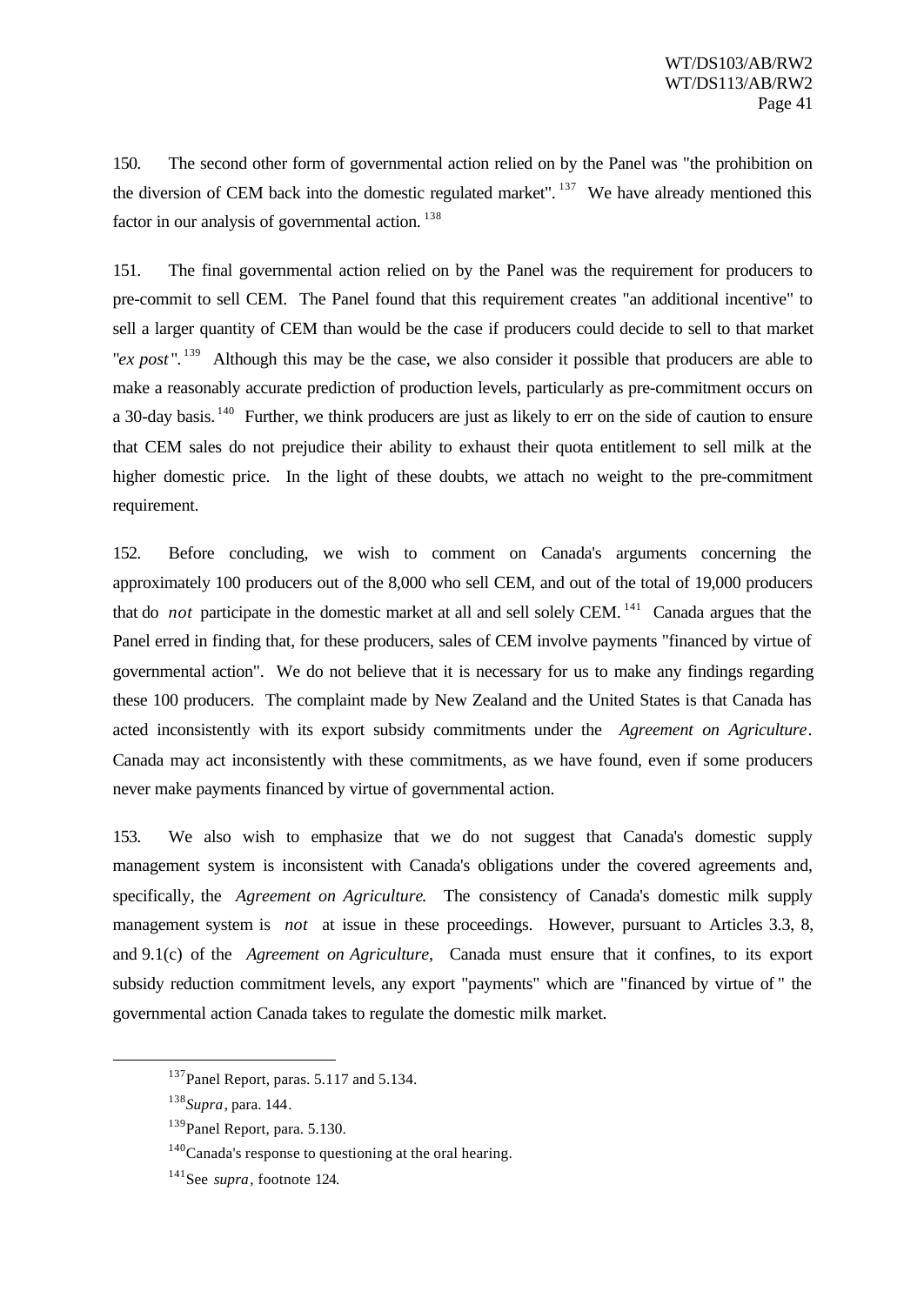150. The second other form of governmental action relied on by the Panel was "the prohibition on the diversion of CEM back into the domestic regulated market".[137] We have already mentioned this factor in our analysis of governmental action.[138]

151. The final governmental action relied on by the Panel was the requirement for producers to pre-commit to sell CEM. The Panel found that this requirement creates "an additional incentive" to sell a larger quantity of CEM than would be the case if producers could decide to sell to that market "*ex post*".[139] Although this may be the case, we also consider it possible that producers are able to make a reasonably accurate prediction of production levels, particularly as pre-commitment occurs on a 30-day basis.[140] Further, we think producers are just as likely to err on the side of caution to ensure that CEM sales do not prejudice their ability to exhaust their quota entitlement to sell milk at the higher domestic price. In the light of these doubts, we attach no weight to the pre-commitment requirement.

152. Before concluding, we wish to comment on Canada's arguments concerning the approximately 100 producers out of the 8,000 who sell CEM, and out of the total of 19,000 producers that do *not* participate in the domestic market at all and sell solely CEM.[141] Canada argues that the Panel erred in finding that, for these producers, sales of CEM involve payments "financed by virtue of governmental action". We do not believe that it is necessary for us to make any findings regarding these 100 producers. The complaint made by New Zealand and the United States is that Canada has acted inconsistently with its export subsidy commitments under the *Agreement on Agriculture*. Canada may act inconsistently with these commitments, as we have found, even if some producers never make payments financed by virtue of governmental action.

153. We also wish to emphasize that we do not suggest that Canada's domestic supply management system is inconsistent with Canada's obligations under the covered agreements and, specifically, the *Agreement on Agriculture*. The consistency of Canada's domestic milk supply management system is *not* at issue in these proceedings. However, pursuant to Articles 3.3, 8, and 9.1(c) of the *Agreement on Agriculture*, Canada must ensure that it confines, to its export subsidy reduction commitment levels, any export "payments" which are "financed by virtue of" the governmental action Canada takes to regulate the domestic milk market.

---

[137] Panel Report, paras. 5.117 and 5.134.

[138] *Supra*, para. 144.

[139] Panel Report, para. 5.130.

[140] Canada's response to questioning at the oral hearing.

[141] See *supra*, footnote 124.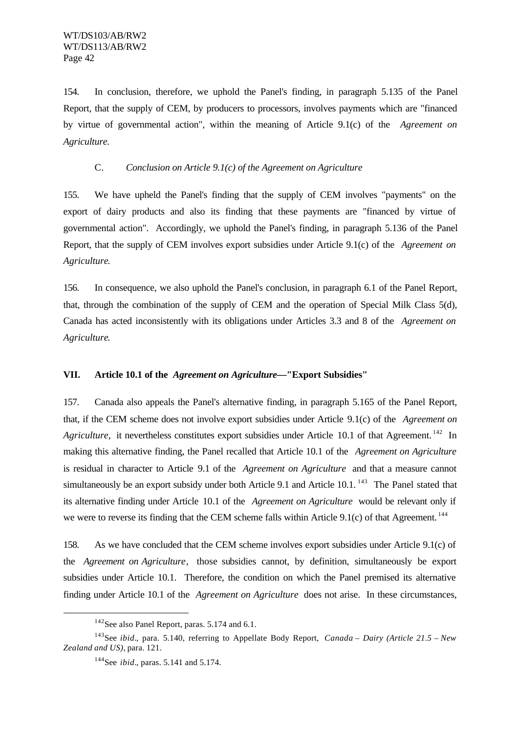154. In conclusion, therefore, we uphold the Panel's finding, in paragraph 5.135 of the Panel Report, that the supply of CEM, by producers to processors, involves payments which are "financed by virtue of governmental action", within the meaning of Article 9.1(c) of the *Agreement on Agriculture*.

### C. *Conclusion on Article 9.1(c) of the Agreement on Agriculture*

155. We have upheld the Panel's finding that the supply of CEM involves "payments" on the export of dairy products and also its finding that these payments are "financed by virtue of governmental action". Accordingly, we uphold the Panel's finding, in paragraph 5.136 of the Panel Report, that the supply of CEM involves export subsidies under Article 9.1(c) of the *Agreement on Agriculture*.

156. In consequence, we also uphold the Panel's conclusion, in paragraph 6.1 of the Panel Report, that, through the combination of the supply of CEM and the operation of Special Milk Class 5(d), Canada has acted inconsistently with its obligations under Articles 3.3 and 8 of the *Agreement on Agriculture*.

## VII. Article 10.1 of the *Agreement on Agriculture*—"Export Subsidies"

157. Canada also appeals the Panel's alternative finding, in paragraph 5.165 of the Panel Report, that, if the CEM scheme does not involve export subsidies under Article 9.1(c) of the *Agreement on Agriculture*, it nevertheless constitutes export subsidies under Article 10.1 of that Agreement.[142] In making this alternative finding, the Panel recalled that Article 10.1 of the *Agreement on Agriculture* is residual in character to Article 9.1 of the *Agreement on Agriculture* and that a measure cannot simultaneously be an export subsidy under both Article 9.1 and Article 10.1.[143] The Panel stated that its alternative finding under Article 10.1 of the *Agreement on Agriculture* would be relevant only if we were to reverse its finding that the CEM scheme falls within Article 9.1(c) of that Agreement.[144]

158. As we have concluded that the CEM scheme involves export subsidies under Article 9.1(c) of the *Agreement on Agriculture*, those subsidies cannot, by definition, simultaneously be export subsidies under Article 10.1. Therefore, the condition on which the Panel premised its alternative finding under Article 10.1 of the *Agreement on Agriculture* does not arise. In these circumstances,

---

[142] See also Panel Report, paras. 5.174 and 6.1.

[143] See *ibid*., para. 5.140, referring to Appellate Body Report, *Canada – Dairy (Article 21.5 – New Zealand and US)*, para. 121.

[144] See *ibid*., paras. 5.141 and 5.174.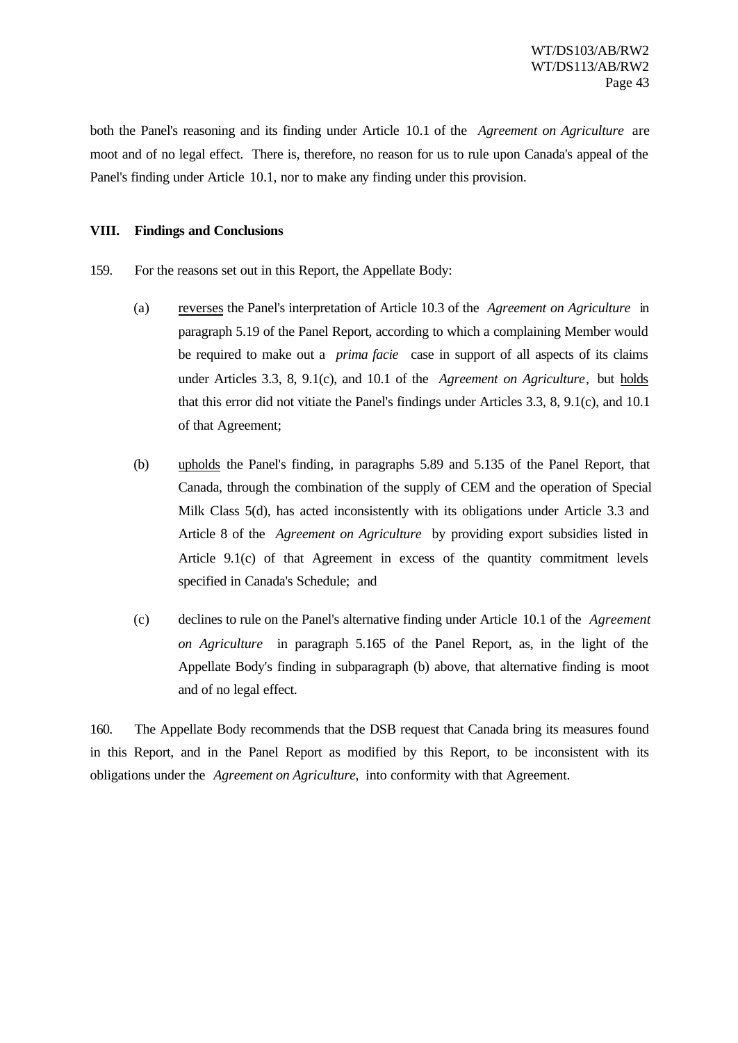both the Panel's reasoning and its finding under Article 10.1 of the *Agreement on Agriculture* are moot and of no legal effect. There is, therefore, no reason for us to rule upon Canada's appeal of the Panel's finding under Article 10.1, nor to make any finding under this provision.

## VIII. Findings and Conclusions

159. For the reasons set out in this Report, the Appellate Body:

(a) reverses the Panel's interpretation of Article 10.3 of the *Agreement on Agriculture* in paragraph 5.19 of the Panel Report, according to which a complaining Member would be required to make out a *prima facie* case in support of all aspects of its claims under Articles 3.3, 8, 9.1(c), and 10.1 of the *Agreement on Agriculture*, but holds that this error did not vitiate the Panel's findings under Articles 3.3, 8, 9.1(c), and 10.1 of that Agreement;

(b) upholds the Panel's finding, in paragraphs 5.89 and 5.135 of the Panel Report, that Canada, through the combination of the supply of CEM and the operation of Special Milk Class 5(d), has acted inconsistently with its obligations under Article 3.3 and Article 8 of the *Agreement on Agriculture* by providing export subsidies listed in Article 9.1(c) of that Agreement in excess of the quantity commitment levels specified in Canada's Schedule; and

(c) declines to rule on the Panel's alternative finding under Article 10.1 of the *Agreement on Agriculture* in paragraph 5.165 of the Panel Report, as, in the light of the Appellate Body's finding in subparagraph (b) above, that alternative finding is moot and of no legal effect.

160. The Appellate Body recommends that the DSB request that Canada bring its measures found in this Report, and in the Panel Report as modified by this Report, to be inconsistent with its obligations under the *Agreement on Agriculture*, into conformity with that Agreement.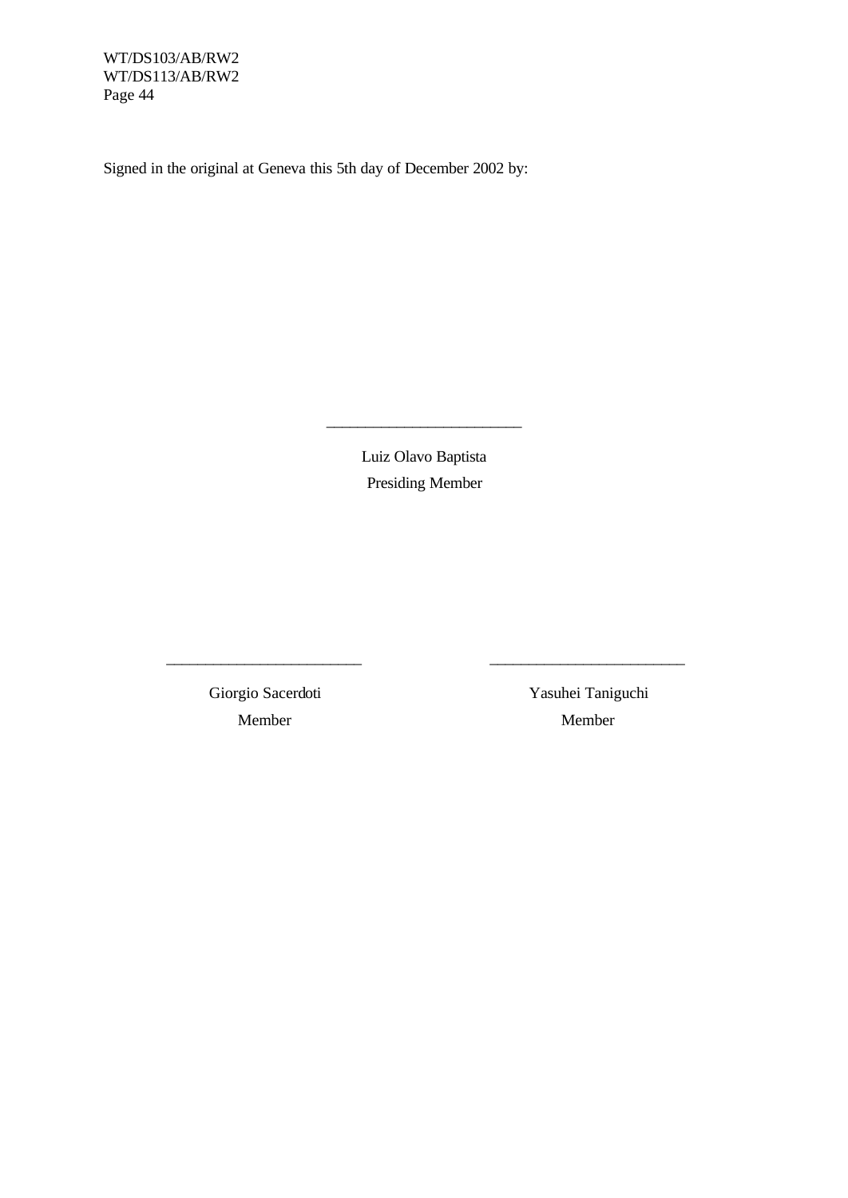Signed in the original at Geneva this 5th day of December 2002 by:

_________________________

Luiz Olavo Baptista

Presiding Member

_________________________

Giorgio Sacerdoti

Member

_________________________

Yasuhei Taniguchi

Member